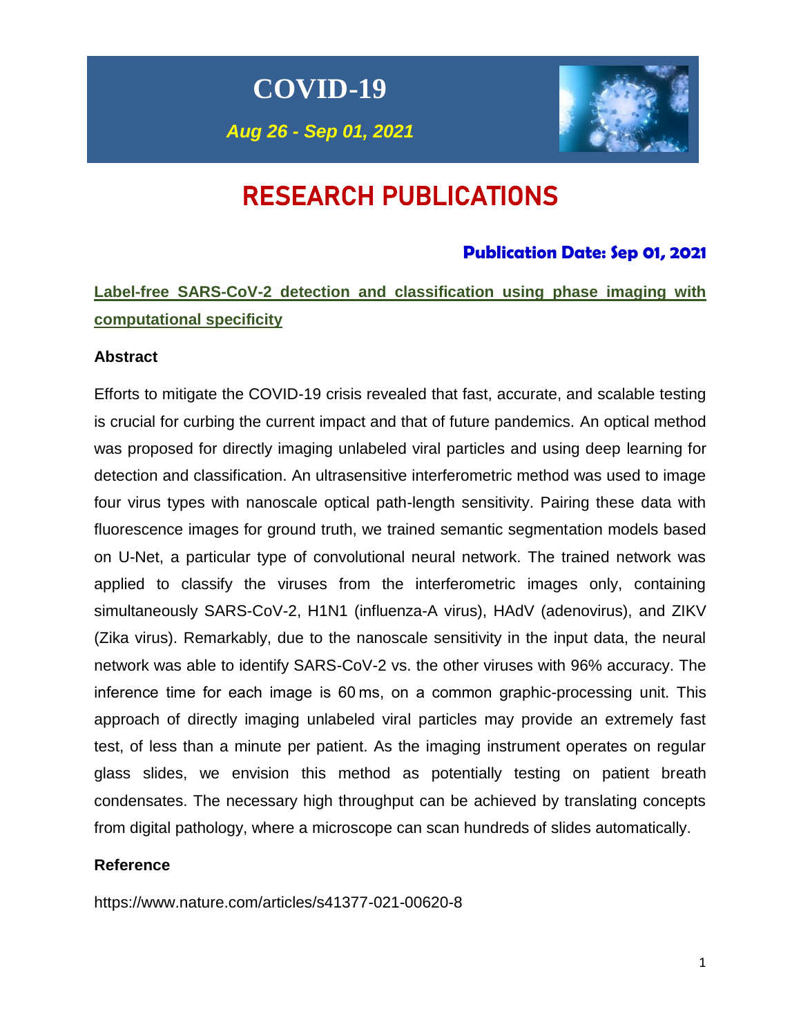# COVID-19

***Aug 26 - Sep 01, 2021***

# RESEARCH PUBLICATIONS

### Publication Date: Sep 01, 2021

## Label-free SARS-CoV-2 detection and classification using phase imaging with computational specificity

### Abstract

Efforts to mitigate the COVID-19 crisis revealed that fast, accurate, and scalable testing is crucial for curbing the current impact and that of future pandemics. An optical method was proposed for directly imaging unlabeled viral particles and using deep learning for detection and classification. An ultrasensitive interferometric method was used to image four virus types with nanoscale optical path-length sensitivity. Pairing these data with fluorescence images for ground truth, we trained semantic segmentation models based on U-Net, a particular type of convolutional neural network. The trained network was applied to classify the viruses from the interferometric images only, containing simultaneously SARS-CoV-2, H1N1 (influenza-A virus), HAdV (adenovirus), and ZIKV (Zika virus). Remarkably, due to the nanoscale sensitivity in the input data, the neural network was able to identify SARS-CoV-2 vs. the other viruses with 96% accuracy. The inference time for each image is 60 ms, on a common graphic-processing unit. This approach of directly imaging unlabeled viral particles may provide an extremely fast test, of less than a minute per patient. As the imaging instrument operates on regular glass slides, we envision this method as potentially testing on patient breath condensates. The necessary high throughput can be achieved by translating concepts from digital pathology, where a microscope can scan hundreds of slides automatically.

### Reference

https://www.nature.com/articles/s41377-021-00620-8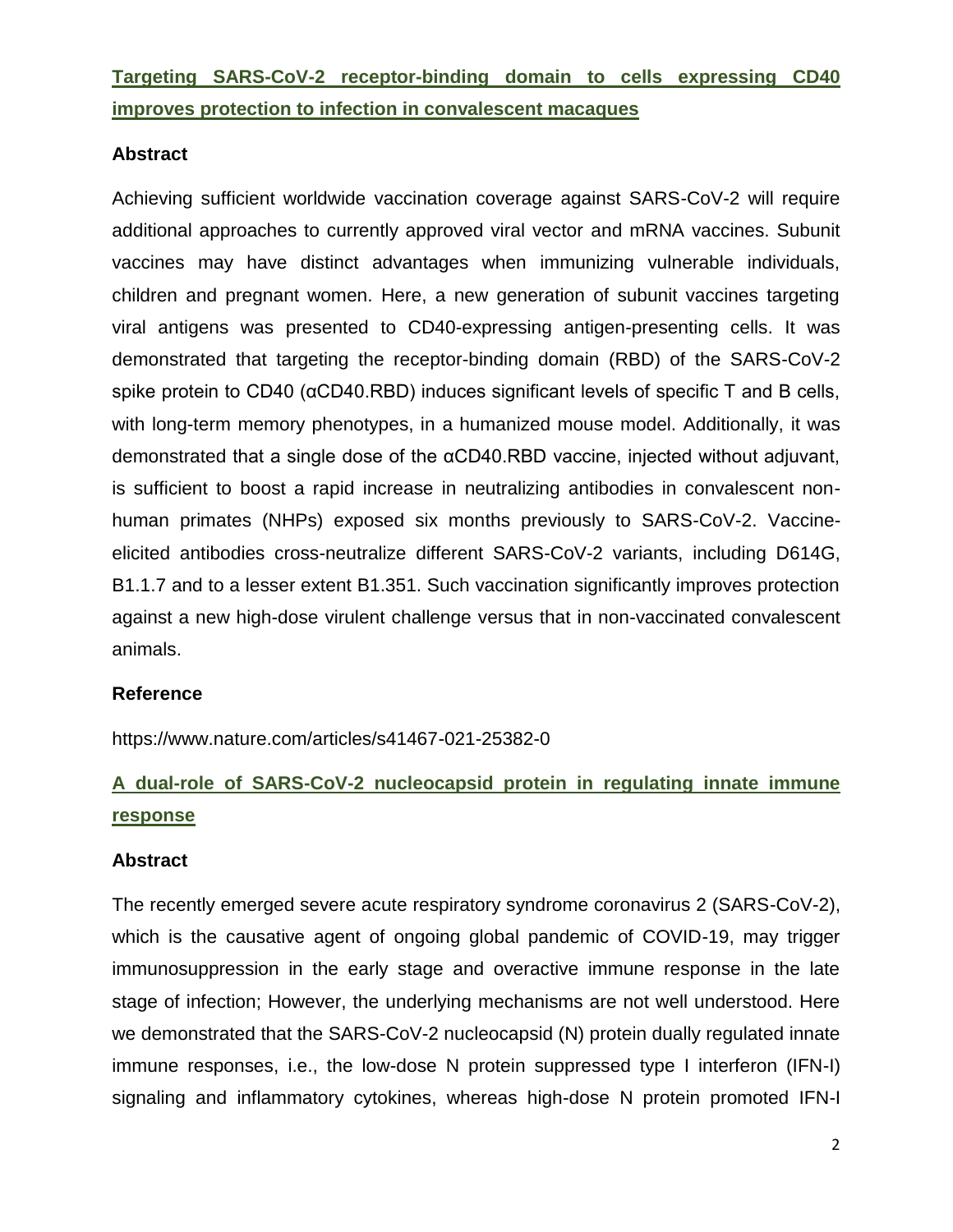## [Targeting SARS-CoV-2 receptor-binding domain to cells expressing CD40 improves protection to infection in convalescent macaques](https://www.nature.com/articles/s41467-021-25382-0)

### Abstract

Achieving sufficient worldwide vaccination coverage against SARS-CoV-2 will require additional approaches to currently approved viral vector and mRNA vaccines. Subunit vaccines may have distinct advantages when immunizing vulnerable individuals, children and pregnant women. Here, a new generation of subunit vaccines targeting viral antigens was presented to CD40-expressing antigen-presenting cells. It was demonstrated that targeting the receptor-binding domain (RBD) of the SARS-CoV-2 spike protein to CD40 (αCD40.RBD) induces significant levels of specific T and B cells, with long-term memory phenotypes, in a humanized mouse model. Additionally, it was demonstrated that a single dose of the αCD40.RBD vaccine, injected without adjuvant, is sufficient to boost a rapid increase in neutralizing antibodies in convalescent non-human primates (NHPs) exposed six months previously to SARS-CoV-2. Vaccine-elicited antibodies cross-neutralize different SARS-CoV-2 variants, including D614G, B1.1.7 and to a lesser extent B1.351. Such vaccination significantly improves protection against a new high-dose virulent challenge versus that in non-vaccinated convalescent animals.

### Reference

https://www.nature.com/articles/s41467-021-25382-0

## A dual-role of SARS-CoV-2 nucleocapsid protein in regulating innate immune response

### Abstract

The recently emerged severe acute respiratory syndrome coronavirus 2 (SARS-CoV-2), which is the causative agent of ongoing global pandemic of COVID-19, may trigger immunosuppression in the early stage and overactive immune response in the late stage of infection; However, the underlying mechanisms are not well understood. Here we demonstrated that the SARS-CoV-2 nucleocapsid (N) protein dually regulated innate immune responses, i.e., the low-dose N protein suppressed type I interferon (IFN-I) signaling and inflammatory cytokines, whereas high-dose N protein promoted IFN-I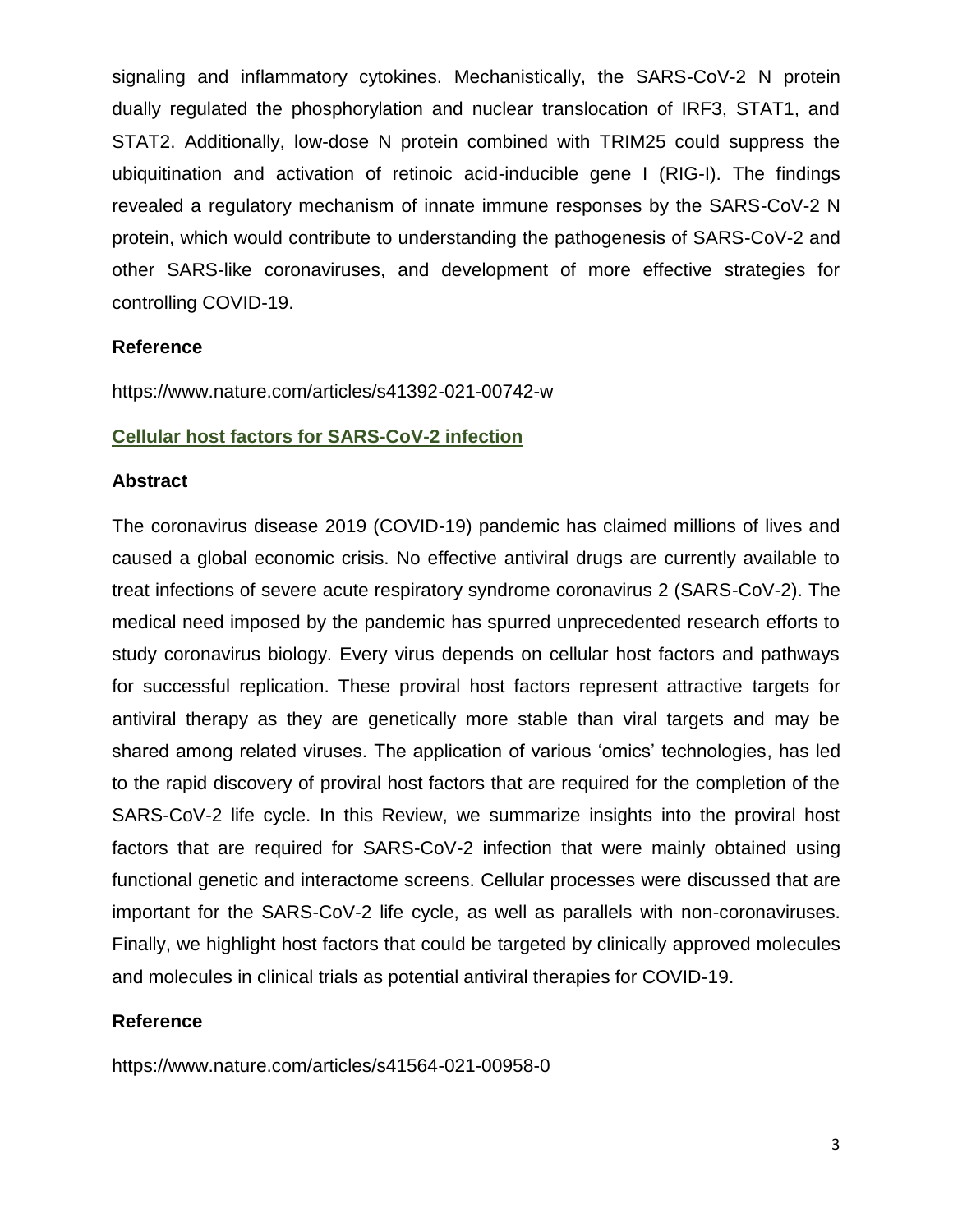signaling and inflammatory cytokines. Mechanistically, the SARS-CoV-2 N protein dually regulated the phosphorylation and nuclear translocation of IRF3, STAT1, and STAT2. Additionally, low-dose N protein combined with TRIM25 could suppress the ubiquitination and activation of retinoic acid-inducible gene I (RIG-I). The findings revealed a regulatory mechanism of innate immune responses by the SARS-CoV-2 N protein, which would contribute to understanding the pathogenesis of SARS-CoV-2 and other SARS-like coronaviruses, and development of more effective strategies for controlling COVID-19.

**Reference**

https://www.nature.com/articles/s41392-021-00742-w

## Cellular host factors for SARS-CoV-2 infection

**Abstract**

The coronavirus disease 2019 (COVID-19) pandemic has claimed millions of lives and caused a global economic crisis. No effective antiviral drugs are currently available to treat infections of severe acute respiratory syndrome coronavirus 2 (SARS-CoV-2). The medical need imposed by the pandemic has spurred unprecedented research efforts to study coronavirus biology. Every virus depends on cellular host factors and pathways for successful replication. These proviral host factors represent attractive targets for antiviral therapy as they are genetically more stable than viral targets and may be shared among related viruses. The application of various 'omics' technologies, has led to the rapid discovery of proviral host factors that are required for the completion of the SARS-CoV-2 life cycle. In this Review, we summarize insights into the proviral host factors that are required for SARS-CoV-2 infection that were mainly obtained using functional genetic and interactome screens. Cellular processes were discussed that are important for the SARS-CoV-2 life cycle, as well as parallels with non-coronaviruses. Finally, we highlight host factors that could be targeted by clinically approved molecules and molecules in clinical trials as potential antiviral therapies for COVID-19.

**Reference**

https://www.nature.com/articles/s41564-021-00958-0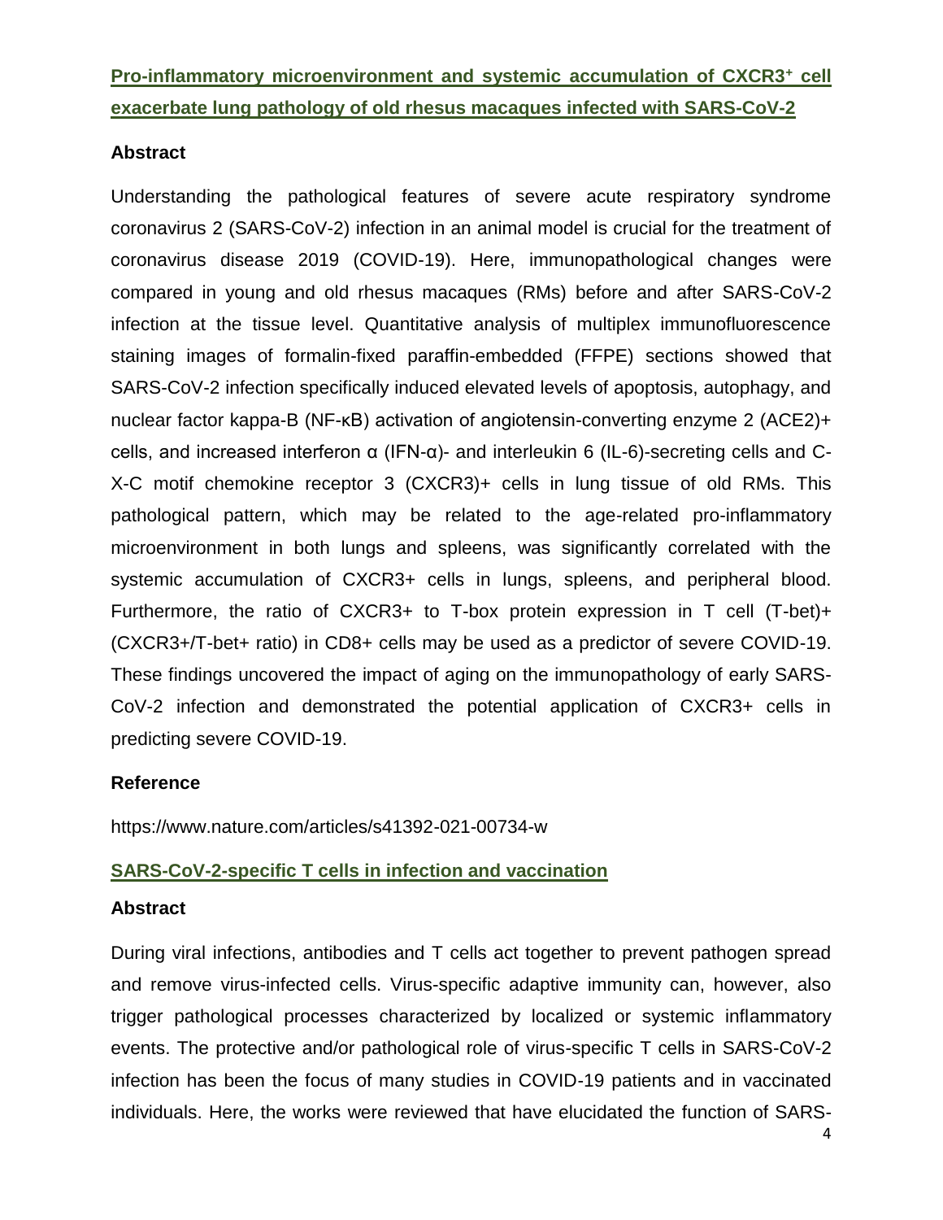## Pro-inflammatory microenvironment and systemic accumulation of CXCR3⁺ cell exacerbate lung pathology of old rhesus macaques infected with SARS-CoV-2

### Abstract

Understanding the pathological features of severe acute respiratory syndrome coronavirus 2 (SARS-CoV-2) infection in an animal model is crucial for the treatment of coronavirus disease 2019 (COVID-19). Here, immunopathological changes were compared in young and old rhesus macaques (RMs) before and after SARS-CoV-2 infection at the tissue level. Quantitative analysis of multiplex immunofluorescence staining images of formalin-fixed paraffin-embedded (FFPE) sections showed that SARS-CoV-2 infection specifically induced elevated levels of apoptosis, autophagy, and nuclear factor kappa-B (NF-κB) activation of angiotensin-converting enzyme 2 (ACE2)+ cells, and increased interferon α (IFN-α)- and interleukin 6 (IL-6)-secreting cells and C-X-C motif chemokine receptor 3 (CXCR3)+ cells in lung tissue of old RMs. This pathological pattern, which may be related to the age-related pro-inflammatory microenvironment in both lungs and spleens, was significantly correlated with the systemic accumulation of CXCR3+ cells in lungs, spleens, and peripheral blood. Furthermore, the ratio of CXCR3+ to T-box protein expression in T cell (T-bet)+ (CXCR3+/T-bet+ ratio) in CD8+ cells may be used as a predictor of severe COVID-19. These findings uncovered the impact of aging on the immunopathology of early SARS-CoV-2 infection and demonstrated the potential application of CXCR3+ cells in predicting severe COVID-19.

### Reference

https://www.nature.com/articles/s41392-021-00734-w

## SARS-CoV-2-specific T cells in infection and vaccination

### Abstract

During viral infections, antibodies and T cells act together to prevent pathogen spread and remove virus-infected cells. Virus-specific adaptive immunity can, however, also trigger pathological processes characterized by localized or systemic inflammatory events. The protective and/or pathological role of virus-specific T cells in SARS-CoV-2 infection has been the focus of many studies in COVID-19 patients and in vaccinated individuals. Here, the works were reviewed that have elucidated the function of SARS-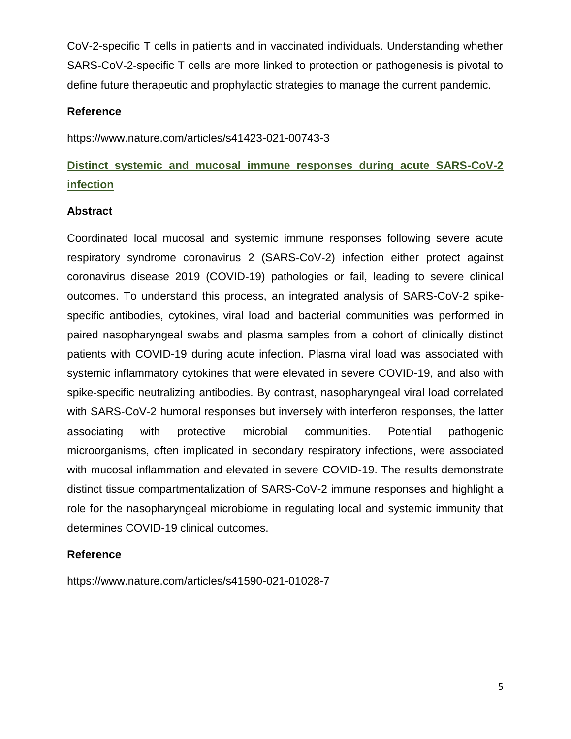CoV-2-specific T cells in patients and in vaccinated individuals. Understanding whether SARS-CoV-2-specific T cells are more linked to protection or pathogenesis is pivotal to define future therapeutic and prophylactic strategies to manage the current pandemic.

**Reference**

https://www.nature.com/articles/s41423-021-00743-3

## Distinct systemic and mucosal immune responses during acute SARS-CoV-2 infection

**Abstract**

Coordinated local mucosal and systemic immune responses following severe acute respiratory syndrome coronavirus 2 (SARS-CoV-2) infection either protect against coronavirus disease 2019 (COVID-19) pathologies or fail, leading to severe clinical outcomes. To understand this process, an integrated analysis of SARS-CoV-2 spike-specific antibodies, cytokines, viral load and bacterial communities was performed in paired nasopharyngeal swabs and plasma samples from a cohort of clinically distinct patients with COVID-19 during acute infection. Plasma viral load was associated with systemic inflammatory cytokines that were elevated in severe COVID-19, and also with spike-specific neutralizing antibodies. By contrast, nasopharyngeal viral load correlated with SARS-CoV-2 humoral responses but inversely with interferon responses, the latter associating with protective microbial communities. Potential pathogenic microorganisms, often implicated in secondary respiratory infections, were associated with mucosal inflammation and elevated in severe COVID-19. The results demonstrate distinct tissue compartmentalization of SARS-CoV-2 immune responses and highlight a role for the nasopharyngeal microbiome in regulating local and systemic immunity that determines COVID-19 clinical outcomes.

**Reference**

https://www.nature.com/articles/s41590-021-01028-7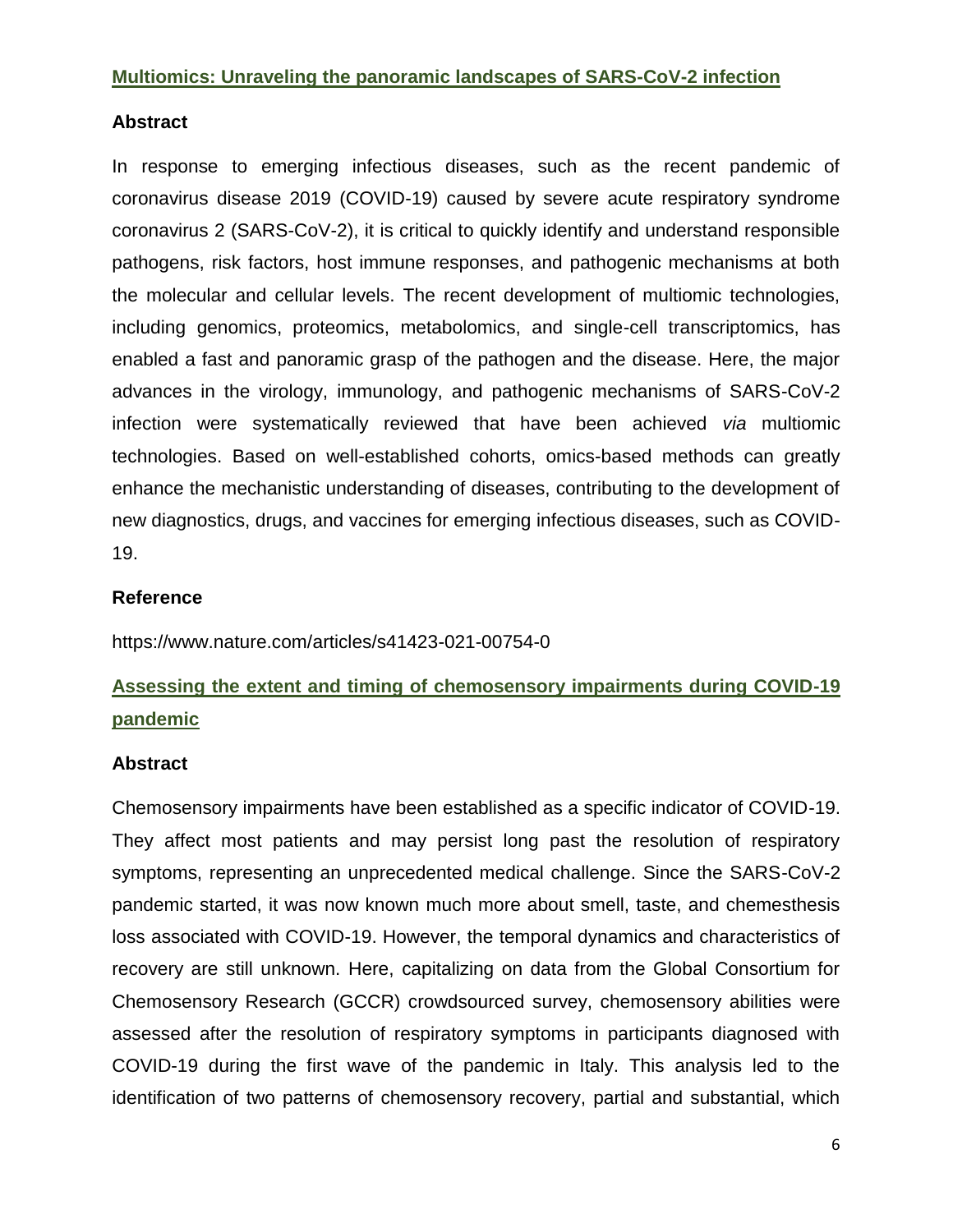## Multiomics: Unraveling the panoramic landscapes of SARS-CoV-2 infection

### Abstract

In response to emerging infectious diseases, such as the recent pandemic of coronavirus disease 2019 (COVID-19) caused by severe acute respiratory syndrome coronavirus 2 (SARS-CoV-2), it is critical to quickly identify and understand responsible pathogens, risk factors, host immune responses, and pathogenic mechanisms at both the molecular and cellular levels. The recent development of multiomic technologies, including genomics, proteomics, metabolomics, and single-cell transcriptomics, has enabled a fast and panoramic grasp of the pathogen and the disease. Here, the major advances in the virology, immunology, and pathogenic mechanisms of SARS-CoV-2 infection were systematically reviewed that have been achieved *via* multiomic technologies. Based on well-established cohorts, omics-based methods can greatly enhance the mechanistic understanding of diseases, contributing to the development of new diagnostics, drugs, and vaccines for emerging infectious diseases, such as COVID-19.

### Reference

https://www.nature.com/articles/s41423-021-00754-0

## Assessing the extent and timing of chemosensory impairments during COVID-19 pandemic

### Abstract

Chemosensory impairments have been established as a specific indicator of COVID-19. They affect most patients and may persist long past the resolution of respiratory symptoms, representing an unprecedented medical challenge. Since the SARS-CoV-2 pandemic started, it was now known much more about smell, taste, and chemesthesis loss associated with COVID-19. However, the temporal dynamics and characteristics of recovery are still unknown. Here, capitalizing on data from the Global Consortium for Chemosensory Research (GCCR) crowdsourced survey, chemosensory abilities were assessed after the resolution of respiratory symptoms in participants diagnosed with COVID-19 during the first wave of the pandemic in Italy. This analysis led to the identification of two patterns of chemosensory recovery, partial and substantial, which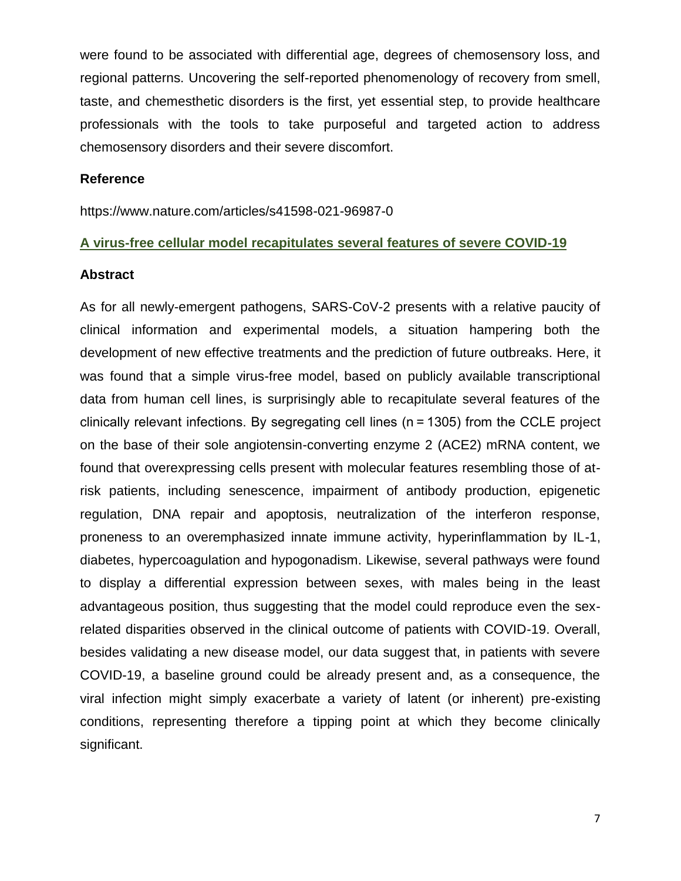were found to be associated with differential age, degrees of chemosensory loss, and regional patterns. Uncovering the self-reported phenomenology of recovery from smell, taste, and chemesthetic disorders is the first, yet essential step, to provide healthcare professionals with the tools to take purposeful and targeted action to address chemosensory disorders and their severe discomfort.

### Reference

https://www.nature.com/articles/s41598-021-96987-0

## A virus-free cellular model recapitulates several features of severe COVID-19

### Abstract

As for all newly-emergent pathogens, SARS-CoV-2 presents with a relative paucity of clinical information and experimental models, a situation hampering both the development of new effective treatments and the prediction of future outbreaks. Here, it was found that a simple virus-free model, based on publicly available transcriptional data from human cell lines, is surprisingly able to recapitulate several features of the clinically relevant infections. By segregating cell lines (n = 1305) from the CCLE project on the base of their sole angiotensin-converting enzyme 2 (ACE2) mRNA content, we found that overexpressing cells present with molecular features resembling those of at-risk patients, including senescence, impairment of antibody production, epigenetic regulation, DNA repair and apoptosis, neutralization of the interferon response, proneness to an overemphasized innate immune activity, hyperinflammation by IL-1, diabetes, hypercoagulation and hypogonadism. Likewise, several pathways were found to display a differential expression between sexes, with males being in the least advantageous position, thus suggesting that the model could reproduce even the sex-related disparities observed in the clinical outcome of patients with COVID-19. Overall, besides validating a new disease model, our data suggest that, in patients with severe COVID-19, a baseline ground could be already present and, as a consequence, the viral infection might simply exacerbate a variety of latent (or inherent) pre-existing conditions, representing therefore a tipping point at which they become clinically significant.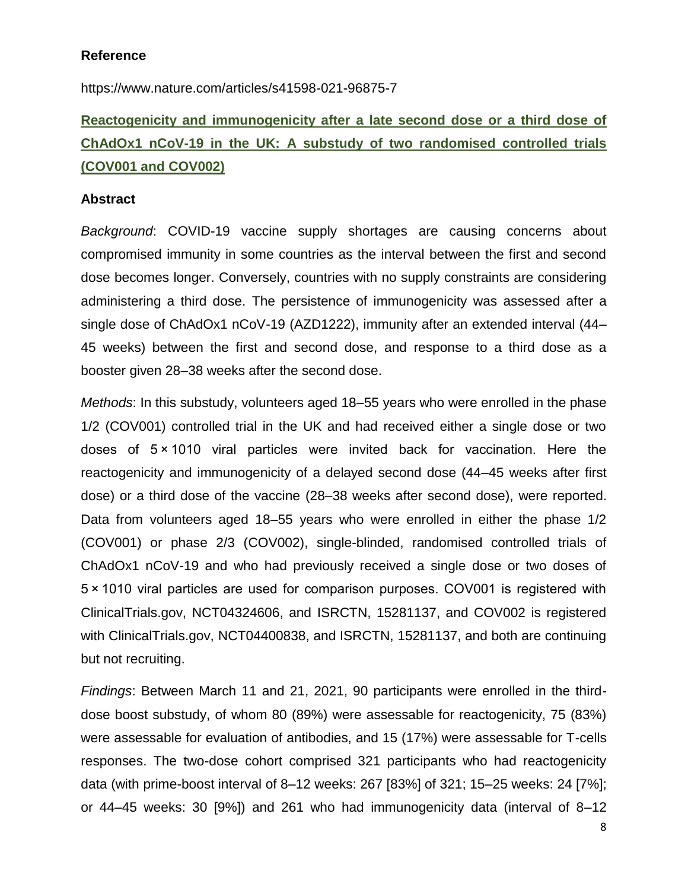**Reference**

https://www.nature.com/articles/s41598-021-96875-7

**[Reactogenicity and immunogenicity after a late second dose or a third dose of ChAdOx1 nCoV-19 in the UK: A substudy of two randomised controlled trials (COV001 and COV002)](https://www.nature.com/articles/s41598-021-96875-7)**

**Abstract**

*Background*: COVID-19 vaccine supply shortages are causing concerns about compromised immunity in some countries as the interval between the first and second dose becomes longer. Conversely, countries with no supply constraints are considering administering a third dose. The persistence of immunogenicity was assessed after a single dose of ChAdOx1 nCoV-19 (AZD1222), immunity after an extended interval (44–45 weeks) between the first and second dose, and response to a third dose as a booster given 28–38 weeks after the second dose.

*Methods*: In this substudy, volunteers aged 18–55 years who were enrolled in the phase 1/2 (COV001) controlled trial in the UK and had received either a single dose or two doses of 5 × 1010 viral particles were invited back for vaccination. Here the reactogenicity and immunogenicity of a delayed second dose (44–45 weeks after first dose) or a third dose of the vaccine (28–38 weeks after second dose), were reported. Data from volunteers aged 18–55 years who were enrolled in either the phase 1/2 (COV001) or phase 2/3 (COV002), single-blinded, randomised controlled trials of ChAdOx1 nCoV-19 and who had previously received a single dose or two doses of 5 × 1010 viral particles are used for comparison purposes. COV001 is registered with ClinicalTrials.gov, NCT04324606, and ISRCTN, 15281137, and COV002 is registered with ClinicalTrials.gov, NCT04400838, and ISRCTN, 15281137, and both are continuing but not recruiting.

*Findings*: Between March 11 and 21, 2021, 90 participants were enrolled in the third-dose boost substudy, of whom 80 (89%) were assessable for reactogenicity, 75 (83%) were assessable for evaluation of antibodies, and 15 (17%) were assessable for T-cells responses. The two-dose cohort comprised 321 participants who had reactogenicity data (with prime-boost interval of 8–12 weeks: 267 [83%] of 321; 15–25 weeks: 24 [7%]; or 44–45 weeks: 30 [9%]) and 261 who had immunogenicity data (interval of 8–12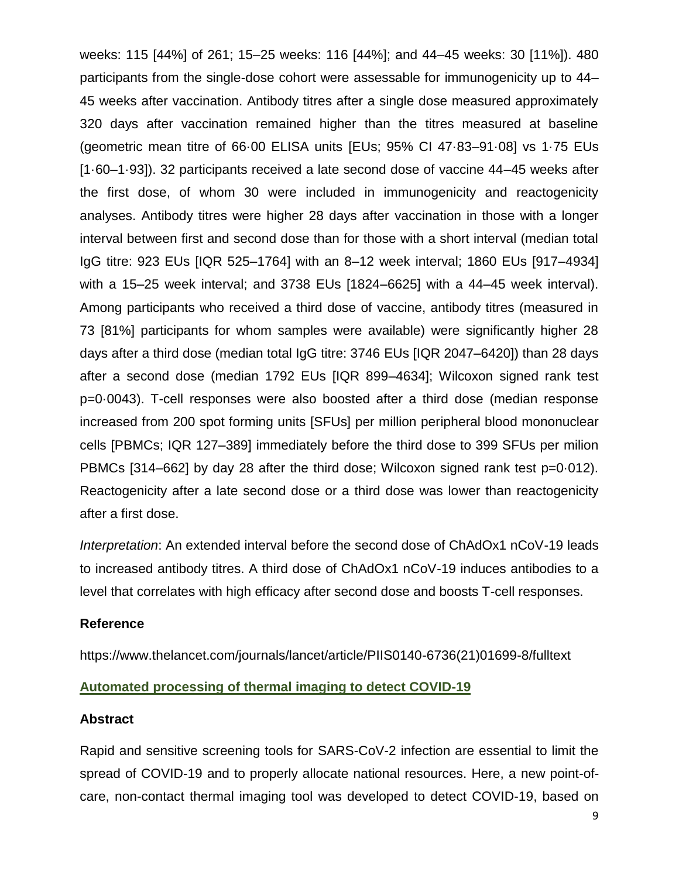weeks: 115 [44%] of 261; 15–25 weeks: 116 [44%]; and 44–45 weeks: 30 [11%]). 480 participants from the single-dose cohort were assessable for immunogenicity up to 44–45 weeks after vaccination. Antibody titres after a single dose measured approximately 320 days after vaccination remained higher than the titres measured at baseline (geometric mean titre of 66·00 ELISA units [EUs; 95% CI 47·83–91·08] vs 1·75 EUs [1·60–1·93]). 32 participants received a late second dose of vaccine 44–45 weeks after the first dose, of whom 30 were included in immunogenicity and reactogenicity analyses. Antibody titres were higher 28 days after vaccination in those with a longer interval between first and second dose than for those with a short interval (median total IgG titre: 923 EUs [IQR 525–1764] with an 8–12 week interval; 1860 EUs [917–4934] with a 15–25 week interval; and 3738 EUs [1824–6625] with a 44–45 week interval). Among participants who received a third dose of vaccine, antibody titres (measured in 73 [81%] participants for whom samples were available) were significantly higher 28 days after a third dose (median total IgG titre: 3746 EUs [IQR 2047–6420]) than 28 days after a second dose (median 1792 EUs [IQR 899–4634]; Wilcoxon signed rank test p=0·0043). T-cell responses were also boosted after a third dose (median response increased from 200 spot forming units [SFUs] per million peripheral blood mononuclear cells [PBMCs; IQR 127–389] immediately before the third dose to 399 SFUs per milion PBMCs [314–662] by day 28 after the third dose; Wilcoxon signed rank test p=0·012). Reactogenicity after a late second dose or a third dose was lower than reactogenicity after a first dose.

*Interpretation*: An extended interval before the second dose of ChAdOx1 nCoV-19 leads to increased antibody titres. A third dose of ChAdOx1 nCoV-19 induces antibodies to a level that correlates with high efficacy after second dose and boosts T-cell responses.

### Reference

https://www.thelancet.com/journals/lancet/article/PIIS0140-6736(21)01699-8/fulltext

## Automated processing of thermal imaging to detect COVID-19

### Abstract

Rapid and sensitive screening tools for SARS-CoV-2 infection are essential to limit the spread of COVID-19 and to properly allocate national resources. Here, a new point-of-care, non-contact thermal imaging tool was developed to detect COVID-19, based on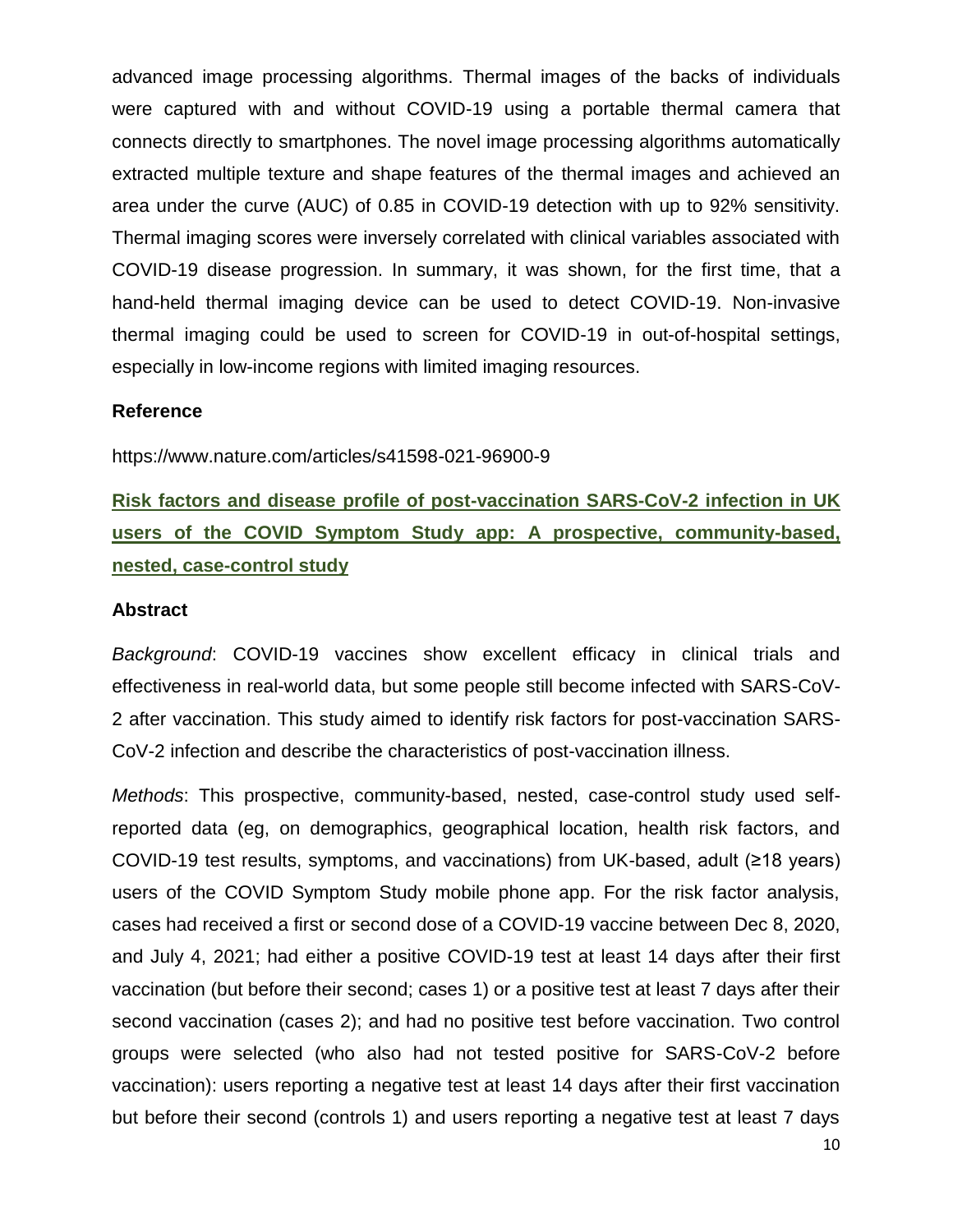advanced image processing algorithms. Thermal images of the backs of individuals were captured with and without COVID-19 using a portable thermal camera that connects directly to smartphones. The novel image processing algorithms automatically extracted multiple texture and shape features of the thermal images and achieved an area under the curve (AUC) of 0.85 in COVID-19 detection with up to 92% sensitivity. Thermal imaging scores were inversely correlated with clinical variables associated with COVID-19 disease progression. In summary, it was shown, for the first time, that a hand-held thermal imaging device can be used to detect COVID-19. Non-invasive thermal imaging could be used to screen for COVID-19 in out-of-hospital settings, especially in low-income regions with limited imaging resources.

**Reference**

https://www.nature.com/articles/s41598-021-96900-9

## Risk factors and disease profile of post-vaccination SARS-CoV-2 infection in UK users of the COVID Symptom Study app: A prospective, community-based, nested, case-control study

**Abstract**

*Background*: COVID-19 vaccines show excellent efficacy in clinical trials and effectiveness in real-world data, but some people still become infected with SARS-CoV-2 after vaccination. This study aimed to identify risk factors for post-vaccination SARS-CoV-2 infection and describe the characteristics of post-vaccination illness.

*Methods*: This prospective, community-based, nested, case-control study used self-reported data (eg, on demographics, geographical location, health risk factors, and COVID-19 test results, symptoms, and vaccinations) from UK-based, adult (≥18 years) users of the COVID Symptom Study mobile phone app. For the risk factor analysis, cases had received a first or second dose of a COVID-19 vaccine between Dec 8, 2020, and July 4, 2021; had either a positive COVID-19 test at least 14 days after their first vaccination (but before their second; cases 1) or a positive test at least 7 days after their second vaccination (cases 2); and had no positive test before vaccination. Two control groups were selected (who also had not tested positive for SARS-CoV-2 before vaccination): users reporting a negative test at least 14 days after their first vaccination but before their second (controls 1) and users reporting a negative test at least 7 days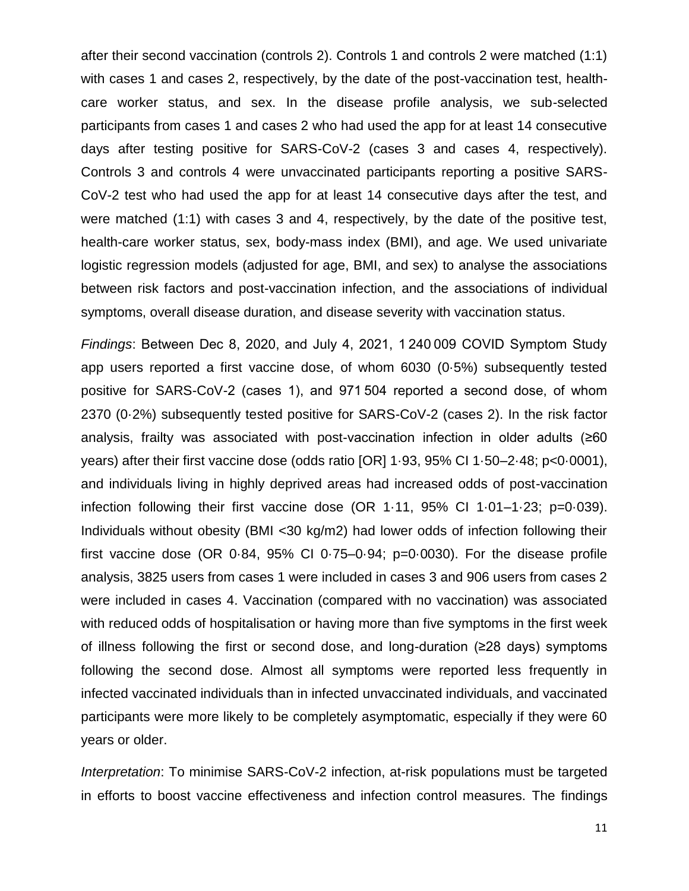after their second vaccination (controls 2). Controls 1 and controls 2 were matched (1:1) with cases 1 and cases 2, respectively, by the date of the post-vaccination test, health-care worker status, and sex. In the disease profile analysis, we sub-selected participants from cases 1 and cases 2 who had used the app for at least 14 consecutive days after testing positive for SARS-CoV-2 (cases 3 and cases 4, respectively). Controls 3 and controls 4 were unvaccinated participants reporting a positive SARS-CoV-2 test who had used the app for at least 14 consecutive days after the test, and were matched (1:1) with cases 3 and 4, respectively, by the date of the positive test, health-care worker status, sex, body-mass index (BMI), and age. We used univariate logistic regression models (adjusted for age, BMI, and sex) to analyse the associations between risk factors and post-vaccination infection, and the associations of individual symptoms, overall disease duration, and disease severity with vaccination status.

*Findings*: Between Dec 8, 2020, and July 4, 2021, 1 240 009 COVID Symptom Study app users reported a first vaccine dose, of whom 6030 (0·5%) subsequently tested positive for SARS-CoV-2 (cases 1), and 971 504 reported a second dose, of whom 2370 (0·2%) subsequently tested positive for SARS-CoV-2 (cases 2). In the risk factor analysis, frailty was associated with post-vaccination infection in older adults (≥60 years) after their first vaccine dose (odds ratio [OR] 1·93, 95% CI 1·50–2·48; p<0·0001), and individuals living in highly deprived areas had increased odds of post-vaccination infection following their first vaccine dose (OR 1·11, 95% CI 1·01–1·23; p=0·039). Individuals without obesity (BMI <30 kg/m2) had lower odds of infection following their first vaccine dose (OR 0·84, 95% CI 0·75–0·94; p=0·0030). For the disease profile analysis, 3825 users from cases 1 were included in cases 3 and 906 users from cases 2 were included in cases 4. Vaccination (compared with no vaccination) was associated with reduced odds of hospitalisation or having more than five symptoms in the first week of illness following the first or second dose, and long-duration (≥28 days) symptoms following the second dose. Almost all symptoms were reported less frequently in infected vaccinated individuals than in infected unvaccinated individuals, and vaccinated participants were more likely to be completely asymptomatic, especially if they were 60 years or older.

*Interpretation*: To minimise SARS-CoV-2 infection, at-risk populations must be targeted in efforts to boost vaccine effectiveness and infection control measures. The findings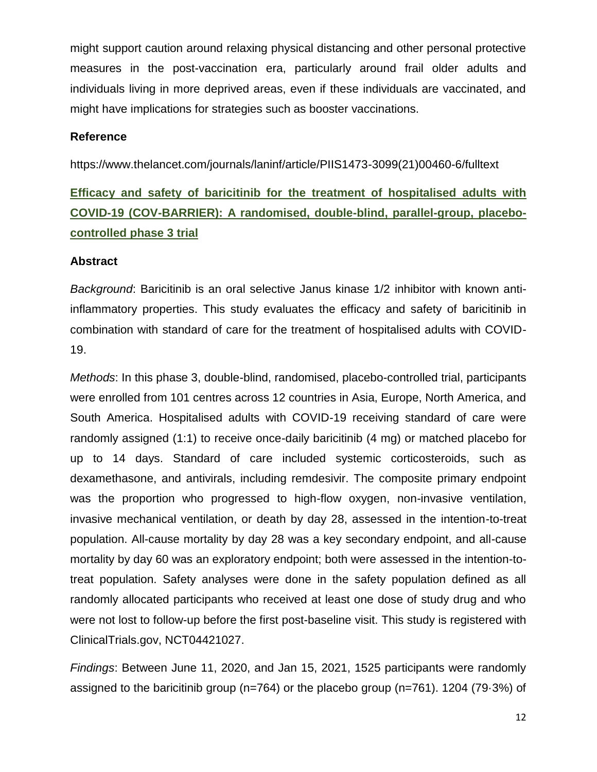might support caution around relaxing physical distancing and other personal protective measures in the post-vaccination era, particularly around frail older adults and individuals living in more deprived areas, even if these individuals are vaccinated, and might have implications for strategies such as booster vaccinations.

**Reference**

https://www.thelancet.com/journals/laninf/article/PIIS1473-3099(21)00460-6/fulltext

## Efficacy and safety of baricitinib for the treatment of hospitalised adults with COVID-19 (COV-BARRIER): A randomised, double-blind, parallel-group, placebo-controlled phase 3 trial

**Abstract**

*Background*: Baricitinib is an oral selective Janus kinase 1/2 inhibitor with known anti-inflammatory properties. This study evaluates the efficacy and safety of baricitinib in combination with standard of care for the treatment of hospitalised adults with COVID-19.

*Methods*: In this phase 3, double-blind, randomised, placebo-controlled trial, participants were enrolled from 101 centres across 12 countries in Asia, Europe, North America, and South America. Hospitalised adults with COVID-19 receiving standard of care were randomly assigned (1:1) to receive once-daily baricitinib (4 mg) or matched placebo for up to 14 days. Standard of care included systemic corticosteroids, such as dexamethasone, and antivirals, including remdesivir. The composite primary endpoint was the proportion who progressed to high-flow oxygen, non-invasive ventilation, invasive mechanical ventilation, or death by day 28, assessed in the intention-to-treat population. All-cause mortality by day 28 was a key secondary endpoint, and all-cause mortality by day 60 was an exploratory endpoint; both were assessed in the intention-to-treat population. Safety analyses were done in the safety population defined as all randomly allocated participants who received at least one dose of study drug and who were not lost to follow-up before the first post-baseline visit. This study is registered with ClinicalTrials.gov, NCT04421027.

*Findings*: Between June 11, 2020, and Jan 15, 2021, 1525 participants were randomly assigned to the baricitinib group (n=764) or the placebo group (n=761). 1204 (79·3%) of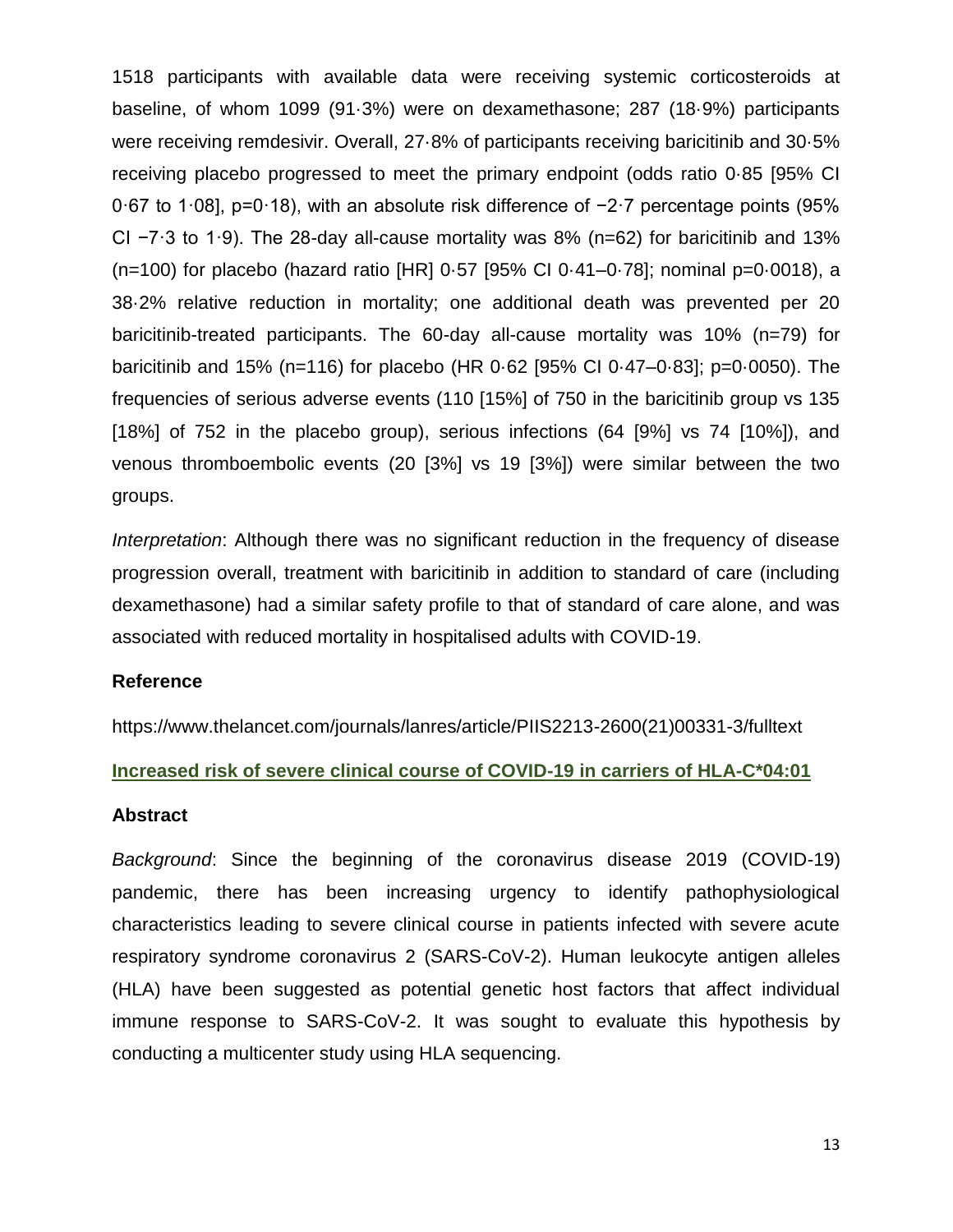1518 participants with available data were receiving systemic corticosteroids at baseline, of whom 1099 (91·3%) were on dexamethasone; 287 (18·9%) participants were receiving remdesivir. Overall, 27·8% of participants receiving baricitinib and 30·5% receiving placebo progressed to meet the primary endpoint (odds ratio 0·85 [95% CI 0·67 to 1·08], p=0·18), with an absolute risk difference of −2·7 percentage points (95% CI −7·3 to 1·9). The 28-day all-cause mortality was 8% (n=62) for baricitinib and 13% (n=100) for placebo (hazard ratio [HR] 0·57 [95% CI 0·41–0·78]; nominal p=0·0018), a 38·2% relative reduction in mortality; one additional death was prevented per 20 baricitinib-treated participants. The 60-day all-cause mortality was 10% (n=79) for baricitinib and 15% (n=116) for placebo (HR 0·62 [95% CI 0·47–0·83]; p=0·0050). The frequencies of serious adverse events (110 [15%] of 750 in the baricitinib group vs 135 [18%] of 752 in the placebo group), serious infections (64 [9%] vs 74 [10%]), and venous thromboembolic events (20 [3%] vs 19 [3%]) were similar between the two groups.

*Interpretation*: Although there was no significant reduction in the frequency of disease progression overall, treatment with baricitinib in addition to standard of care (including dexamethasone) had a similar safety profile to that of standard of care alone, and was associated with reduced mortality in hospitalised adults with COVID-19.

**Reference**

https://www.thelancet.com/journals/lanres/article/PIIS2213-2600(21)00331-3/fulltext

## Increased risk of severe clinical course of COVID-19 in carriers of HLA-C*04:01

**Abstract**

*Background*: Since the beginning of the coronavirus disease 2019 (COVID-19) pandemic, there has been increasing urgency to identify pathophysiological characteristics leading to severe clinical course in patients infected with severe acute respiratory syndrome coronavirus 2 (SARS-CoV-2). Human leukocyte antigen alleles (HLA) have been suggested as potential genetic host factors that affect individual immune response to SARS-CoV-2. It was sought to evaluate this hypothesis by conducting a multicenter study using HLA sequencing.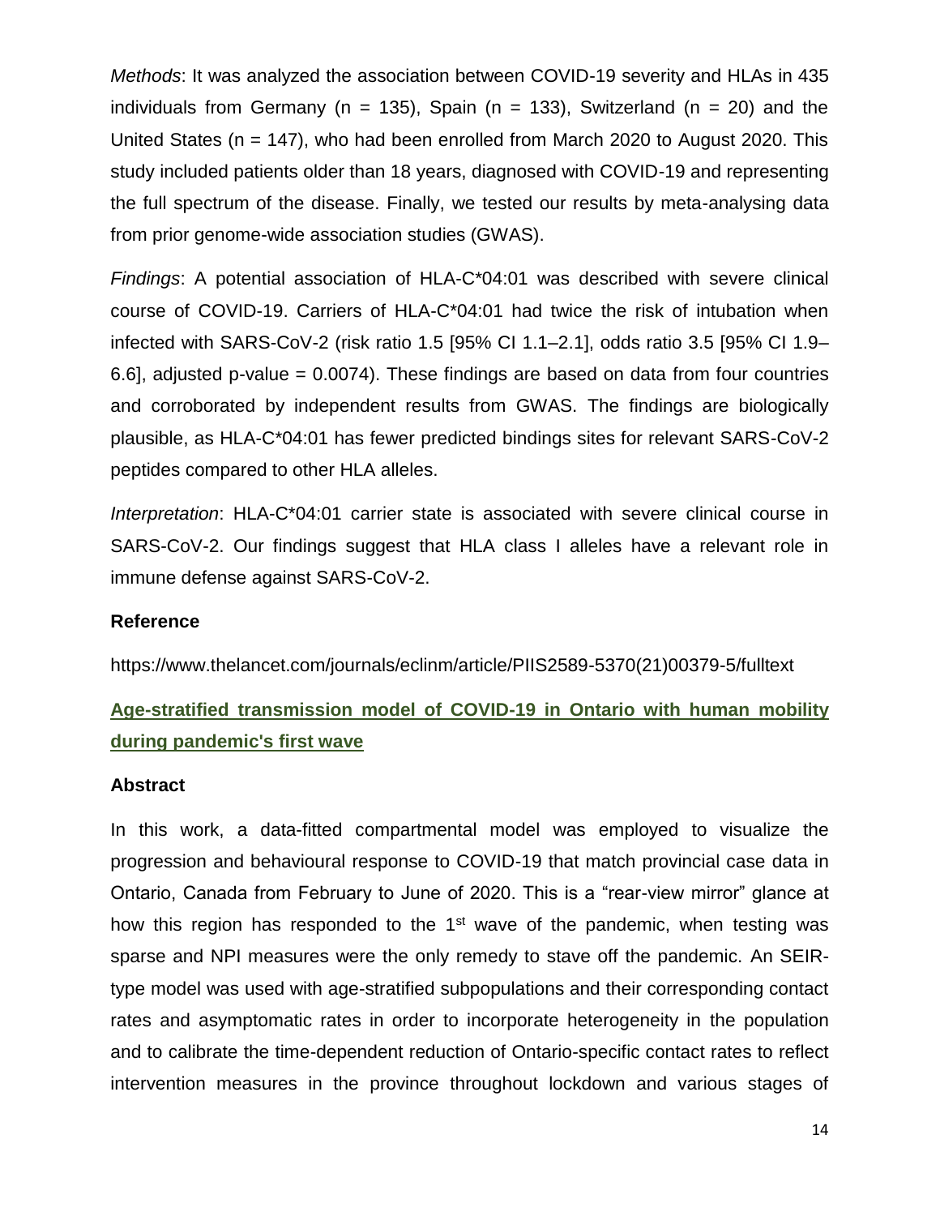*Methods*: It was analyzed the association between COVID-19 severity and HLAs in 435 individuals from Germany (n = 135), Spain (n = 133), Switzerland (n = 20) and the United States (n = 147), who had been enrolled from March 2020 to August 2020. This study included patients older than 18 years, diagnosed with COVID-19 and representing the full spectrum of the disease. Finally, we tested our results by meta-analysing data from prior genome-wide association studies (GWAS).

*Findings*: A potential association of HLA-C*04:01 was described with severe clinical course of COVID-19. Carriers of HLA-C*04:01 had twice the risk of intubation when infected with SARS-CoV-2 (risk ratio 1.5 [95% CI 1.1–2.1], odds ratio 3.5 [95% CI 1.9–6.6], adjusted p-value = 0.0074). These findings are based on data from four countries and corroborated by independent results from GWAS. The findings are biologically plausible, as HLA-C*04:01 has fewer predicted bindings sites for relevant SARS-CoV-2 peptides compared to other HLA alleles.

*Interpretation*: HLA-C*04:01 carrier state is associated with severe clinical course in SARS-CoV-2. Our findings suggest that HLA class I alleles have a relevant role in immune defense against SARS-CoV-2.

**Reference**

https://www.thelancet.com/journals/eclinm/article/PIIS2589-5370(21)00379-5/fulltext

## Age-stratified transmission model of COVID-19 in Ontario with human mobility during pandemic's first wave

**Abstract**

In this work, a data-fitted compartmental model was employed to visualize the progression and behavioural response to COVID-19 that match provincial case data in Ontario, Canada from February to June of 2020. This is a "rear-view mirror" glance at how this region has responded to the 1st wave of the pandemic, when testing was sparse and NPI measures were the only remedy to stave off the pandemic. An SEIR-type model was used with age-stratified subpopulations and their corresponding contact rates and asymptomatic rates in order to incorporate heterogeneity in the population and to calibrate the time-dependent reduction of Ontario-specific contact rates to reflect intervention measures in the province throughout lockdown and various stages of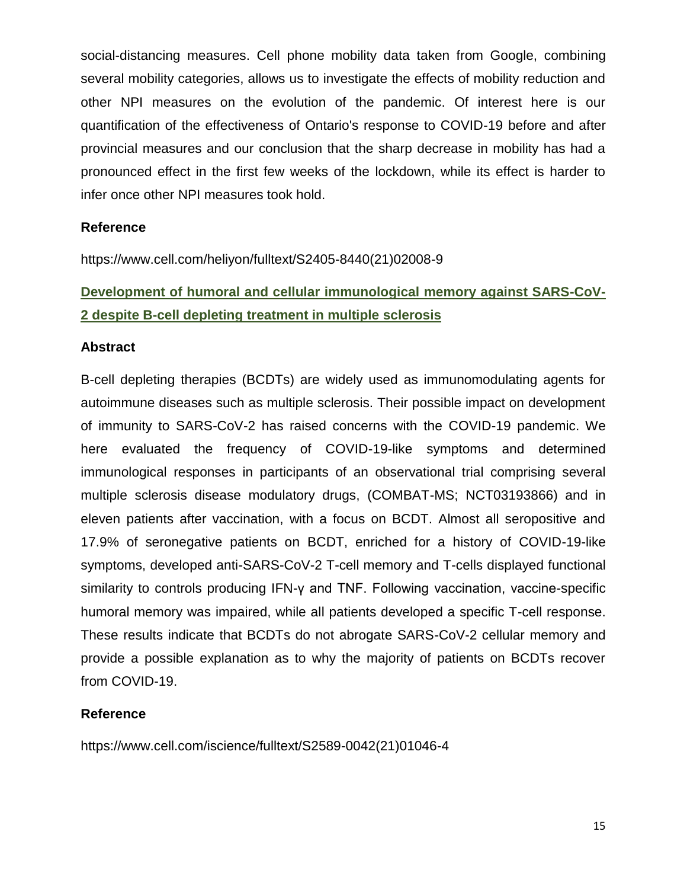social-distancing measures. Cell phone mobility data taken from Google, combining several mobility categories, allows us to investigate the effects of mobility reduction and other NPI measures on the evolution of the pandemic. Of interest here is our quantification of the effectiveness of Ontario's response to COVID-19 before and after provincial measures and our conclusion that the sharp decrease in mobility has had a pronounced effect in the first few weeks of the lockdown, while its effect is harder to infer once other NPI measures took hold.

### Reference

https://www.cell.com/heliyon/fulltext/S2405-8440(21)02008-9

## Development of humoral and cellular immunological memory against SARS-CoV-2 despite B-cell depleting treatment in multiple sclerosis

### Abstract

B-cell depleting therapies (BCDTs) are widely used as immunomodulating agents for autoimmune diseases such as multiple sclerosis. Their possible impact on development of immunity to SARS-CoV-2 has raised concerns with the COVID-19 pandemic. We here evaluated the frequency of COVID-19-like symptoms and determined immunological responses in participants of an observational trial comprising several multiple sclerosis disease modulatory drugs, (COMBAT-MS; NCT03193866) and in eleven patients after vaccination, with a focus on BCDT. Almost all seropositive and 17.9% of seronegative patients on BCDT, enriched for a history of COVID-19-like symptoms, developed anti-SARS-CoV-2 T-cell memory and T-cells displayed functional similarity to controls producing IFN-γ and TNF. Following vaccination, vaccine-specific humoral memory was impaired, while all patients developed a specific T-cell response. These results indicate that BCDTs do not abrogate SARS-CoV-2 cellular memory and provide a possible explanation as to why the majority of patients on BCDTs recover from COVID-19.

### Reference

https://www.cell.com/iscience/fulltext/S2589-0042(21)01046-4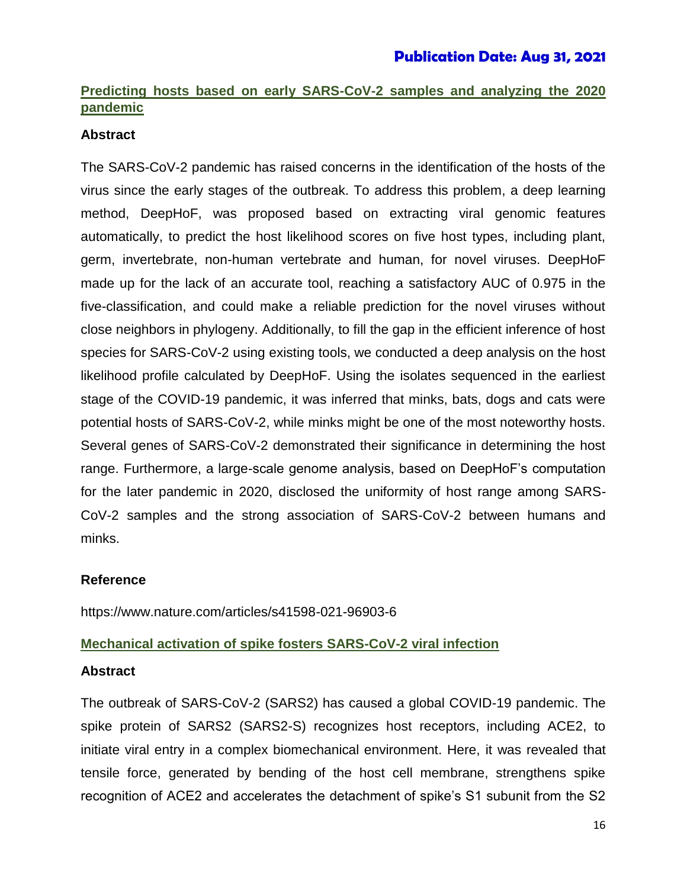**Publication Date: Aug 31, 2021**

## Predicting hosts based on early SARS-CoV-2 samples and analyzing the 2020 pandemic

### Abstract

The SARS-CoV-2 pandemic has raised concerns in the identification of the hosts of the virus since the early stages of the outbreak. To address this problem, a deep learning method, DeepHoF, was proposed based on extracting viral genomic features automatically, to predict the host likelihood scores on five host types, including plant, germ, invertebrate, non-human vertebrate and human, for novel viruses. DeepHoF made up for the lack of an accurate tool, reaching a satisfactory AUC of 0.975 in the five-classification, and could make a reliable prediction for the novel viruses without close neighbors in phylogeny. Additionally, to fill the gap in the efficient inference of host species for SARS-CoV-2 using existing tools, we conducted a deep analysis on the host likelihood profile calculated by DeepHoF. Using the isolates sequenced in the earliest stage of the COVID-19 pandemic, it was inferred that minks, bats, dogs and cats were potential hosts of SARS-CoV-2, while minks might be one of the most noteworthy hosts. Several genes of SARS-CoV-2 demonstrated their significance in determining the host range. Furthermore, a large-scale genome analysis, based on DeepHoF's computation for the later pandemic in 2020, disclosed the uniformity of host range among SARS-CoV-2 samples and the strong association of SARS-CoV-2 between humans and minks.

### Reference

https://www.nature.com/articles/s41598-021-96903-6

## Mechanical activation of spike fosters SARS-CoV-2 viral infection

### Abstract

The outbreak of SARS-CoV-2 (SARS2) has caused a global COVID-19 pandemic. The spike protein of SARS2 (SARS2-S) recognizes host receptors, including ACE2, to initiate viral entry in a complex biomechanical environment. Here, it was revealed that tensile force, generated by bending of the host cell membrane, strengthens spike recognition of ACE2 and accelerates the detachment of spike's S1 subunit from the S2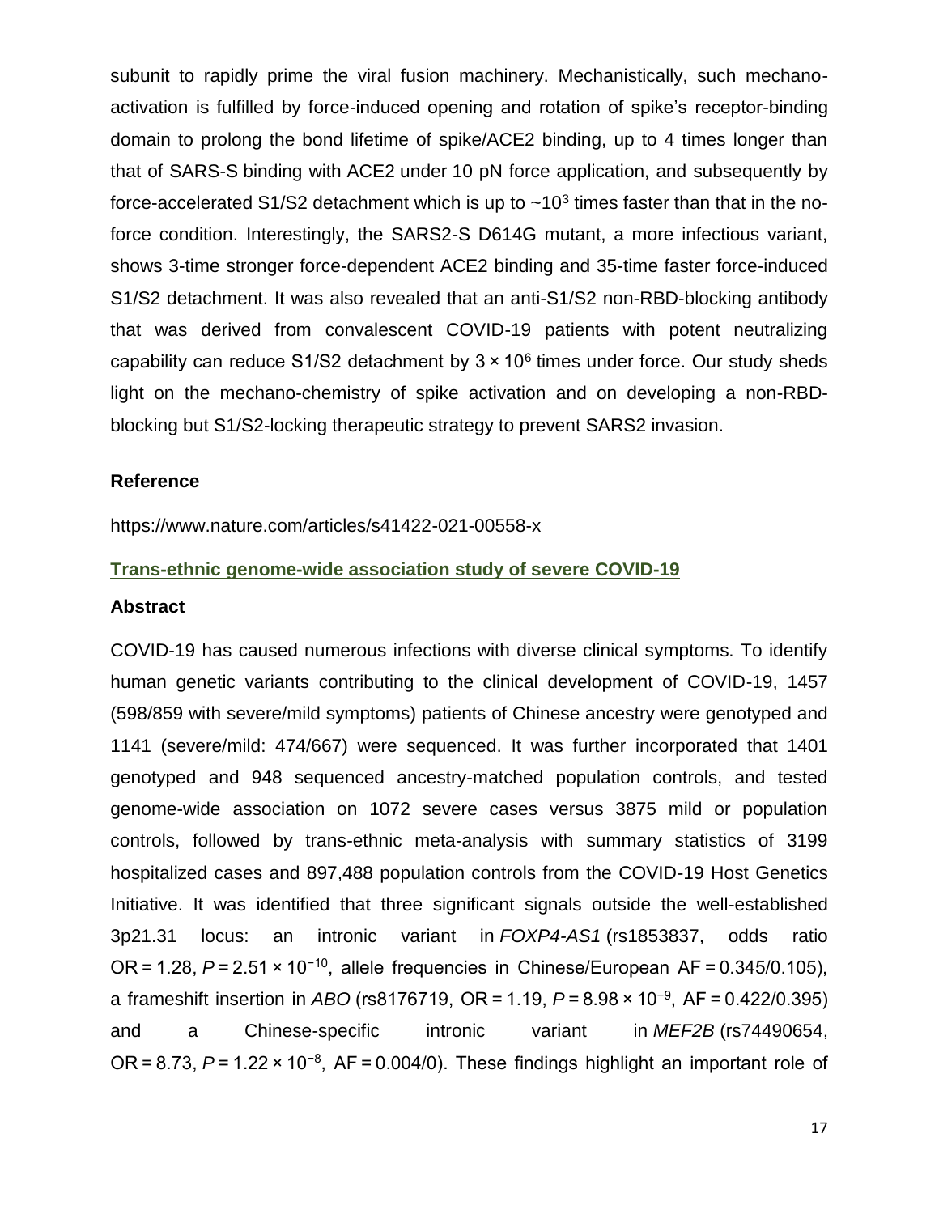subunit to rapidly prime the viral fusion machinery. Mechanistically, such mechano-activation is fulfilled by force-induced opening and rotation of spike's receptor-binding domain to prolong the bond lifetime of spike/ACE2 binding, up to 4 times longer than that of SARS-S binding with ACE2 under 10 pN force application, and subsequently by force-accelerated S1/S2 detachment which is up to ~$10^3$ times faster than that in the no-force condition. Interestingly, the SARS2-S D614G mutant, a more infectious variant, shows 3-time stronger force-dependent ACE2 binding and 35-time faster force-induced S1/S2 detachment. It was also revealed that an anti-S1/S2 non-RBD-blocking antibody that was derived from convalescent COVID-19 patients with potent neutralizing capability can reduce S1/S2 detachment by $3 \times 10^6$ times under force. Our study sheds light on the mechano-chemistry of spike activation and on developing a non-RBD-blocking but S1/S2-locking therapeutic strategy to prevent SARS2 invasion.

**Reference**

https://www.nature.com/articles/s41422-021-00558-x

## Trans-ethnic genome-wide association study of severe COVID-19

**Abstract**

COVID-19 has caused numerous infections with diverse clinical symptoms. To identify human genetic variants contributing to the clinical development of COVID-19, 1457 (598/859 with severe/mild symptoms) patients of Chinese ancestry were genotyped and 1141 (severe/mild: 474/667) were sequenced. It was further incorporated that 1401 genotyped and 948 sequenced ancestry-matched population controls, and tested genome-wide association on 1072 severe cases versus 3875 mild or population controls, followed by trans-ethnic meta-analysis with summary statistics of 3199 hospitalized cases and 897,488 population controls from the COVID-19 Host Genetics Initiative. It was identified that three significant signals outside the well-established 3p21.31 locus: an intronic variant in *FOXP4-AS1* (rs1853837, odds ratio OR = 1.28, $P = 2.51 \times 10^{-10}$, allele frequencies in Chinese/European AF = 0.345/0.105), a frameshift insertion in *ABO* (rs8176719, OR = 1.19, $P = 8.98 \times 10^{-9}$, AF = 0.422/0.395) and a Chinese-specific intronic variant in *MEF2B* (rs74490654, OR = 8.73, $P = 1.22 \times 10^{-8}$, AF = 0.004/0). These findings highlight an important role of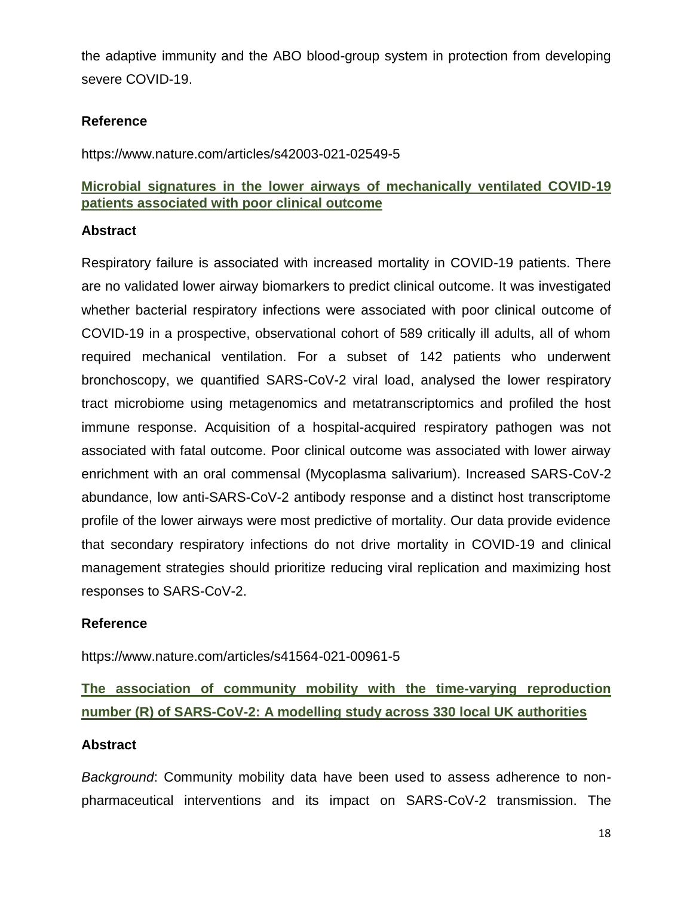the adaptive immunity and the ABO blood-group system in protection from developing severe COVID-19.

### Reference

https://www.nature.com/articles/s42003-021-02549-5

## Microbial signatures in the lower airways of mechanically ventilated COVID-19 patients associated with poor clinical outcome

### Abstract

Respiratory failure is associated with increased mortality in COVID-19 patients. There are no validated lower airway biomarkers to predict clinical outcome. It was investigated whether bacterial respiratory infections were associated with poor clinical outcome of COVID-19 in a prospective, observational cohort of 589 critically ill adults, all of whom required mechanical ventilation. For a subset of 142 patients who underwent bronchoscopy, we quantified SARS-CoV-2 viral load, analysed the lower respiratory tract microbiome using metagenomics and metatranscriptomics and profiled the host immune response. Acquisition of a hospital-acquired respiratory pathogen was not associated with fatal outcome. Poor clinical outcome was associated with lower airway enrichment with an oral commensal (Mycoplasma salivarium). Increased SARS-CoV-2 abundance, low anti-SARS-CoV-2 antibody response and a distinct host transcriptome profile of the lower airways were most predictive of mortality. Our data provide evidence that secondary respiratory infections do not drive mortality in COVID-19 and clinical management strategies should prioritize reducing viral replication and maximizing host responses to SARS-CoV-2.

### Reference

https://www.nature.com/articles/s41564-021-00961-5

## The association of community mobility with the time-varying reproduction number (R) of SARS-CoV-2: A modelling study across 330 local UK authorities

### Abstract

*Background*: Community mobility data have been used to assess adherence to non-pharmaceutical interventions and its impact on SARS-CoV-2 transmission. The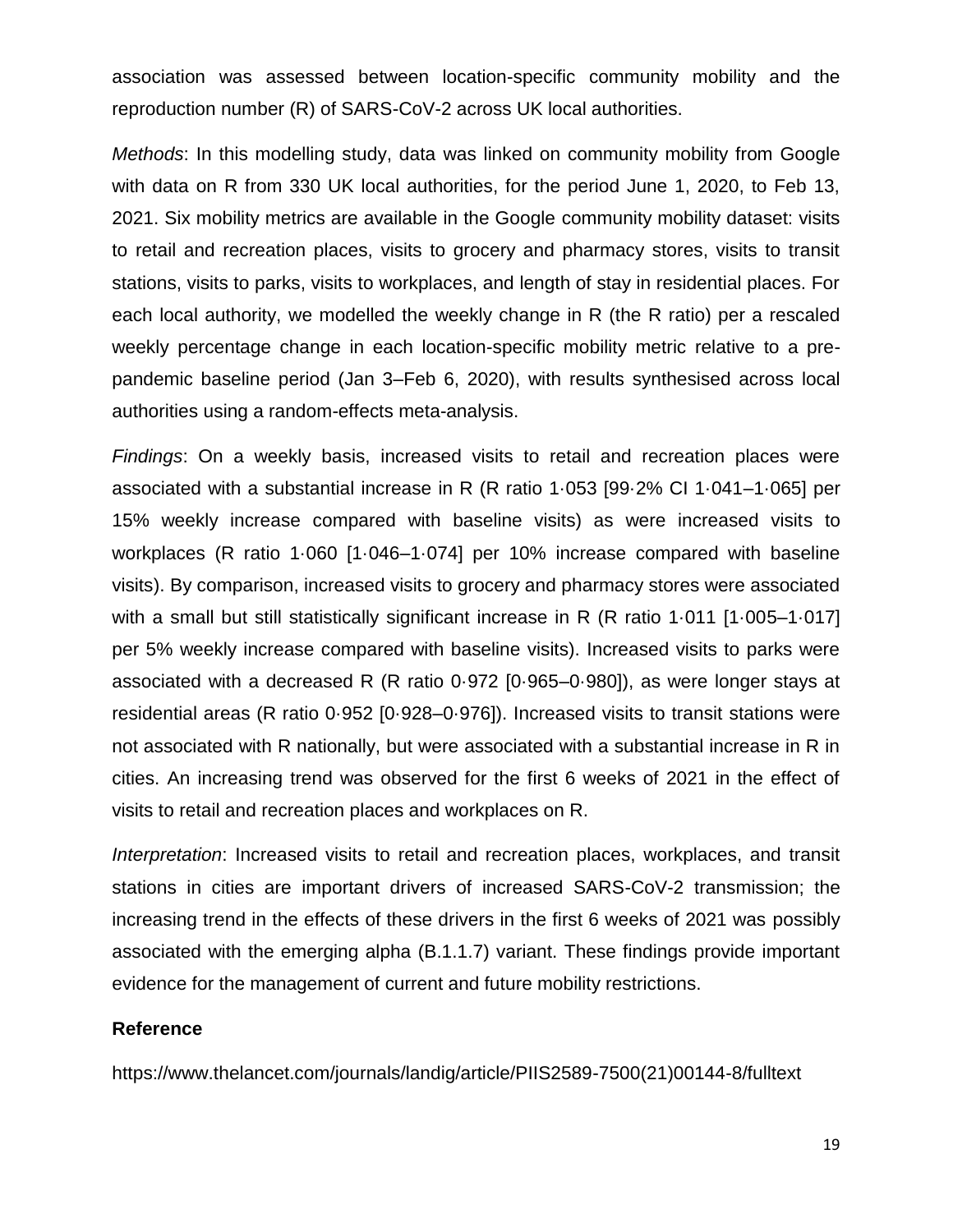association was assessed between location-specific community mobility and the reproduction number (R) of SARS-CoV-2 across UK local authorities.

*Methods*: In this modelling study, data was linked on community mobility from Google with data on R from 330 UK local authorities, for the period June 1, 2020, to Feb 13, 2021. Six mobility metrics are available in the Google community mobility dataset: visits to retail and recreation places, visits to grocery and pharmacy stores, visits to transit stations, visits to parks, visits to workplaces, and length of stay in residential places. For each local authority, we modelled the weekly change in R (the R ratio) per a rescaled weekly percentage change in each location-specific mobility metric relative to a pre-pandemic baseline period (Jan 3–Feb 6, 2020), with results synthesised across local authorities using a random-effects meta-analysis.

*Findings*: On a weekly basis, increased visits to retail and recreation places were associated with a substantial increase in R (R ratio 1·053 [99·2% CI 1·041–1·065] per 15% weekly increase compared with baseline visits) as were increased visits to workplaces (R ratio 1·060 [1·046–1·074] per 10% increase compared with baseline visits). By comparison, increased visits to grocery and pharmacy stores were associated with a small but still statistically significant increase in R (R ratio 1·011 [1·005–1·017] per 5% weekly increase compared with baseline visits). Increased visits to parks were associated with a decreased R (R ratio 0·972 [0·965–0·980]), as were longer stays at residential areas (R ratio 0·952 [0·928–0·976]). Increased visits to transit stations were not associated with R nationally, but were associated with a substantial increase in R in cities. An increasing trend was observed for the first 6 weeks of 2021 in the effect of visits to retail and recreation places and workplaces on R.

*Interpretation*: Increased visits to retail and recreation places, workplaces, and transit stations in cities are important drivers of increased SARS-CoV-2 transmission; the increasing trend in the effects of these drivers in the first 6 weeks of 2021 was possibly associated with the emerging alpha (B.1.1.7) variant. These findings provide important evidence for the management of current and future mobility restrictions.

**Reference**

https://www.thelancet.com/journals/landig/article/PIIS2589-7500(21)00144-8/fulltext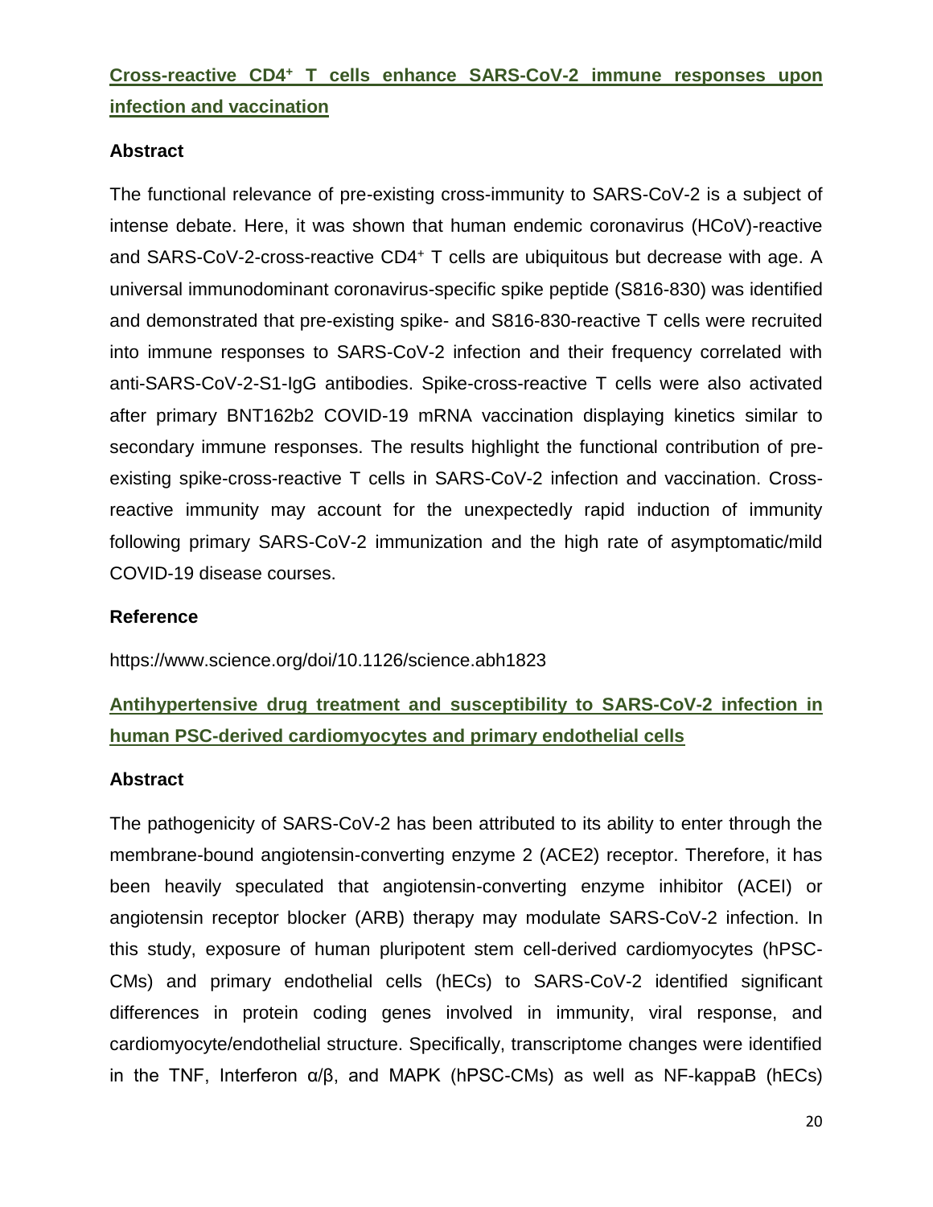## Cross-reactive CD4⁺ T cells enhance SARS-CoV-2 immune responses upon infection and vaccination

### Abstract

The functional relevance of pre-existing cross-immunity to SARS-CoV-2 is a subject of intense debate. Here, it was shown that human endemic coronavirus (HCoV)-reactive and SARS-CoV-2-cross-reactive $CD4^+$ T cells are ubiquitous but decrease with age. A universal immunodominant coronavirus-specific spike peptide (S816-830) was identified and demonstrated that pre-existing spike- and S816-830-reactive T cells were recruited into immune responses to SARS-CoV-2 infection and their frequency correlated with anti-SARS-CoV-2-S1-IgG antibodies. Spike-cross-reactive T cells were also activated after primary BNT162b2 COVID-19 mRNA vaccination displaying kinetics similar to secondary immune responses. The results highlight the functional contribution of pre-existing spike-cross-reactive T cells in SARS-CoV-2 infection and vaccination. Cross-reactive immunity may account for the unexpectedly rapid induction of immunity following primary SARS-CoV-2 immunization and the high rate of asymptomatic/mild COVID-19 disease courses.

### Reference

https://www.science.org/doi/10.1126/science.abh1823

## Antihypertensive drug treatment and susceptibility to SARS-CoV-2 infection in human PSC-derived cardiomyocytes and primary endothelial cells

### Abstract

The pathogenicity of SARS-CoV-2 has been attributed to its ability to enter through the membrane-bound angiotensin-converting enzyme 2 (ACE2) receptor. Therefore, it has been heavily speculated that angiotensin-converting enzyme inhibitor (ACEI) or angiotensin receptor blocker (ARB) therapy may modulate SARS-CoV-2 infection. In this study, exposure of human pluripotent stem cell-derived cardiomyocytes (hPSC-CMs) and primary endothelial cells (hECs) to SARS-CoV-2 identified significant differences in protein coding genes involved in immunity, viral response, and cardiomyocyte/endothelial structure. Specifically, transcriptome changes were identified in the TNF, Interferon α/β, and MAPK (hPSC-CMs) as well as NF-kappaB (hECs)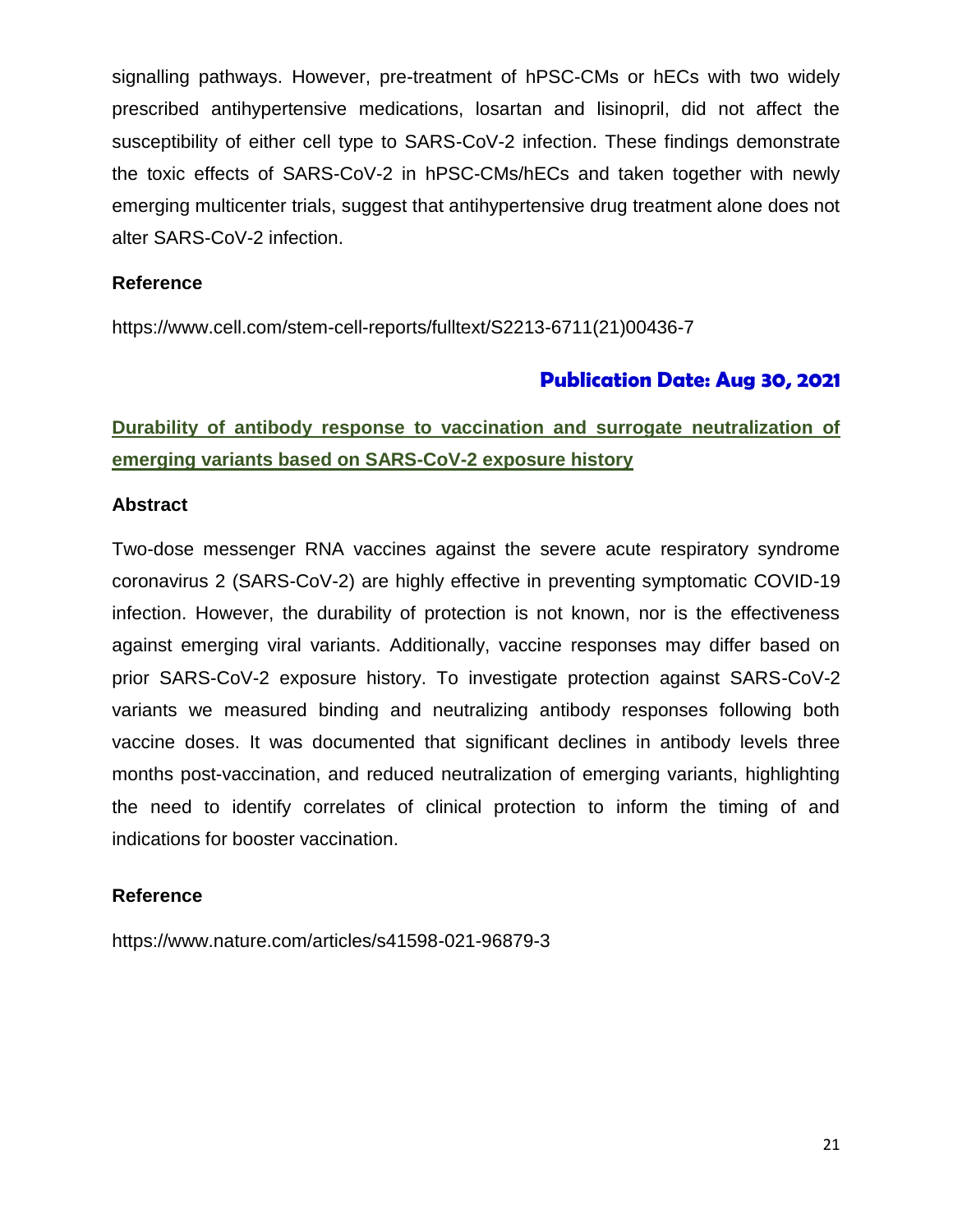signalling pathways. However, pre-treatment of hPSC-CMs or hECs with two widely prescribed antihypertensive medications, losartan and lisinopril, did not affect the susceptibility of either cell type to SARS-CoV-2 infection. These findings demonstrate the toxic effects of SARS-CoV-2 in hPSC-CMs/hECs and taken together with newly emerging multicenter trials, suggest that antihypertensive drug treatment alone does not alter SARS-CoV-2 infection.

**Reference**

https://www.cell.com/stem-cell-reports/fulltext/S2213-6711(21)00436-7

**Publication Date: Aug 30, 2021**

## Durability of antibody response to vaccination and surrogate neutralization of emerging variants based on SARS-CoV-2 exposure history

**Abstract**

Two-dose messenger RNA vaccines against the severe acute respiratory syndrome coronavirus 2 (SARS-CoV-2) are highly effective in preventing symptomatic COVID-19 infection. However, the durability of protection is not known, nor is the effectiveness against emerging viral variants. Additionally, vaccine responses may differ based on prior SARS-CoV-2 exposure history. To investigate protection against SARS-CoV-2 variants we measured binding and neutralizing antibody responses following both vaccine doses. It was documented that significant declines in antibody levels three months post-vaccination, and reduced neutralization of emerging variants, highlighting the need to identify correlates of clinical protection to inform the timing of and indications for booster vaccination.

**Reference**

https://www.nature.com/articles/s41598-021-96879-3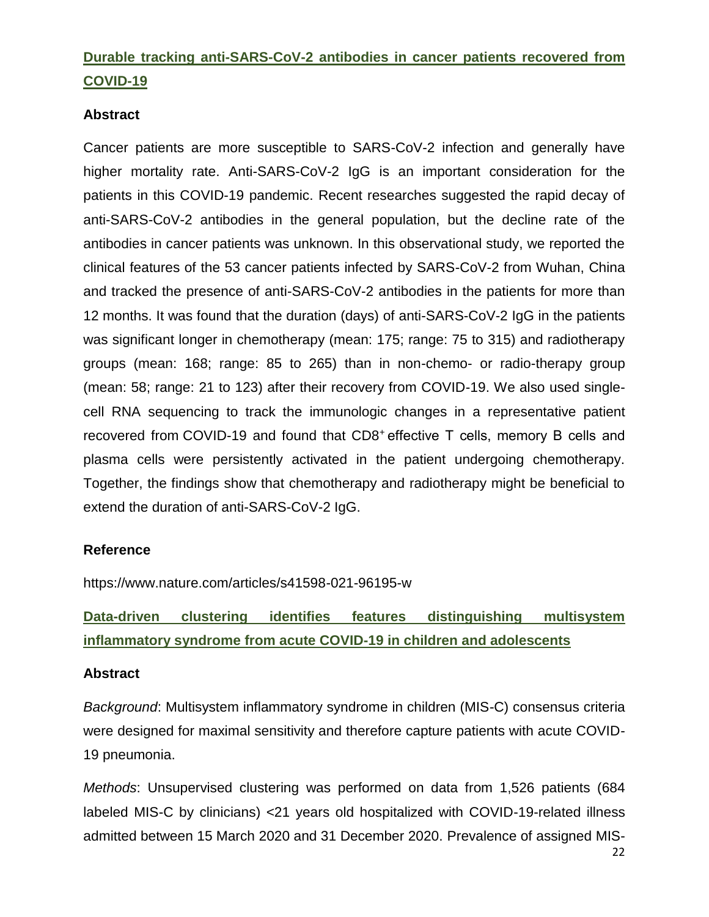## Durable tracking anti-SARS-CoV-2 antibodies in cancer patients recovered from COVID-19

### Abstract

Cancer patients are more susceptible to SARS-CoV-2 infection and generally have higher mortality rate. Anti-SARS-CoV-2 IgG is an important consideration for the patients in this COVID-19 pandemic. Recent researches suggested the rapid decay of anti-SARS-CoV-2 antibodies in the general population, but the decline rate of the antibodies in cancer patients was unknown. In this observational study, we reported the clinical features of the 53 cancer patients infected by SARS-CoV-2 from Wuhan, China and tracked the presence of anti-SARS-CoV-2 antibodies in the patients for more than 12 months. It was found that the duration (days) of anti-SARS-CoV-2 IgG in the patients was significant longer in chemotherapy (mean: 175; range: 75 to 315) and radiotherapy groups (mean: 168; range: 85 to 265) than in non-chemo- or radio-therapy group (mean: 58; range: 21 to 123) after their recovery from COVID-19. We also used single-cell RNA sequencing to track the immunologic changes in a representative patient recovered from COVID-19 and found that $CD8^{+}$ effective T cells, memory B cells and plasma cells were persistently activated in the patient undergoing chemotherapy. Together, the findings show that chemotherapy and radiotherapy might be beneficial to extend the duration of anti-SARS-CoV-2 IgG.

### Reference

https://www.nature.com/articles/s41598-021-96195-w

## Data-driven clustering identifies features distinguishing multisystem inflammatory syndrome from acute COVID-19 in children and adolescents

### Abstract

*Background*: Multisystem inflammatory syndrome in children (MIS-C) consensus criteria were designed for maximal sensitivity and therefore capture patients with acute COVID-19 pneumonia.

*Methods*: Unsupervised clustering was performed on data from 1,526 patients (684 labeled MIS-C by clinicians) <21 years old hospitalized with COVID-19-related illness admitted between 15 March 2020 and 31 December 2020. Prevalence of assigned MIS-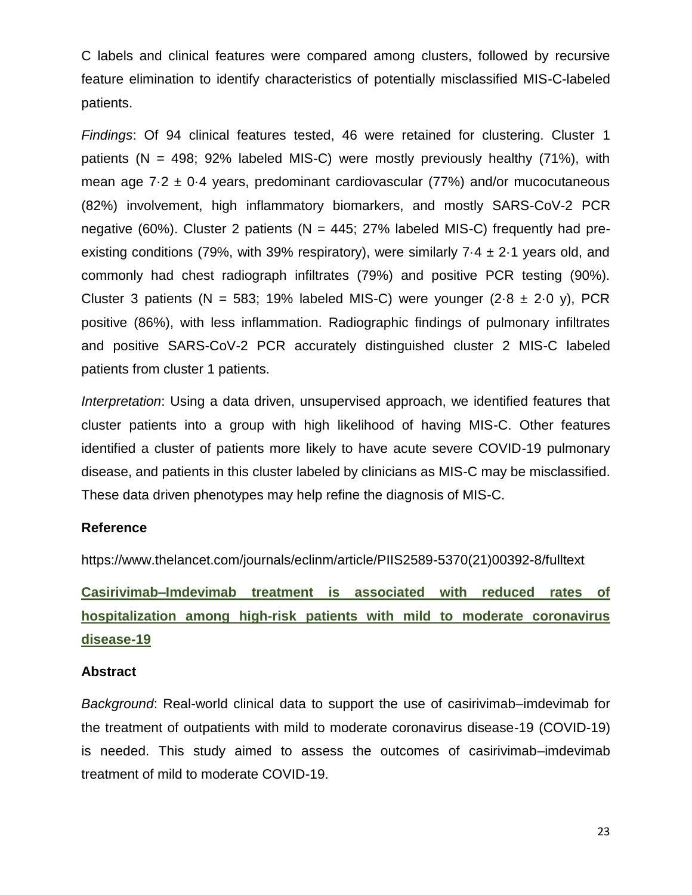C labels and clinical features were compared among clusters, followed by recursive feature elimination to identify characteristics of potentially misclassified MIS-C-labeled patients.

*Findings*: Of 94 clinical features tested, 46 were retained for clustering. Cluster 1 patients (N = 498; 92% labeled MIS-C) were mostly previously healthy (71%), with mean age 7·2 ± 0·4 years, predominant cardiovascular (77%) and/or mucocutaneous (82%) involvement, high inflammatory biomarkers, and mostly SARS-CoV-2 PCR negative (60%). Cluster 2 patients (N = 445; 27% labeled MIS-C) frequently had pre-existing conditions (79%, with 39% respiratory), were similarly 7·4 ± 2·1 years old, and commonly had chest radiograph infiltrates (79%) and positive PCR testing (90%). Cluster 3 patients (N = 583; 19% labeled MIS-C) were younger (2·8 ± 2·0 y), PCR positive (86%), with less inflammation. Radiographic findings of pulmonary infiltrates and positive SARS-CoV-2 PCR accurately distinguished cluster 2 MIS-C labeled patients from cluster 1 patients.

*Interpretation*: Using a data driven, unsupervised approach, we identified features that cluster patients into a group with high likelihood of having MIS-C. Other features identified a cluster of patients more likely to have acute severe COVID-19 pulmonary disease, and patients in this cluster labeled by clinicians as MIS-C may be misclassified. These data driven phenotypes may help refine the diagnosis of MIS-C.

**Reference**

https://www.thelancet.com/journals/eclinm/article/PIIS2589-5370(21)00392-8/fulltext

## Casirivimab–Imdevimab treatment is associated with reduced rates of hospitalization among high-risk patients with mild to moderate coronavirus disease-19

**Abstract**

*Background*: Real-world clinical data to support the use of casirivimab–imdevimab for the treatment of outpatients with mild to moderate coronavirus disease-19 (COVID-19) is needed. This study aimed to assess the outcomes of casirivimab–imdevimab treatment of mild to moderate COVID-19.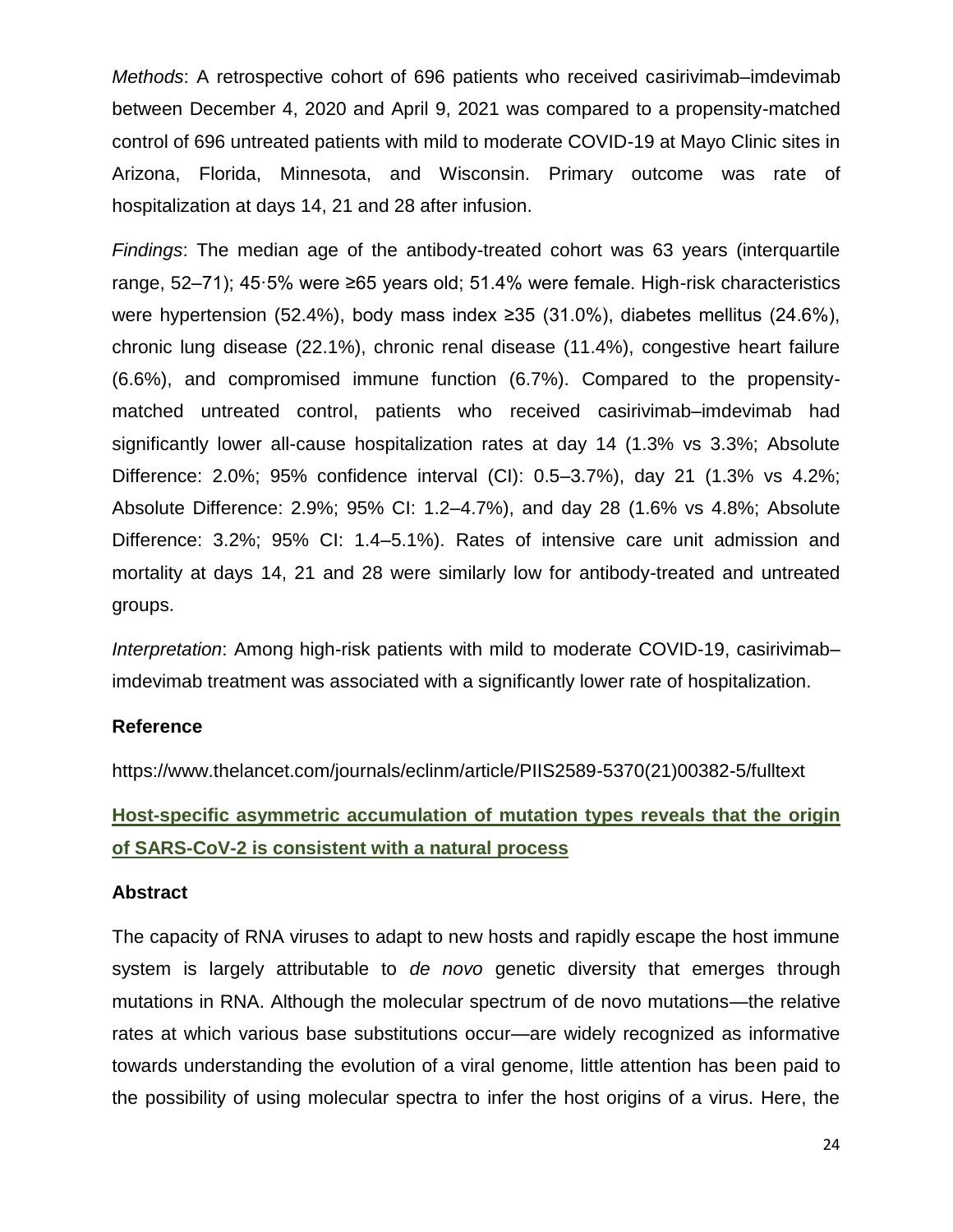*Methods*: A retrospective cohort of 696 patients who received casirivimab–imdevimab between December 4, 2020 and April 9, 2021 was compared to a propensity-matched control of 696 untreated patients with mild to moderate COVID-19 at Mayo Clinic sites in Arizona, Florida, Minnesota, and Wisconsin. Primary outcome was rate of hospitalization at days 14, 21 and 28 after infusion.

*Findings*: The median age of the antibody-treated cohort was 63 years (interquartile range, 52–71); 45·5% were ≥65 years old; 51.4% were female. High-risk characteristics were hypertension (52.4%), body mass index ≥35 (31.0%), diabetes mellitus (24.6%), chronic lung disease (22.1%), chronic renal disease (11.4%), congestive heart failure (6.6%), and compromised immune function (6.7%). Compared to the propensity-matched untreated control, patients who received casirivimab–imdevimab had significantly lower all-cause hospitalization rates at day 14 (1.3% vs 3.3%; Absolute Difference: 2.0%; 95% confidence interval (CI): 0.5–3.7%), day 21 (1.3% vs 4.2%; Absolute Difference: 2.9%; 95% CI: 1.2–4.7%), and day 28 (1.6% vs 4.8%; Absolute Difference: 3.2%; 95% CI: 1.4–5.1%). Rates of intensive care unit admission and mortality at days 14, 21 and 28 were similarly low for antibody-treated and untreated groups.

*Interpretation*: Among high-risk patients with mild to moderate COVID-19, casirivimab–imdevimab treatment was associated with a significantly lower rate of hospitalization.

**Reference**

https://www.thelancet.com/journals/eclinm/article/PIIS2589-5370(21)00382-5/fulltext

## Host-specific asymmetric accumulation of mutation types reveals that the origin of SARS-CoV-2 is consistent with a natural process

**Abstract**

The capacity of RNA viruses to adapt to new hosts and rapidly escape the host immune system is largely attributable to *de novo* genetic diversity that emerges through mutations in RNA. Although the molecular spectrum of de novo mutations—the relative rates at which various base substitutions occur—are widely recognized as informative towards understanding the evolution of a viral genome, little attention has been paid to the possibility of using molecular spectra to infer the host origins of a virus. Here, the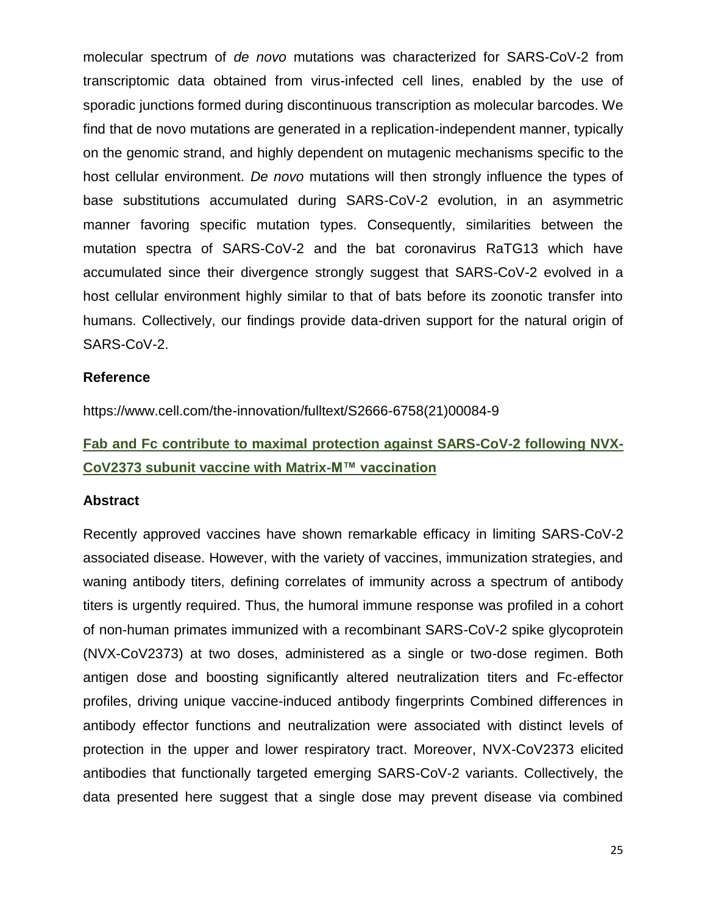molecular spectrum of *de novo* mutations was characterized for SARS-CoV-2 from transcriptomic data obtained from virus-infected cell lines, enabled by the use of sporadic junctions formed during discontinuous transcription as molecular barcodes. We find that de novo mutations are generated in a replication-independent manner, typically on the genomic strand, and highly dependent on mutagenic mechanisms specific to the host cellular environment. *De novo* mutations will then strongly influence the types of base substitutions accumulated during SARS-CoV-2 evolution, in an asymmetric manner favoring specific mutation types. Consequently, similarities between the mutation spectra of SARS-CoV-2 and the bat coronavirus RaTG13 which have accumulated since their divergence strongly suggest that SARS-CoV-2 evolved in a host cellular environment highly similar to that of bats before its zoonotic transfer into humans. Collectively, our findings provide data-driven support for the natural origin of SARS-CoV-2.

### Reference

https://www.cell.com/the-innovation/fulltext/S2666-6758(21)00084-9

## Fab and Fc contribute to maximal protection against SARS-CoV-2 following NVX-CoV2373 subunit vaccine with Matrix-M™ vaccination

### Abstract

Recently approved vaccines have shown remarkable efficacy in limiting SARS-CoV-2 associated disease. However, with the variety of vaccines, immunization strategies, and waning antibody titers, defining correlates of immunity across a spectrum of antibody titers is urgently required. Thus, the humoral immune response was profiled in a cohort of non-human primates immunized with a recombinant SARS-CoV-2 spike glycoprotein (NVX-CoV2373) at two doses, administered as a single or two-dose regimen. Both antigen dose and boosting significantly altered neutralization titers and Fc-effector profiles, driving unique vaccine-induced antibody fingerprints Combined differences in antibody effector functions and neutralization were associated with distinct levels of protection in the upper and lower respiratory tract. Moreover, NVX-CoV2373 elicited antibodies that functionally targeted emerging SARS-CoV-2 variants. Collectively, the data presented here suggest that a single dose may prevent disease via combined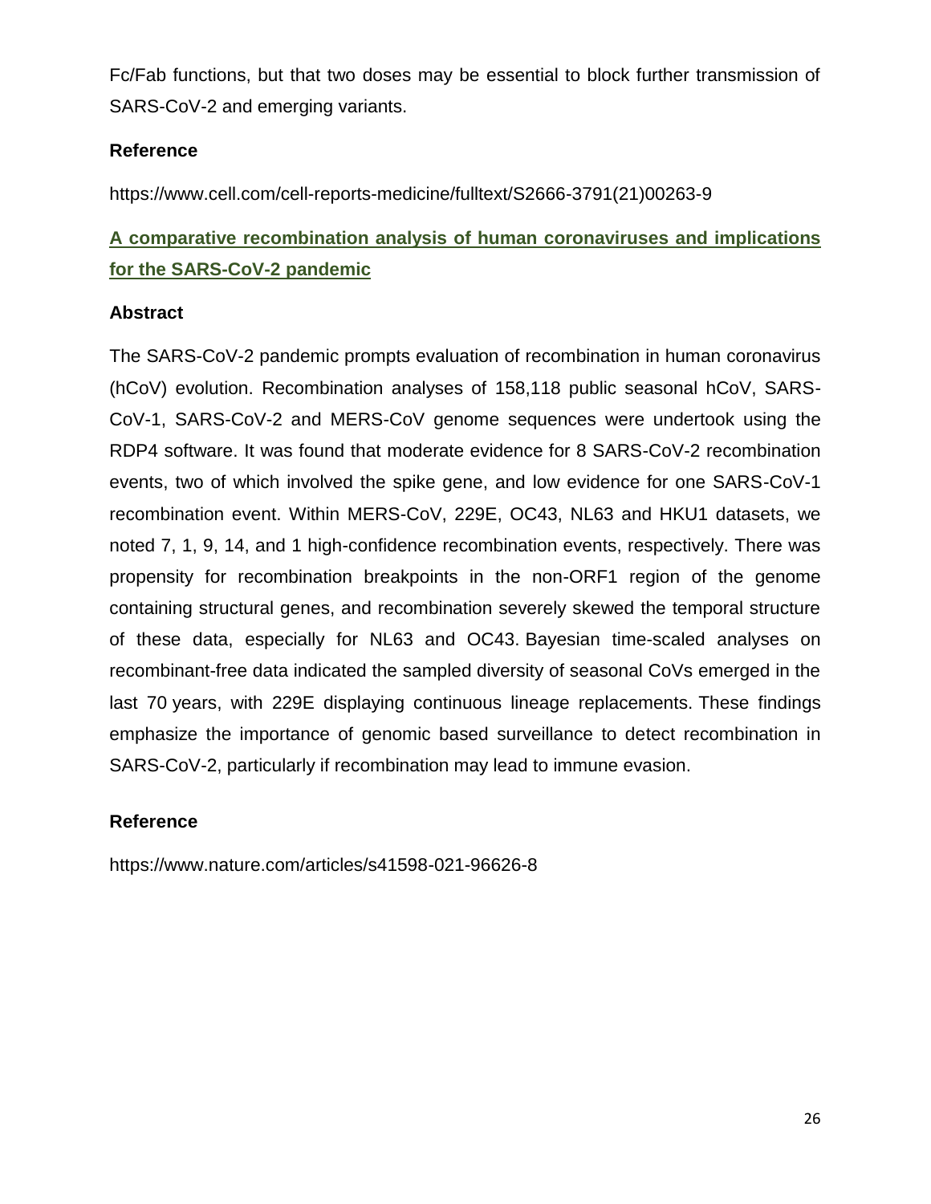Fc/Fab functions, but that two doses may be essential to block further transmission of SARS-CoV-2 and emerging variants.

**Reference**

https://www.cell.com/cell-reports-medicine/fulltext/S2666-3791(21)00263-9

## A comparative recombination analysis of human coronaviruses and implications for the SARS-CoV-2 pandemic

**Abstract**

The SARS-CoV-2 pandemic prompts evaluation of recombination in human coronavirus (hCoV) evolution. Recombination analyses of 158,118 public seasonal hCoV, SARS-CoV-1, SARS-CoV-2 and MERS-CoV genome sequences were undertook using the RDP4 software. It was found that moderate evidence for 8 SARS-CoV-2 recombination events, two of which involved the spike gene, and low evidence for one SARS-CoV-1 recombination event. Within MERS-CoV, 229E, OC43, NL63 and HKU1 datasets, we noted 7, 1, 9, 14, and 1 high-confidence recombination events, respectively. There was propensity for recombination breakpoints in the non-ORF1 region of the genome containing structural genes, and recombination severely skewed the temporal structure of these data, especially for NL63 and OC43. Bayesian time-scaled analyses on recombinant-free data indicated the sampled diversity of seasonal CoVs emerged in the last 70 years, with 229E displaying continuous lineage replacements. These findings emphasize the importance of genomic based surveillance to detect recombination in SARS-CoV-2, particularly if recombination may lead to immune evasion.

**Reference**

https://www.nature.com/articles/s41598-021-96626-8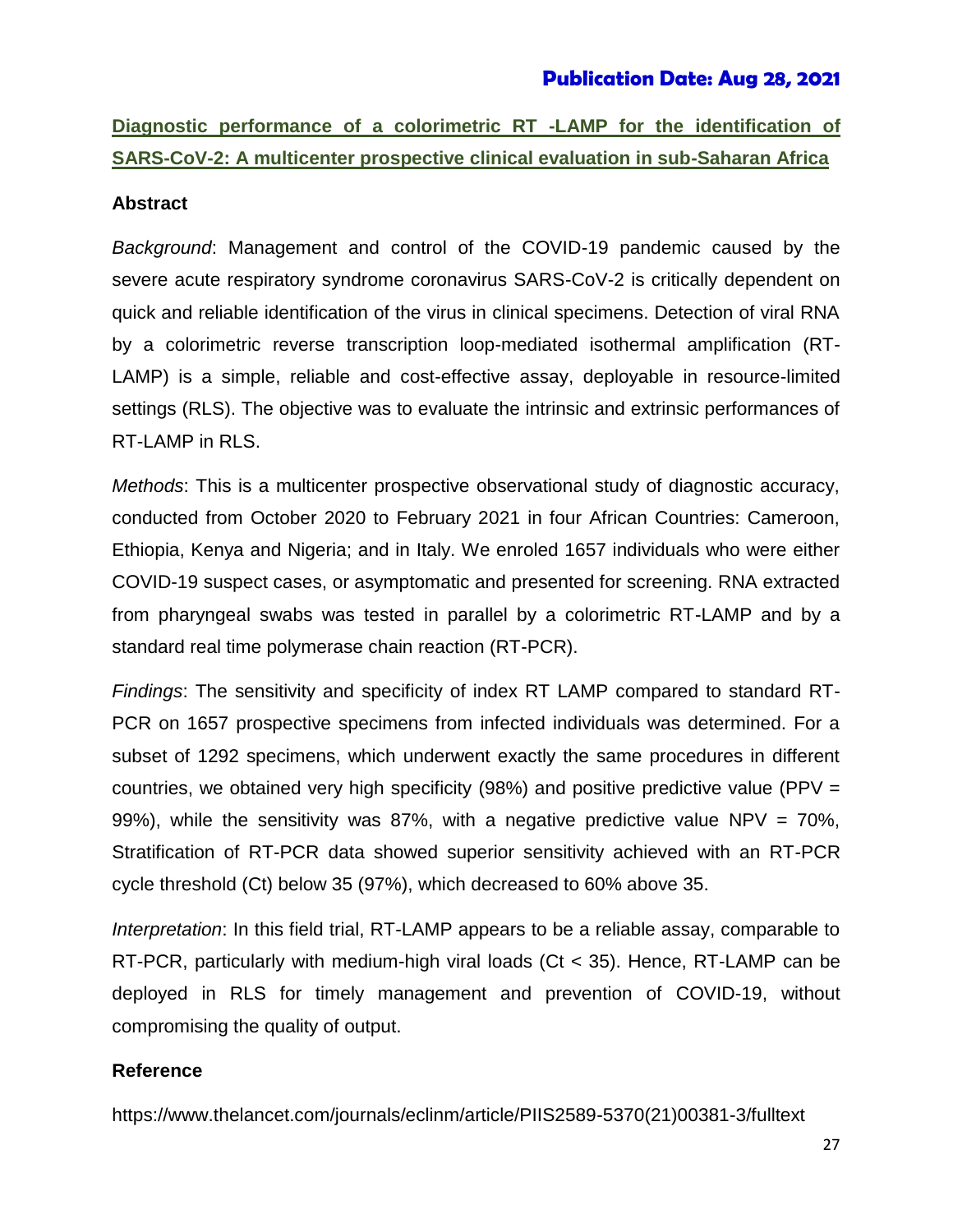**Publication Date: Aug 28, 2021**

## Diagnostic performance of a colorimetric RT -LAMP for the identification of SARS-CoV-2: A multicenter prospective clinical evaluation in sub-Saharan Africa

### Abstract

*Background*: Management and control of the COVID-19 pandemic caused by the severe acute respiratory syndrome coronavirus SARS-CoV-2 is critically dependent on quick and reliable identification of the virus in clinical specimens. Detection of viral RNA by a colorimetric reverse transcription loop-mediated isothermal amplification (RT-LAMP) is a simple, reliable and cost-effective assay, deployable in resource-limited settings (RLS). The objective was to evaluate the intrinsic and extrinsic performances of RT-LAMP in RLS.

*Methods*: This is a multicenter prospective observational study of diagnostic accuracy, conducted from October 2020 to February 2021 in four African Countries: Cameroon, Ethiopia, Kenya and Nigeria; and in Italy. We enroled 1657 individuals who were either COVID-19 suspect cases, or asymptomatic and presented for screening. RNA extracted from pharyngeal swabs was tested in parallel by a colorimetric RT-LAMP and by a standard real time polymerase chain reaction (RT-PCR).

*Findings*: The sensitivity and specificity of index RT LAMP compared to standard RT-PCR on 1657 prospective specimens from infected individuals was determined. For a subset of 1292 specimens, which underwent exactly the same procedures in different countries, we obtained very high specificity (98%) and positive predictive value (PPV = 99%), while the sensitivity was 87%, with a negative predictive value NPV = 70%, Stratification of RT-PCR data showed superior sensitivity achieved with an RT-PCR cycle threshold (Ct) below 35 (97%), which decreased to 60% above 35.

*Interpretation*: In this field trial, RT-LAMP appears to be a reliable assay, comparable to RT-PCR, particularly with medium-high viral loads (Ct < 35). Hence, RT-LAMP can be deployed in RLS for timely management and prevention of COVID-19, without compromising the quality of output.

### Reference

https://www.thelancet.com/journals/eclinm/article/PIIS2589-5370(21)00381-3/fulltext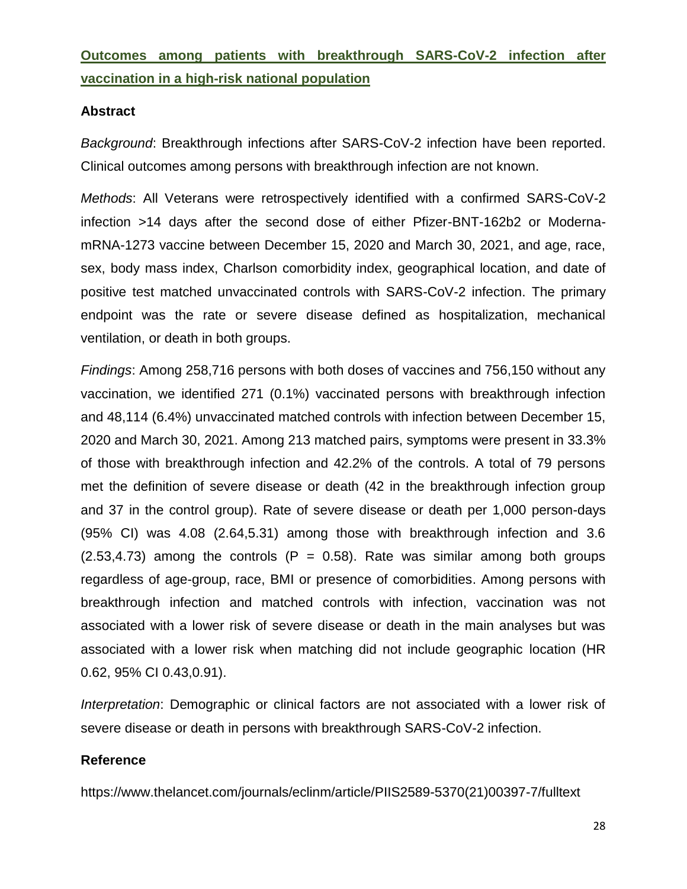## Outcomes among patients with breakthrough SARS-CoV-2 infection after vaccination in a high-risk national population

### Abstract

*Background*: Breakthrough infections after SARS-CoV-2 infection have been reported. Clinical outcomes among persons with breakthrough infection are not known.

*Methods*: All Veterans were retrospectively identified with a confirmed SARS-CoV-2 infection >14 days after the second dose of either Pfizer-BNT-162b2 or Moderna-mRNA-1273 vaccine between December 15, 2020 and March 30, 2021, and age, race, sex, body mass index, Charlson comorbidity index, geographical location, and date of positive test matched unvaccinated controls with SARS-CoV-2 infection. The primary endpoint was the rate or severe disease defined as hospitalization, mechanical ventilation, or death in both groups.

*Findings*: Among 258,716 persons with both doses of vaccines and 756,150 without any vaccination, we identified 271 (0.1%) vaccinated persons with breakthrough infection and 48,114 (6.4%) unvaccinated matched controls with infection between December 15, 2020 and March 30, 2021. Among 213 matched pairs, symptoms were present in 33.3% of those with breakthrough infection and 42.2% of the controls. A total of 79 persons met the definition of severe disease or death (42 in the breakthrough infection group and 37 in the control group). Rate of severe disease or death per 1,000 person-days (95% CI) was 4.08 (2.64,5.31) among those with breakthrough infection and 3.6 (2.53,4.73) among the controls ($P = 0.58$). Rate was similar among both groups regardless of age-group, race, BMI or presence of comorbidities. Among persons with breakthrough infection and matched controls with infection, vaccination was not associated with a lower risk of severe disease or death in the main analyses but was associated with a lower risk when matching did not include geographic location (HR 0.62, 95% CI 0.43,0.91).

*Interpretation*: Demographic or clinical factors are not associated with a lower risk of severe disease or death in persons with breakthrough SARS-CoV-2 infection.

### Reference

https://www.thelancet.com/journals/eclinm/article/PIIS2589-5370(21)00397-7/fulltext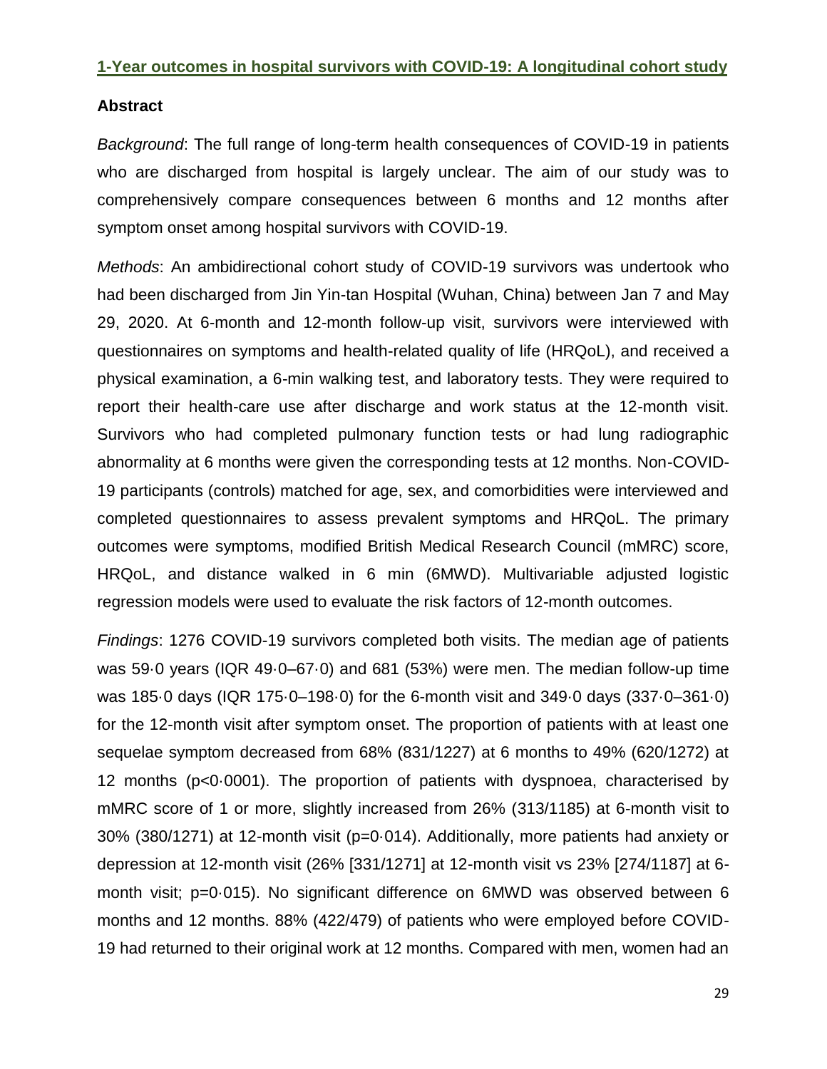## 1-Year outcomes in hospital survivors with COVID-19: A longitudinal cohort study

### Abstract

*Background*: The full range of long-term health consequences of COVID-19 in patients who are discharged from hospital is largely unclear. The aim of our study was to comprehensively compare consequences between 6 months and 12 months after symptom onset among hospital survivors with COVID-19.

*Methods*: An ambidirectional cohort study of COVID-19 survivors was undertook who had been discharged from Jin Yin-tan Hospital (Wuhan, China) between Jan 7 and May 29, 2020. At 6-month and 12-month follow-up visit, survivors were interviewed with questionnaires on symptoms and health-related quality of life (HRQoL), and received a physical examination, a 6-min walking test, and laboratory tests. They were required to report their health-care use after discharge and work status at the 12-month visit. Survivors who had completed pulmonary function tests or had lung radiographic abnormality at 6 months were given the corresponding tests at 12 months. Non-COVID-19 participants (controls) matched for age, sex, and comorbidities were interviewed and completed questionnaires to assess prevalent symptoms and HRQoL. The primary outcomes were symptoms, modified British Medical Research Council (mMRC) score, HRQoL, and distance walked in 6 min (6MWD). Multivariable adjusted logistic regression models were used to evaluate the risk factors of 12-month outcomes.

*Findings*: 1276 COVID-19 survivors completed both visits. The median age of patients was 59·0 years (IQR 49·0–67·0) and 681 (53%) were men. The median follow-up time was 185·0 days (IQR 175·0–198·0) for the 6-month visit and 349·0 days (337·0–361·0) for the 12-month visit after symptom onset. The proportion of patients with at least one sequelae symptom decreased from 68% (831/1227) at 6 months to 49% (620/1272) at 12 months ($p<0·0001$). The proportion of patients with dyspnoea, characterised by mMRC score of 1 or more, slightly increased from 26% (313/1185) at 6-month visit to 30% (380/1271) at 12-month visit ($p=0·014$). Additionally, more patients had anxiety or depression at 12-month visit (26% [331/1271] at 12-month visit vs 23% [274/1187] at 6-month visit; $p=0·015$). No significant difference on 6MWD was observed between 6 months and 12 months. 88% (422/479) of patients who were employed before COVID-19 had returned to their original work at 12 months. Compared with men, women had an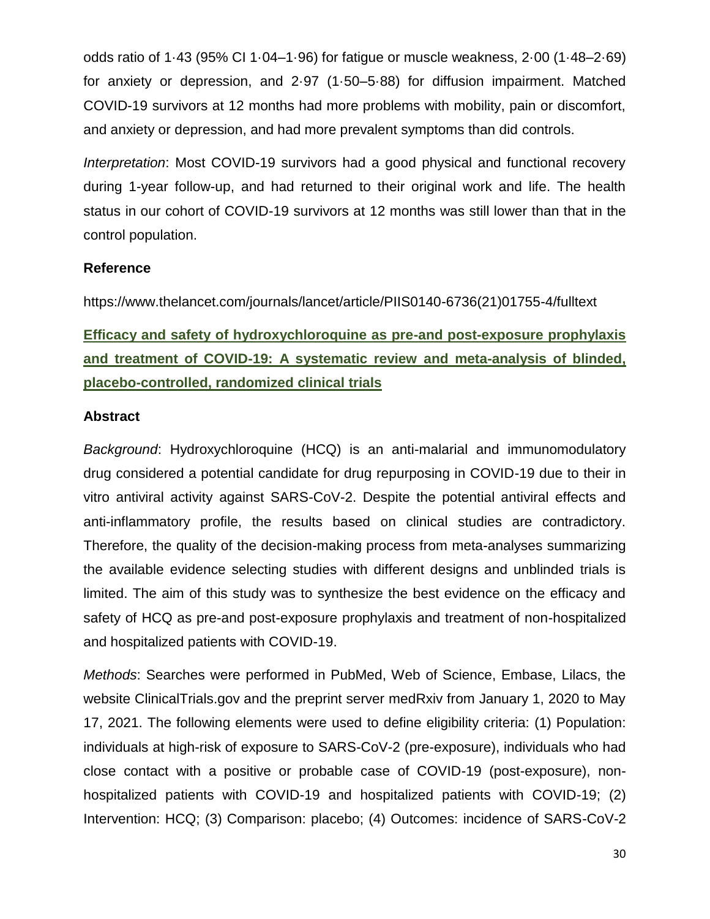odds ratio of 1·43 (95% CI 1·04–1·96) for fatigue or muscle weakness, 2·00 (1·48–2·69) for anxiety or depression, and 2·97 (1·50–5·88) for diffusion impairment. Matched COVID-19 survivors at 12 months had more problems with mobility, pain or discomfort, and anxiety or depression, and had more prevalent symptoms than did controls.

*Interpretation*: Most COVID-19 survivors had a good physical and functional recovery during 1-year follow-up, and had returned to their original work and life. The health status in our cohort of COVID-19 survivors at 12 months was still lower than that in the control population.

**Reference**

https://www.thelancet.com/journals/lancet/article/PIIS0140-6736(21)01755-4/fulltext

## Efficacy and safety of hydroxychloroquine as pre-and post-exposure prophylaxis and treatment of COVID-19: A systematic review and meta-analysis of blinded, placebo-controlled, randomized clinical trials

**Abstract**

*Background*: Hydroxychloroquine (HCQ) is an anti-malarial and immunomodulatory drug considered a potential candidate for drug repurposing in COVID-19 due to their in vitro antiviral activity against SARS-CoV-2. Despite the potential antiviral effects and anti-inflammatory profile, the results based on clinical studies are contradictory. Therefore, the quality of the decision-making process from meta-analyses summarizing the available evidence selecting studies with different designs and unblinded trials is limited. The aim of this study was to synthesize the best evidence on the efficacy and safety of HCQ as pre-and post-exposure prophylaxis and treatment of non-hospitalized and hospitalized patients with COVID-19.

*Methods*: Searches were performed in PubMed, Web of Science, Embase, Lilacs, the website ClinicalTrials.gov and the preprint server medRxiv from January 1, 2020 to May 17, 2021. The following elements were used to define eligibility criteria: (1) Population: individuals at high-risk of exposure to SARS-CoV-2 (pre-exposure), individuals who had close contact with a positive or probable case of COVID-19 (post-exposure), non-hospitalized patients with COVID-19 and hospitalized patients with COVID-19; (2) Intervention: HCQ; (3) Comparison: placebo; (4) Outcomes: incidence of SARS-CoV-2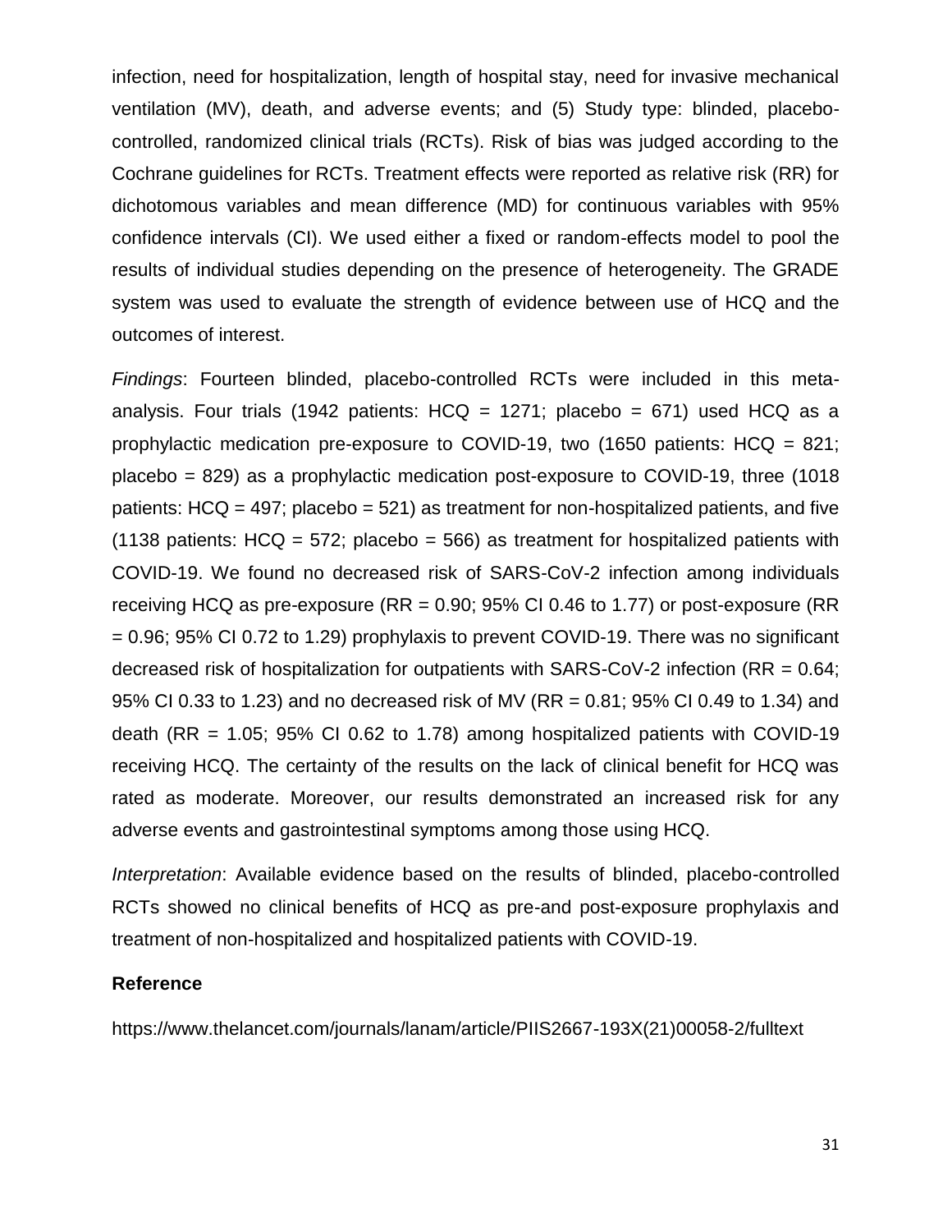infection, need for hospitalization, length of hospital stay, need for invasive mechanical ventilation (MV), death, and adverse events; and (5) Study type: blinded, placebo-controlled, randomized clinical trials (RCTs). Risk of bias was judged according to the Cochrane guidelines for RCTs. Treatment effects were reported as relative risk (RR) for dichotomous variables and mean difference (MD) for continuous variables with 95% confidence intervals (CI). We used either a fixed or random-effects model to pool the results of individual studies depending on the presence of heterogeneity. The GRADE system was used to evaluate the strength of evidence between use of HCQ and the outcomes of interest.

*Findings*: Fourteen blinded, placebo-controlled RCTs were included in this meta-analysis. Four trials (1942 patients: HCQ = 1271; placebo = 671) used HCQ as a prophylactic medication pre-exposure to COVID-19, two (1650 patients: HCQ = 821; placebo = 829) as a prophylactic medication post-exposure to COVID-19, three (1018 patients: HCQ = 497; placebo = 521) as treatment for non-hospitalized patients, and five (1138 patients: HCQ = 572; placebo = 566) as treatment for hospitalized patients with COVID-19. We found no decreased risk of SARS-CoV-2 infection among individuals receiving HCQ as pre-exposure (RR = 0.90; 95% CI 0.46 to 1.77) or post-exposure (RR = 0.96; 95% CI 0.72 to 1.29) prophylaxis to prevent COVID-19. There was no significant decreased risk of hospitalization for outpatients with SARS-CoV-2 infection (RR = 0.64; 95% CI 0.33 to 1.23) and no decreased risk of MV (RR = 0.81; 95% CI 0.49 to 1.34) and death (RR = 1.05; 95% CI 0.62 to 1.78) among hospitalized patients with COVID-19 receiving HCQ. The certainty of the results on the lack of clinical benefit for HCQ was rated as moderate. Moreover, our results demonstrated an increased risk for any adverse events and gastrointestinal symptoms among those using HCQ.

*Interpretation*: Available evidence based on the results of blinded, placebo-controlled RCTs showed no clinical benefits of HCQ as pre-and post-exposure prophylaxis and treatment of non-hospitalized and hospitalized patients with COVID-19.

**Reference**

https://www.thelancet.com/journals/lanam/article/PIIS2667-193X(21)00058-2/fulltext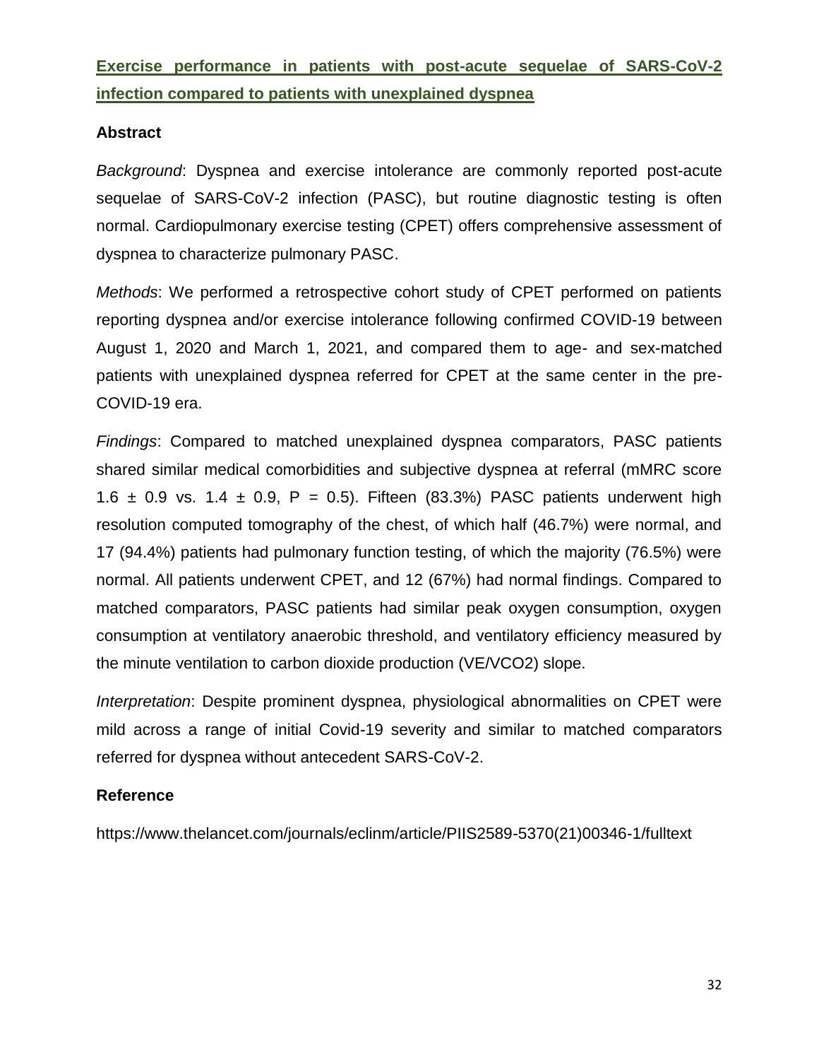## Exercise performance in patients with post-acute sequelae of SARS-CoV-2 infection compared to patients with unexplained dyspnea

### Abstract

*Background*: Dyspnea and exercise intolerance are commonly reported post-acute sequelae of SARS-CoV-2 infection (PASC), but routine diagnostic testing is often normal. Cardiopulmonary exercise testing (CPET) offers comprehensive assessment of dyspnea to characterize pulmonary PASC.

*Methods*: We performed a retrospective cohort study of CPET performed on patients reporting dyspnea and/or exercise intolerance following confirmed COVID-19 between August 1, 2020 and March 1, 2021, and compared them to age- and sex-matched patients with unexplained dyspnea referred for CPET at the same center in the pre-COVID-19 era.

*Findings*: Compared to matched unexplained dyspnea comparators, PASC patients shared similar medical comorbidities and subjective dyspnea at referral (mMRC score $1.6 \pm 0.9$ vs. $1.4 \pm 0.9$, $P = 0.5$). Fifteen (83.3%) PASC patients underwent high resolution computed tomography of the chest, of which half (46.7%) were normal, and 17 (94.4%) patients had pulmonary function testing, of which the majority (76.5%) were normal. All patients underwent CPET, and 12 (67%) had normal findings. Compared to matched comparators, PASC patients had similar peak oxygen consumption, oxygen consumption at ventilatory anaerobic threshold, and ventilatory efficiency measured by the minute ventilation to carbon dioxide production ($VE/VCO_2$) slope.

*Interpretation*: Despite prominent dyspnea, physiological abnormalities on CPET were mild across a range of initial Covid-19 severity and similar to matched comparators referred for dyspnea without antecedent SARS-CoV-2.

### Reference

https://www.thelancet.com/journals/eclinm/article/PIIS2589-5370(21)00346-1/fulltext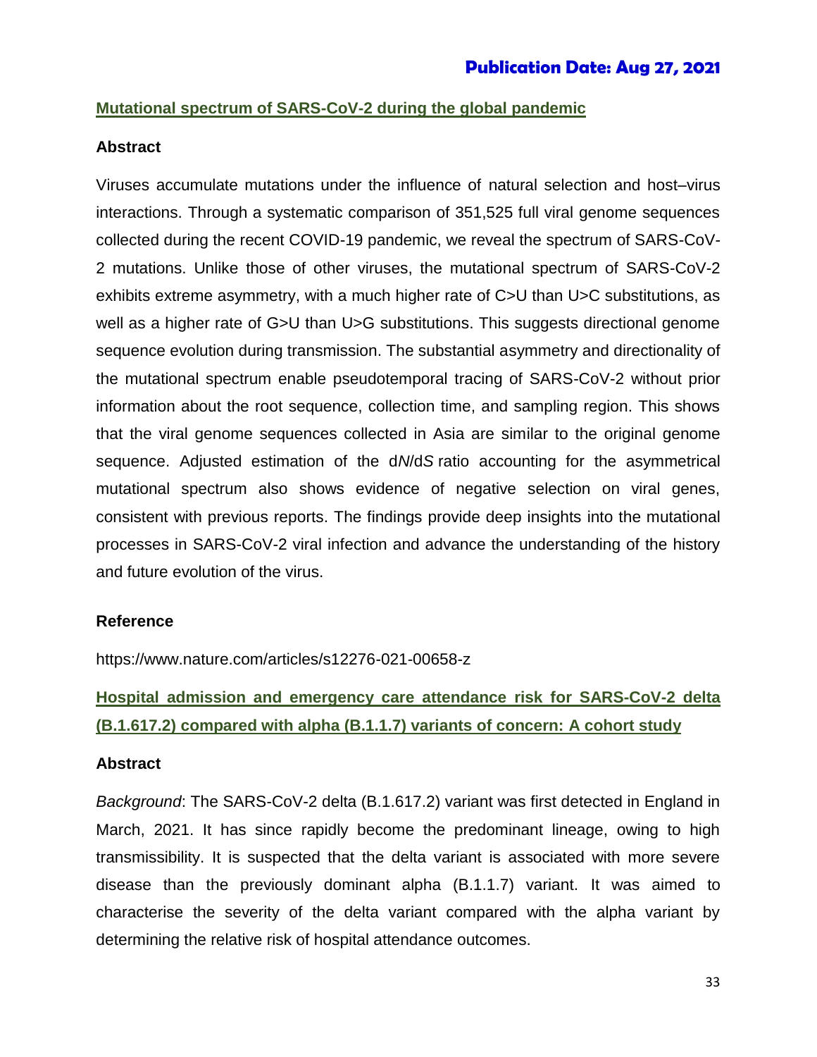**Publication Date: Aug 27, 2021**

## Mutational spectrum of SARS-CoV-2 during the global pandemic

### Abstract

Viruses accumulate mutations under the influence of natural selection and host–virus interactions. Through a systematic comparison of 351,525 full viral genome sequences collected during the recent COVID-19 pandemic, we reveal the spectrum of SARS-CoV-2 mutations. Unlike those of other viruses, the mutational spectrum of SARS-CoV-2 exhibits extreme asymmetry, with a much higher rate of C>U than U>C substitutions, as well as a higher rate of G>U than U>G substitutions. This suggests directional genome sequence evolution during transmission. The substantial asymmetry and directionality of the mutational spectrum enable pseudotemporal tracing of SARS-CoV-2 without prior information about the root sequence, collection time, and sampling region. This shows that the viral genome sequences collected in Asia are similar to the original genome sequence. Adjusted estimation of the d*N*/d*S* ratio accounting for the asymmetrical mutational spectrum also shows evidence of negative selection on viral genes, consistent with previous reports. The findings provide deep insights into the mutational processes in SARS-CoV-2 viral infection and advance the understanding of the history and future evolution of the virus.

### Reference

https://www.nature.com/articles/s12276-021-00658-z

## Hospital admission and emergency care attendance risk for SARS-CoV-2 delta (B.1.617.2) compared with alpha (B.1.1.7) variants of concern: A cohort study

### Abstract

*Background*: The SARS-CoV-2 delta (B.1.617.2) variant was first detected in England in March, 2021. It has since rapidly become the predominant lineage, owing to high transmissibility. It is suspected that the delta variant is associated with more severe disease than the previously dominant alpha (B.1.1.7) variant. It was aimed to characterise the severity of the delta variant compared with the alpha variant by determining the relative risk of hospital attendance outcomes.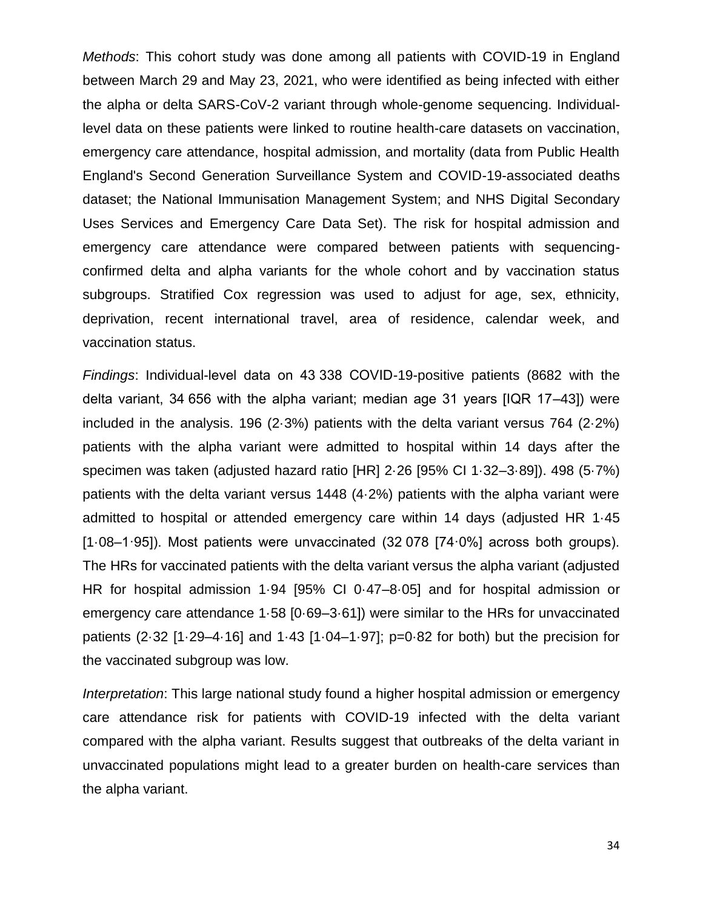*Methods*: This cohort study was done among all patients with COVID-19 in England between March 29 and May 23, 2021, who were identified as being infected with either the alpha or delta SARS-CoV-2 variant through whole-genome sequencing. Individual-level data on these patients were linked to routine health-care datasets on vaccination, emergency care attendance, hospital admission, and mortality (data from Public Health England's Second Generation Surveillance System and COVID-19-associated deaths dataset; the National Immunisation Management System; and NHS Digital Secondary Uses Services and Emergency Care Data Set). The risk for hospital admission and emergency care attendance were compared between patients with sequencing-confirmed delta and alpha variants for the whole cohort and by vaccination status subgroups. Stratified Cox regression was used to adjust for age, sex, ethnicity, deprivation, recent international travel, area of residence, calendar week, and vaccination status.

*Findings*: Individual-level data on 43 338 COVID-19-positive patients (8682 with the delta variant, 34 656 with the alpha variant; median age 31 years [IQR 17–43]) were included in the analysis. 196 (2·3%) patients with the delta variant versus 764 (2·2%) patients with the alpha variant were admitted to hospital within 14 days after the specimen was taken (adjusted hazard ratio [HR] 2·26 [95% CI 1·32–3·89]). 498 (5·7%) patients with the delta variant versus 1448 (4·2%) patients with the alpha variant were admitted to hospital or attended emergency care within 14 days (adjusted HR 1·45 [1·08–1·95]). Most patients were unvaccinated (32 078 [74·0%] across both groups). The HRs for vaccinated patients with the delta variant versus the alpha variant (adjusted HR for hospital admission 1·94 [95% CI 0·47–8·05] and for hospital admission or emergency care attendance 1·58 [0·69–3·61]) were similar to the HRs for unvaccinated patients (2·32 [1·29–4·16] and 1·43 [1·04–1·97]; p=0·82 for both) but the precision for the vaccinated subgroup was low.

*Interpretation*: This large national study found a higher hospital admission or emergency care attendance risk for patients with COVID-19 infected with the delta variant compared with the alpha variant. Results suggest that outbreaks of the delta variant in unvaccinated populations might lead to a greater burden on health-care services than the alpha variant.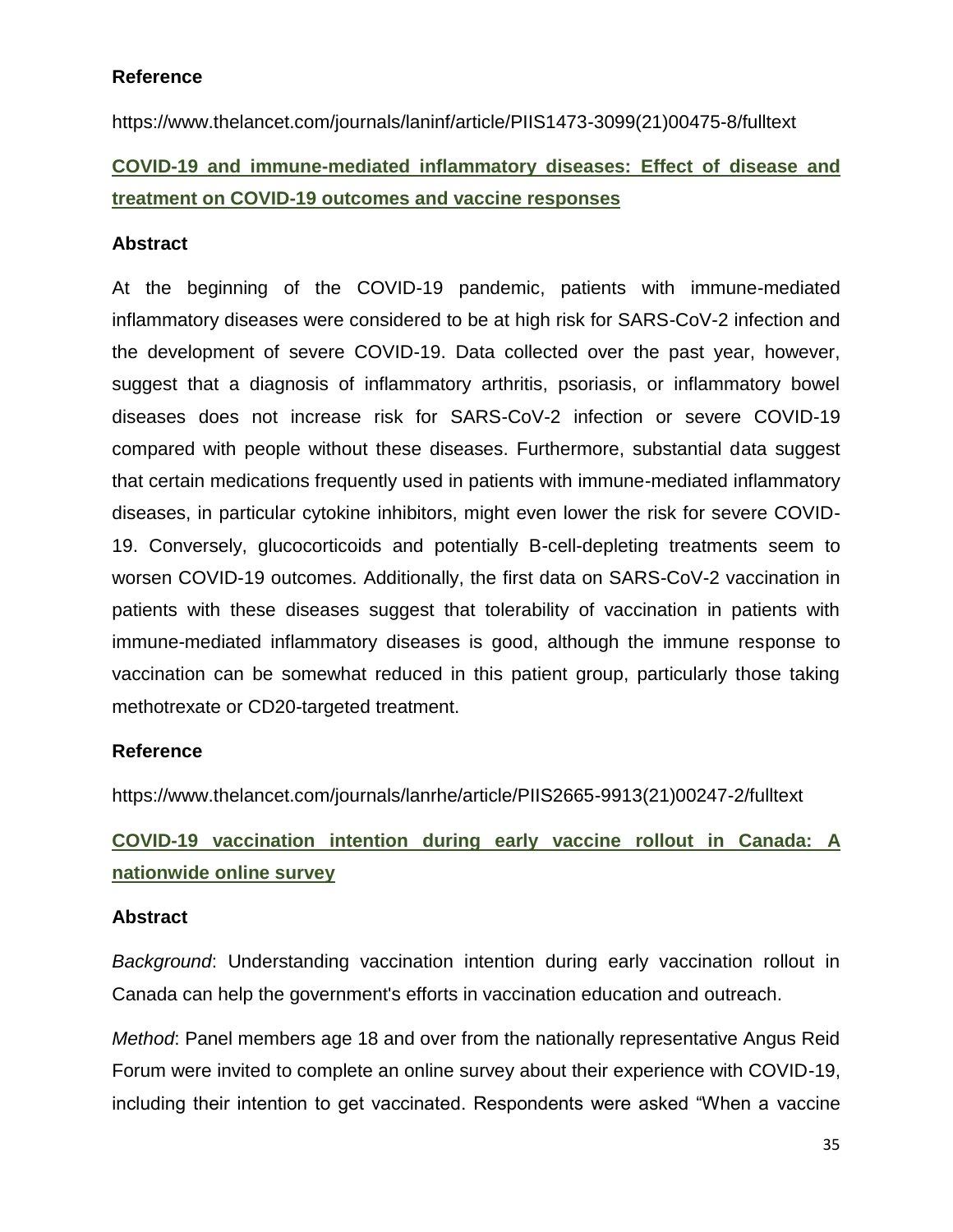### Reference

https://www.thelancet.com/journals/laninf/article/PIIS1473-3099(21)00475-8/fulltext

## COVID-19 and immune-mediated inflammatory diseases: Effect of disease and treatment on COVID-19 outcomes and vaccine responses

### Abstract

At the beginning of the COVID-19 pandemic, patients with immune-mediated inflammatory diseases were considered to be at high risk for SARS-CoV-2 infection and the development of severe COVID-19. Data collected over the past year, however, suggest that a diagnosis of inflammatory arthritis, psoriasis, or inflammatory bowel diseases does not increase risk for SARS-CoV-2 infection or severe COVID-19 compared with people without these diseases. Furthermore, substantial data suggest that certain medications frequently used in patients with immune-mediated inflammatory diseases, in particular cytokine inhibitors, might even lower the risk for severe COVID-19. Conversely, glucocorticoids and potentially B-cell-depleting treatments seem to worsen COVID-19 outcomes. Additionally, the first data on SARS-CoV-2 vaccination in patients with these diseases suggest that tolerability of vaccination in patients with immune-mediated inflammatory diseases is good, although the immune response to vaccination can be somewhat reduced in this patient group, particularly those taking methotrexate or CD20-targeted treatment.

### Reference

https://www.thelancet.com/journals/lanrhe/article/PIIS2665-9913(21)00247-2/fulltext

## COVID-19 vaccination intention during early vaccine rollout in Canada: A nationwide online survey

### Abstract

*Background*: Understanding vaccination intention during early vaccination rollout in Canada can help the government's efforts in vaccination education and outreach.

*Method*: Panel members age 18 and over from the nationally representative Angus Reid Forum were invited to complete an online survey about their experience with COVID-19, including their intention to get vaccinated. Respondents were asked "When a vaccine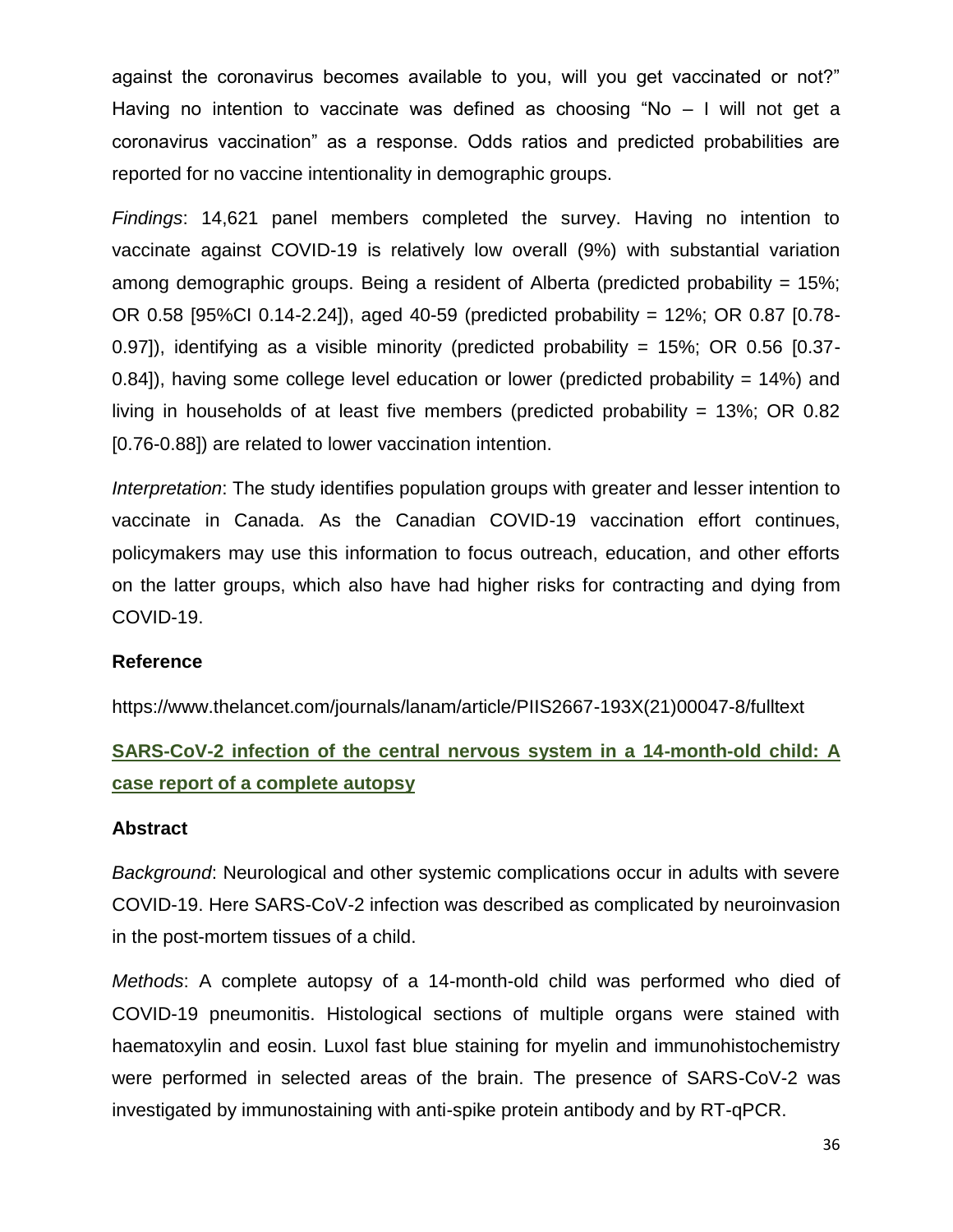against the coronavirus becomes available to you, will you get vaccinated or not?" Having no intention to vaccinate was defined as choosing "No – I will not get a coronavirus vaccination" as a response. Odds ratios and predicted probabilities are reported for no vaccine intentionality in demographic groups.

*Findings*: 14,621 panel members completed the survey. Having no intention to vaccinate against COVID-19 is relatively low overall (9%) with substantial variation among demographic groups. Being a resident of Alberta (predicted probability = 15%; OR 0.58 [95%CI 0.14-2.24]), aged 40-59 (predicted probability = 12%; OR 0.87 [0.78-0.97]), identifying as a visible minority (predicted probability = 15%; OR 0.56 [0.37-0.84]), having some college level education or lower (predicted probability = 14%) and living in households of at least five members (predicted probability = 13%; OR 0.82 [0.76-0.88]) are related to lower vaccination intention.

*Interpretation*: The study identifies population groups with greater and lesser intention to vaccinate in Canada. As the Canadian COVID-19 vaccination effort continues, policymakers may use this information to focus outreach, education, and other efforts on the latter groups, which also have had higher risks for contracting and dying from COVID-19.

**Reference**

https://www.thelancet.com/journals/lanam/article/PIIS2667-193X(21)00047-8/fulltext

## SARS-CoV-2 infection of the central nervous system in a 14-month-old child: A case report of a complete autopsy

**Abstract**

*Background*: Neurological and other systemic complications occur in adults with severe COVID-19. Here SARS-CoV-2 infection was described as complicated by neuroinvasion in the post-mortem tissues of a child.

*Methods*: A complete autopsy of a 14-month-old child was performed who died of COVID-19 pneumonitis. Histological sections of multiple organs were stained with haematoxylin and eosin. Luxol fast blue staining for myelin and immunohistochemistry were performed in selected areas of the brain. The presence of SARS-CoV-2 was investigated by immunostaining with anti-spike protein antibody and by RT-qPCR.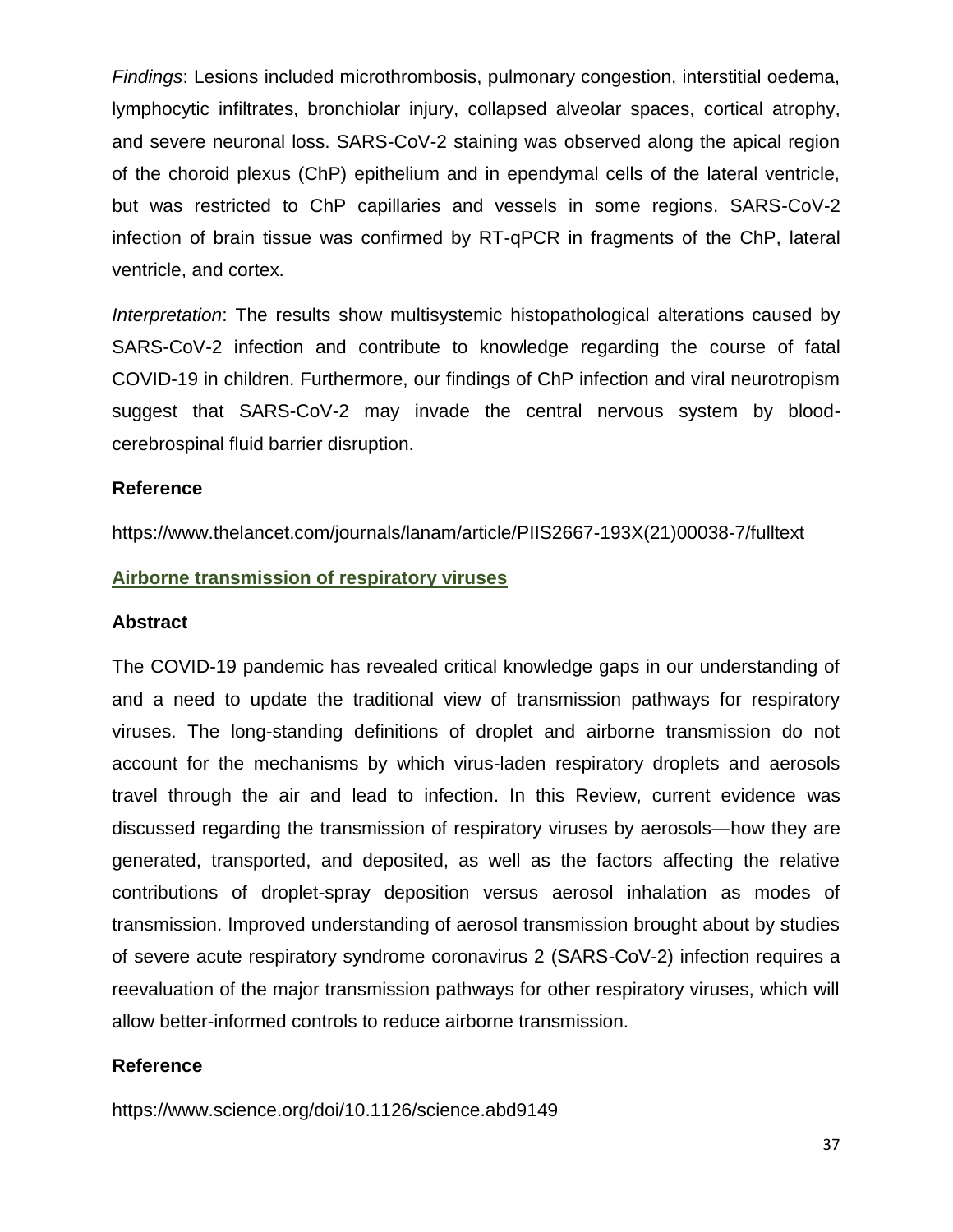*Findings*: Lesions included microthrombosis, pulmonary congestion, interstitial oedema, lymphocytic infiltrates, bronchiolar injury, collapsed alveolar spaces, cortical atrophy, and severe neuronal loss. SARS-CoV-2 staining was observed along the apical region of the choroid plexus (ChP) epithelium and in ependymal cells of the lateral ventricle, but was restricted to ChP capillaries and vessels in some regions. SARS-CoV-2 infection of brain tissue was confirmed by RT-qPCR in fragments of the ChP, lateral ventricle, and cortex.

*Interpretation*: The results show multisystemic histopathological alterations caused by SARS-CoV-2 infection and contribute to knowledge regarding the course of fatal COVID-19 in children. Furthermore, our findings of ChP infection and viral neurotropism suggest that SARS-CoV-2 may invade the central nervous system by blood-cerebrospinal fluid barrier disruption.

**Reference**

https://www.thelancet.com/journals/lanam/article/PIIS2667-193X(21)00038-7/fulltext

## Airborne transmission of respiratory viruses

**Abstract**

The COVID-19 pandemic has revealed critical knowledge gaps in our understanding of and a need to update the traditional view of transmission pathways for respiratory viruses. The long-standing definitions of droplet and airborne transmission do not account for the mechanisms by which virus-laden respiratory droplets and aerosols travel through the air and lead to infection. In this Review, current evidence was discussed regarding the transmission of respiratory viruses by aerosols—how they are generated, transported, and deposited, as well as the factors affecting the relative contributions of droplet-spray deposition versus aerosol inhalation as modes of transmission. Improved understanding of aerosol transmission brought about by studies of severe acute respiratory syndrome coronavirus 2 (SARS-CoV-2) infection requires a reevaluation of the major transmission pathways for other respiratory viruses, which will allow better-informed controls to reduce airborne transmission.

**Reference**

https://www.science.org/doi/10.1126/science.abd9149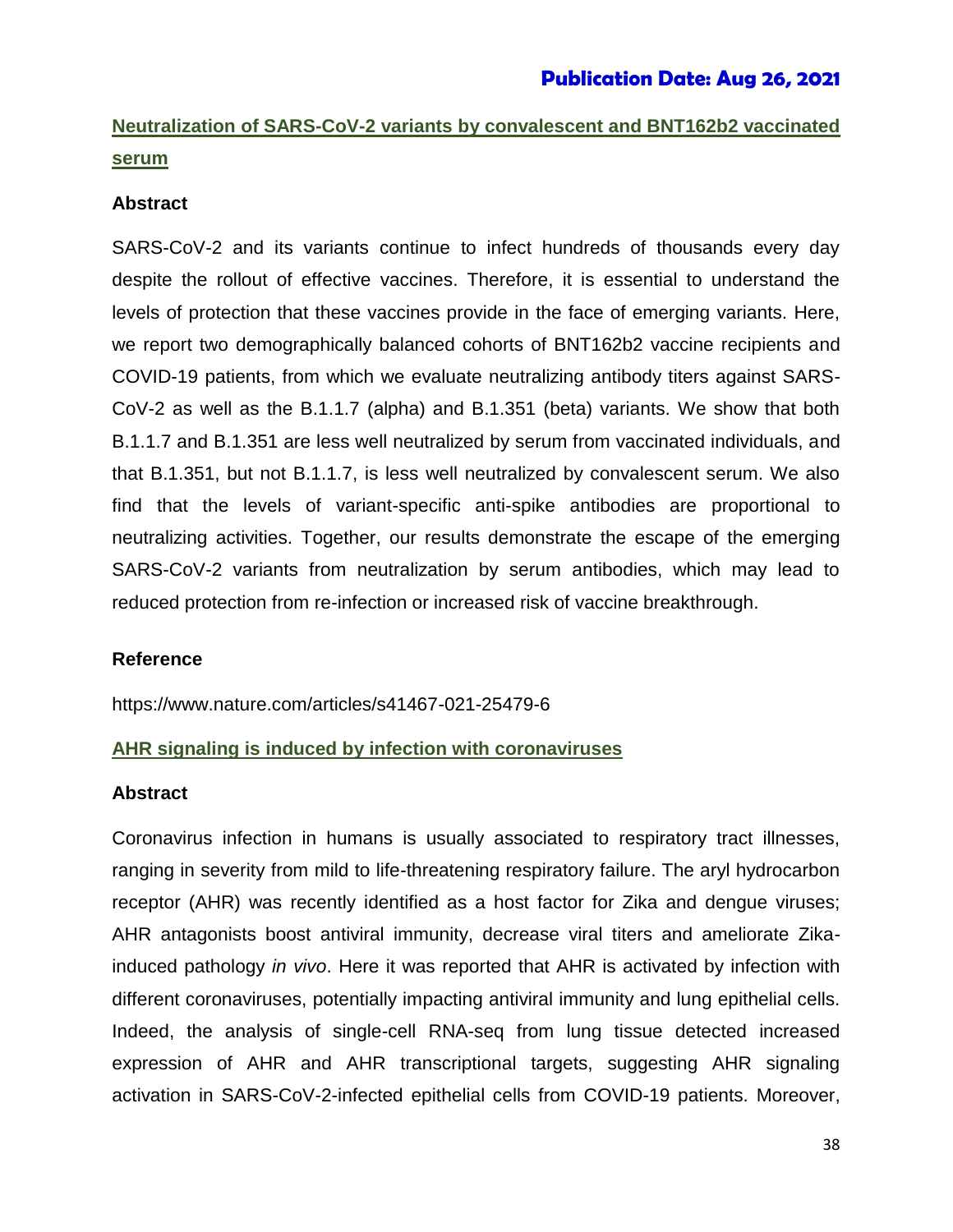**Publication Date: Aug 26, 2021**

## Neutralization of SARS-CoV-2 variants by convalescent and BNT162b2 vaccinated serum

### Abstract

SARS-CoV-2 and its variants continue to infect hundreds of thousands every day despite the rollout of effective vaccines. Therefore, it is essential to understand the levels of protection that these vaccines provide in the face of emerging variants. Here, we report two demographically balanced cohorts of BNT162b2 vaccine recipients and COVID-19 patients, from which we evaluate neutralizing antibody titers against SARS-CoV-2 as well as the B.1.1.7 (alpha) and B.1.351 (beta) variants. We show that both B.1.1.7 and B.1.351 are less well neutralized by serum from vaccinated individuals, and that B.1.351, but not B.1.1.7, is less well neutralized by convalescent serum. We also find that the levels of variant-specific anti-spike antibodies are proportional to neutralizing activities. Together, our results demonstrate the escape of the emerging SARS-CoV-2 variants from neutralization by serum antibodies, which may lead to reduced protection from re-infection or increased risk of vaccine breakthrough.

### Reference

https://www.nature.com/articles/s41467-021-25479-6

## AHR signaling is induced by infection with coronaviruses

### Abstract

Coronavirus infection in humans is usually associated to respiratory tract illnesses, ranging in severity from mild to life-threatening respiratory failure. The aryl hydrocarbon receptor (AHR) was recently identified as a host factor for Zika and dengue viruses; AHR antagonists boost antiviral immunity, decrease viral titers and ameliorate Zika-induced pathology *in vivo*. Here it was reported that AHR is activated by infection with different coronaviruses, potentially impacting antiviral immunity and lung epithelial cells. Indeed, the analysis of single-cell RNA-seq from lung tissue detected increased expression of AHR and AHR transcriptional targets, suggesting AHR signaling activation in SARS-CoV-2-infected epithelial cells from COVID-19 patients. Moreover,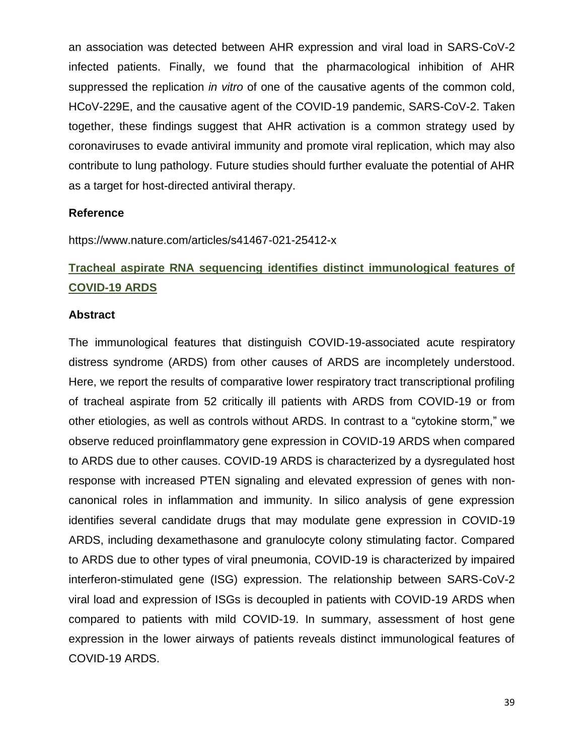an association was detected between AHR expression and viral load in SARS-CoV-2 infected patients. Finally, we found that the pharmacological inhibition of AHR suppressed the replication *in vitro* of one of the causative agents of the common cold, HCoV-229E, and the causative agent of the COVID-19 pandemic, SARS-CoV-2. Taken together, these findings suggest that AHR activation is a common strategy used by coronaviruses to evade antiviral immunity and promote viral replication, which may also contribute to lung pathology. Future studies should further evaluate the potential of AHR as a target for host-directed antiviral therapy.

**Reference**

https://www.nature.com/articles/s41467-021-25412-x

## Tracheal aspirate RNA sequencing identifies distinct immunological features of COVID-19 ARDS

**Abstract**

The immunological features that distinguish COVID-19-associated acute respiratory distress syndrome (ARDS) from other causes of ARDS are incompletely understood. Here, we report the results of comparative lower respiratory tract transcriptional profiling of tracheal aspirate from 52 critically ill patients with ARDS from COVID-19 or from other etiologies, as well as controls without ARDS. In contrast to a "cytokine storm," we observe reduced proinflammatory gene expression in COVID-19 ARDS when compared to ARDS due to other causes. COVID-19 ARDS is characterized by a dysregulated host response with increased PTEN signaling and elevated expression of genes with non-canonical roles in inflammation and immunity. In silico analysis of gene expression identifies several candidate drugs that may modulate gene expression in COVID-19 ARDS, including dexamethasone and granulocyte colony stimulating factor. Compared to ARDS due to other types of viral pneumonia, COVID-19 is characterized by impaired interferon-stimulated gene (ISG) expression. The relationship between SARS-CoV-2 viral load and expression of ISGs is decoupled in patients with COVID-19 ARDS when compared to patients with mild COVID-19. In summary, assessment of host gene expression in the lower airways of patients reveals distinct immunological features of COVID-19 ARDS.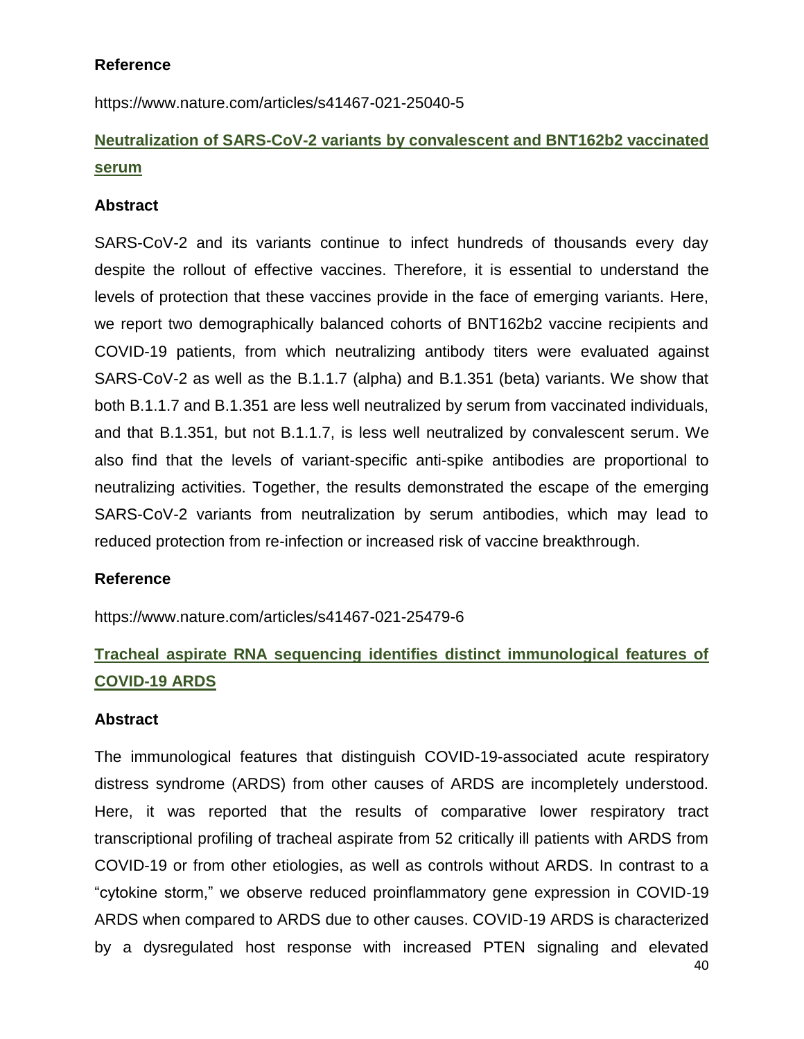**Reference**

https://www.nature.com/articles/s41467-021-25040-5

## [Neutralization of SARS-CoV-2 variants by convalescent and BNT162b2 vaccinated serum](https://www.nature.com/articles/s41467-021-25479-6)

**Abstract**

SARS-CoV-2 and its variants continue to infect hundreds of thousands every day despite the rollout of effective vaccines. Therefore, it is essential to understand the levels of protection that these vaccines provide in the face of emerging variants. Here, we report two demographically balanced cohorts of BNT162b2 vaccine recipients and COVID-19 patients, from which neutralizing antibody titers were evaluated against SARS-CoV-2 as well as the B.1.1.7 (alpha) and B.1.351 (beta) variants. We show that both B.1.1.7 and B.1.351 are less well neutralized by serum from vaccinated individuals, and that B.1.351, but not B.1.1.7, is less well neutralized by convalescent serum. We also find that the levels of variant-specific anti-spike antibodies are proportional to neutralizing activities. Together, the results demonstrated the escape of the emerging SARS-CoV-2 variants from neutralization by serum antibodies, which may lead to reduced protection from re-infection or increased risk of vaccine breakthrough.

**Reference**

https://www.nature.com/articles/s41467-021-25479-6

## Tracheal aspirate RNA sequencing identifies distinct immunological features of COVID-19 ARDS

**Abstract**

The immunological features that distinguish COVID-19-associated acute respiratory distress syndrome (ARDS) from other causes of ARDS are incompletely understood. Here, it was reported that the results of comparative lower respiratory tract transcriptional profiling of tracheal aspirate from 52 critically ill patients with ARDS from COVID-19 or from other etiologies, as well as controls without ARDS. In contrast to a "cytokine storm," we observe reduced proinflammatory gene expression in COVID-19 ARDS when compared to ARDS due to other causes. COVID-19 ARDS is characterized by a dysregulated host response with increased PTEN signaling and elevated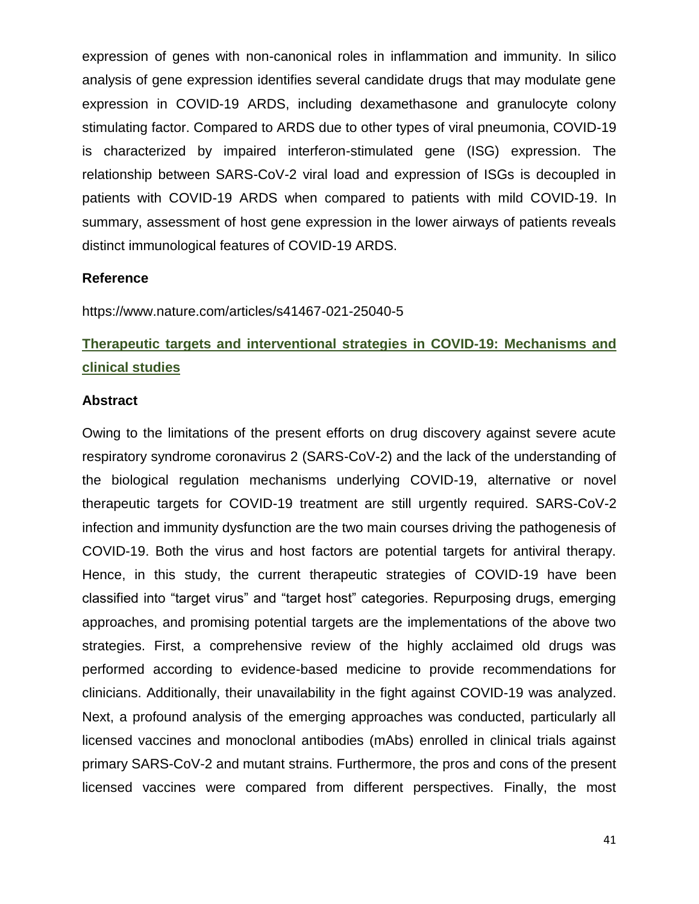expression of genes with non-canonical roles in inflammation and immunity. In silico analysis of gene expression identifies several candidate drugs that may modulate gene expression in COVID-19 ARDS, including dexamethasone and granulocyte colony stimulating factor. Compared to ARDS due to other types of viral pneumonia, COVID-19 is characterized by impaired interferon-stimulated gene (ISG) expression. The relationship between SARS-CoV-2 viral load and expression of ISGs is decoupled in patients with COVID-19 ARDS when compared to patients with mild COVID-19. In summary, assessment of host gene expression in the lower airways of patients reveals distinct immunological features of COVID-19 ARDS.

### Reference

https://www.nature.com/articles/s41467-021-25040-5

## Therapeutic targets and interventional strategies in COVID-19: Mechanisms and clinical studies

### Abstract

Owing to the limitations of the present efforts on drug discovery against severe acute respiratory syndrome coronavirus 2 (SARS-CoV-2) and the lack of the understanding of the biological regulation mechanisms underlying COVID-19, alternative or novel therapeutic targets for COVID-19 treatment are still urgently required. SARS-CoV-2 infection and immunity dysfunction are the two main courses driving the pathogenesis of COVID-19. Both the virus and host factors are potential targets for antiviral therapy. Hence, in this study, the current therapeutic strategies of COVID-19 have been classified into "target virus" and "target host" categories. Repurposing drugs, emerging approaches, and promising potential targets are the implementations of the above two strategies. First, a comprehensive review of the highly acclaimed old drugs was performed according to evidence-based medicine to provide recommendations for clinicians. Additionally, their unavailability in the fight against COVID-19 was analyzed. Next, a profound analysis of the emerging approaches was conducted, particularly all licensed vaccines and monoclonal antibodies (mAbs) enrolled in clinical trials against primary SARS-CoV-2 and mutant strains. Furthermore, the pros and cons of the present licensed vaccines were compared from different perspectives. Finally, the most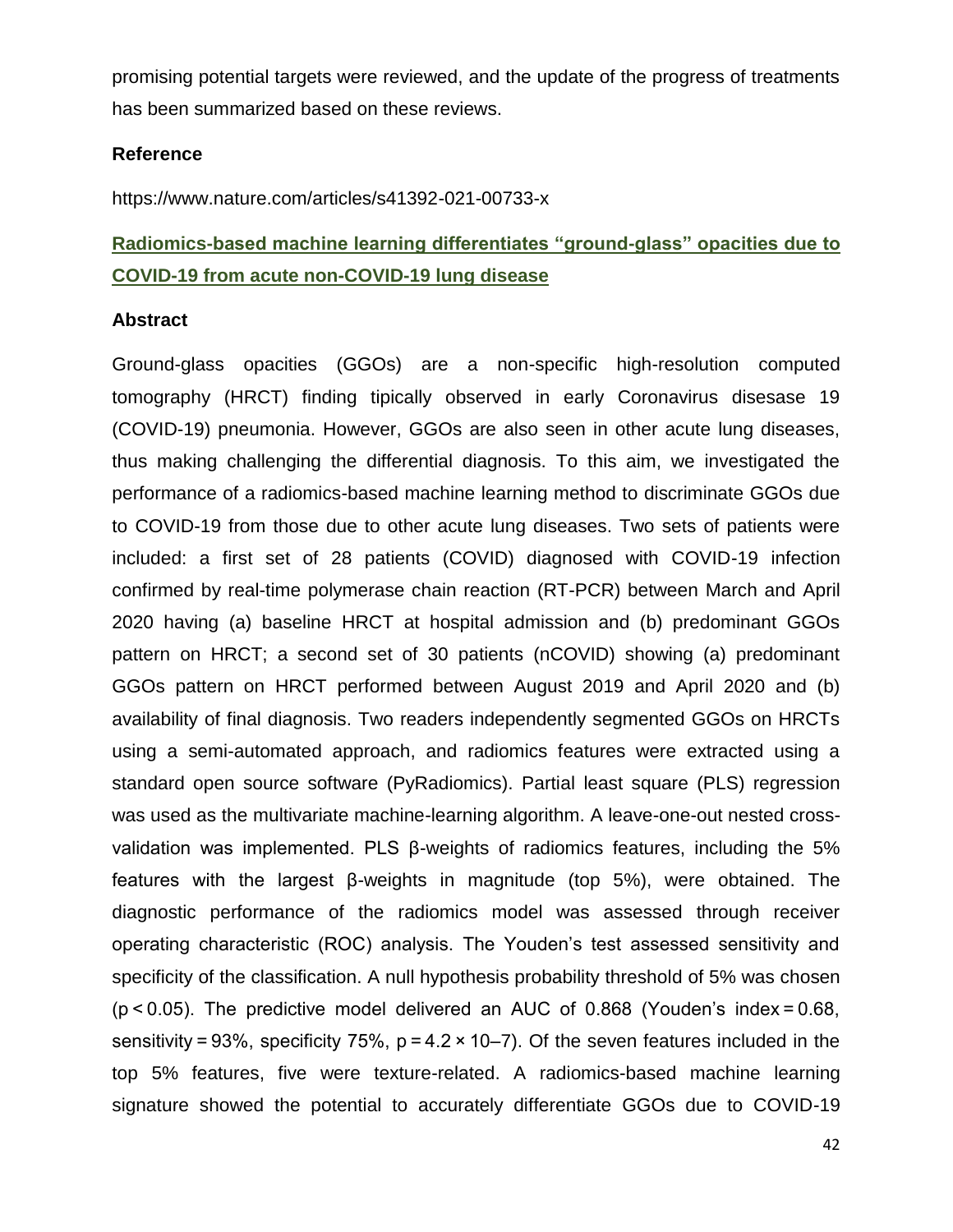promising potential targets were reviewed, and the update of the progress of treatments has been summarized based on these reviews.

**Reference**

https://www.nature.com/articles/s41392-021-00733-x

## Radiomics-based machine learning differentiates "ground-glass" opacities due to COVID-19 from acute non-COVID-19 lung disease

**Abstract**

Ground-glass opacities (GGOs) are a non-specific high-resolution computed tomography (HRCT) finding tipically observed in early Coronavirus disesase 19 (COVID-19) pneumonia. However, GGOs are also seen in other acute lung diseases, thus making challenging the differential diagnosis. To this aim, we investigated the performance of a radiomics-based machine learning method to discriminate GGOs due to COVID-19 from those due to other acute lung diseases. Two sets of patients were included: a first set of 28 patients (COVID) diagnosed with COVID-19 infection confirmed by real-time polymerase chain reaction (RT-PCR) between March and April 2020 having (a) baseline HRCT at hospital admission and (b) predominant GGOs pattern on HRCT; a second set of 30 patients (nCOVID) showing (a) predominant GGOs pattern on HRCT performed between August 2019 and April 2020 and (b) availability of final diagnosis. Two readers independently segmented GGOs on HRCTs using a semi-automated approach, and radiomics features were extracted using a standard open source software (PyRadiomics). Partial least square (PLS) regression was used as the multivariate machine-learning algorithm. A leave-one-out nested cross-validation was implemented. PLS β-weights of radiomics features, including the 5% features with the largest β-weights in magnitude (top 5%), were obtained. The diagnostic performance of the radiomics model was assessed through receiver operating characteristic (ROC) analysis. The Youden's test assessed sensitivity and specificity of the classification. A null hypothesis probability threshold of 5% was chosen ($p < 0.05$). The predictive model delivered an AUC of 0.868 (Youden's index = 0.68, sensitivity = 93%, specificity 75%, $p = 4.2 \times 10^{-7}$). Of the seven features included in the top 5% features, five were texture-related. A radiomics-based machine learning signature showed the potential to accurately differentiate GGOs due to COVID-19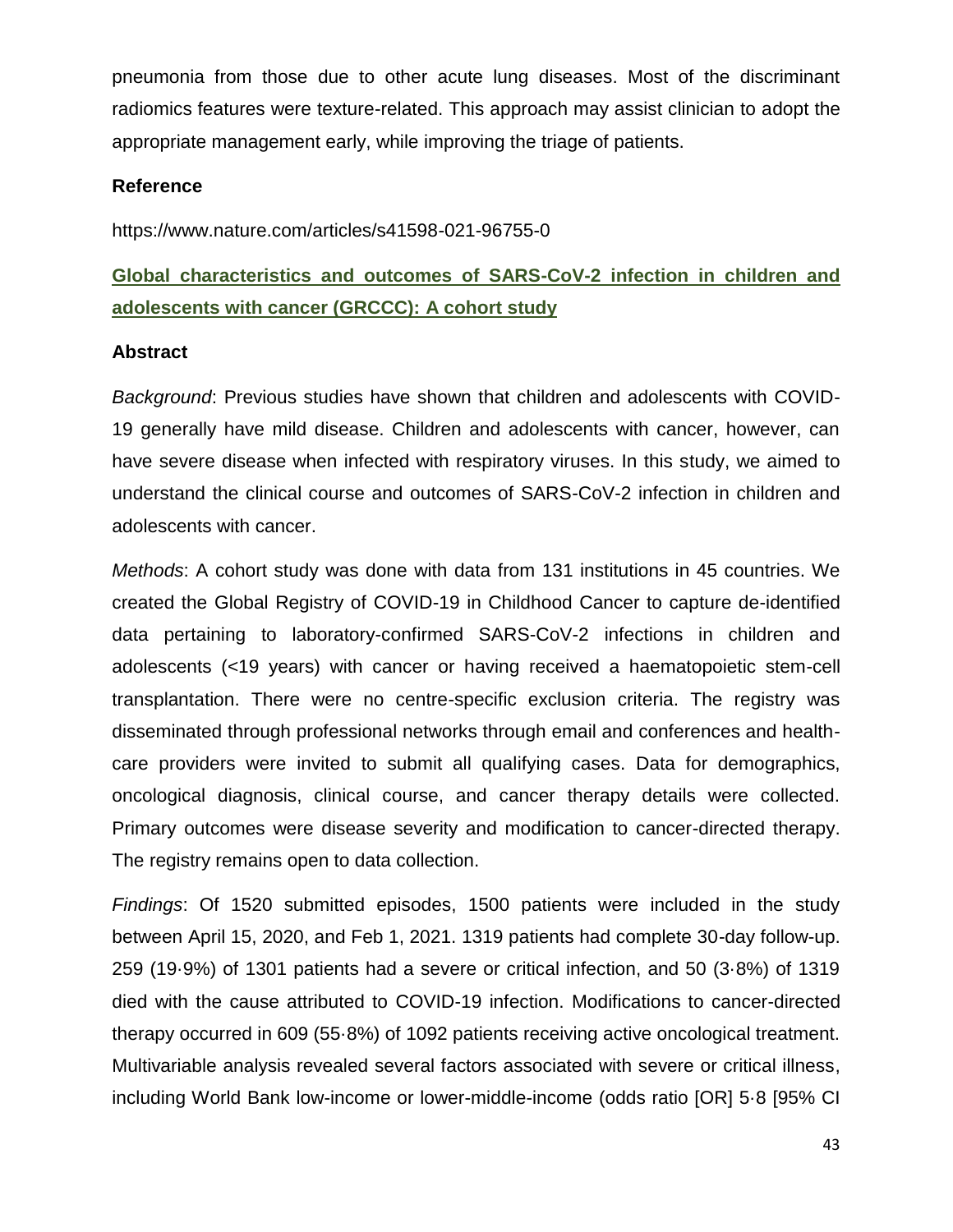pneumonia from those due to other acute lung diseases. Most of the discriminant radiomics features were texture-related. This approach may assist clinician to adopt the appropriate management early, while improving the triage of patients.

### Reference

https://www.nature.com/articles/s41598-021-96755-0

## Global characteristics and outcomes of SARS-CoV-2 infection in children and adolescents with cancer (GRCCC): A cohort study

### Abstract

*Background*: Previous studies have shown that children and adolescents with COVID-19 generally have mild disease. Children and adolescents with cancer, however, can have severe disease when infected with respiratory viruses. In this study, we aimed to understand the clinical course and outcomes of SARS-CoV-2 infection in children and adolescents with cancer.

*Methods*: A cohort study was done with data from 131 institutions in 45 countries. We created the Global Registry of COVID-19 in Childhood Cancer to capture de-identified data pertaining to laboratory-confirmed SARS-CoV-2 infections in children and adolescents (<19 years) with cancer or having received a haematopoietic stem-cell transplantation. There were no centre-specific exclusion criteria. The registry was disseminated through professional networks through email and conferences and health-care providers were invited to submit all qualifying cases. Data for demographics, oncological diagnosis, clinical course, and cancer therapy details were collected. Primary outcomes were disease severity and modification to cancer-directed therapy. The registry remains open to data collection.

*Findings*: Of 1520 submitted episodes, 1500 patients were included in the study between April 15, 2020, and Feb 1, 2021. 1319 patients had complete 30-day follow-up. 259 (19·9%) of 1301 patients had a severe or critical infection, and 50 (3·8%) of 1319 died with the cause attributed to COVID-19 infection. Modifications to cancer-directed therapy occurred in 609 (55·8%) of 1092 patients receiving active oncological treatment. Multivariable analysis revealed several factors associated with severe or critical illness, including World Bank low-income or lower-middle-income (odds ratio [OR] 5·8 [95% CI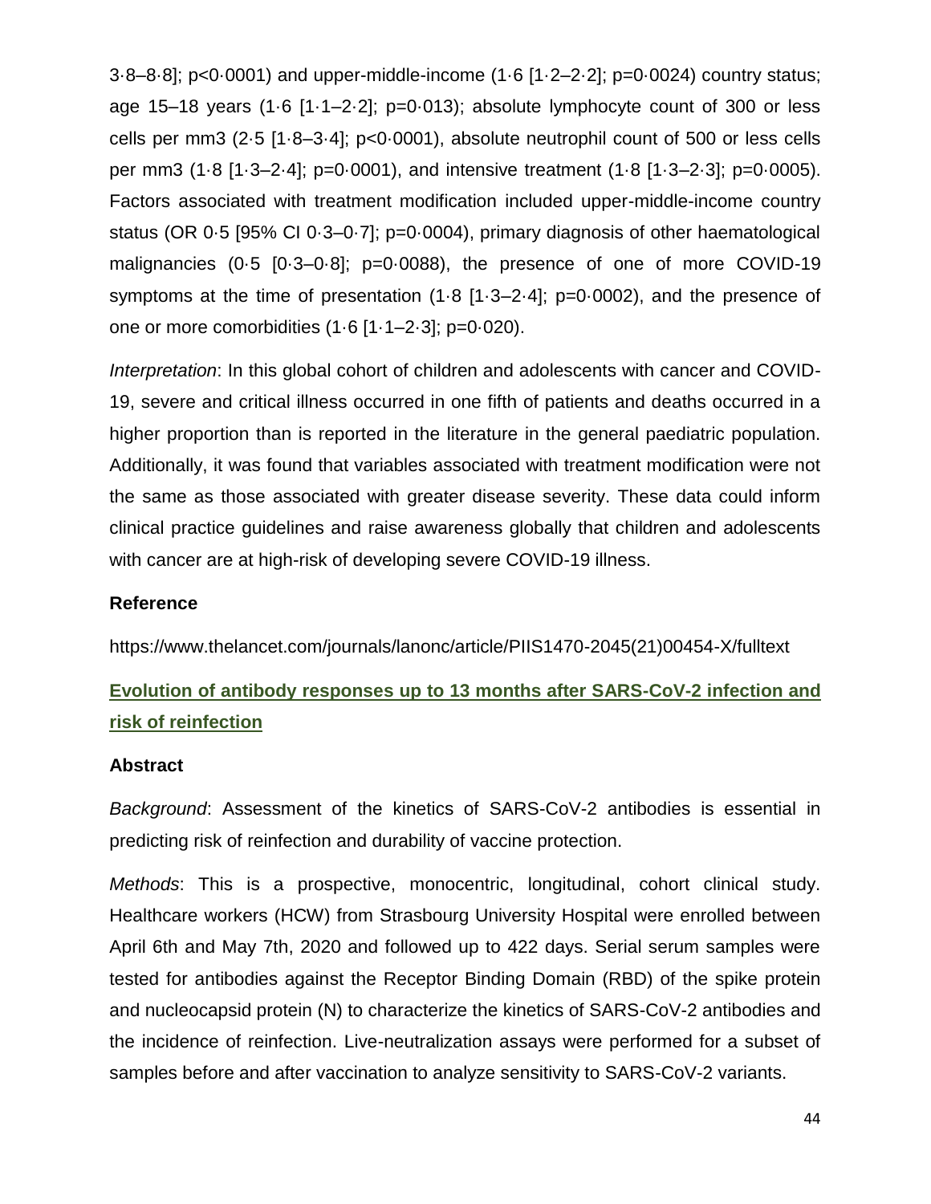3·8–8·8]; p<0·0001) and upper-middle-income (1·6 [1·2–2·2]; p=0·0024) country status; age 15–18 years (1·6 [1·1–2·2]; p=0·013); absolute lymphocyte count of 300 or less cells per mm3 (2·5 [1·8–3·4]; p<0·0001), absolute neutrophil count of 500 or less cells per mm3 (1·8 [1·3–2·4]; p=0·0001), and intensive treatment (1·8 [1·3–2·3]; p=0·0005). Factors associated with treatment modification included upper-middle-income country status (OR 0·5 [95% CI 0·3–0·7]; p=0·0004), primary diagnosis of other haematological malignancies (0·5 [0·3–0·8]; p=0·0088), the presence of one of more COVID-19 symptoms at the time of presentation (1·8 [1·3–2·4]; p=0·0002), and the presence of one or more comorbidities (1·6 [1·1–2·3]; p=0·020).

*Interpretation*: In this global cohort of children and adolescents with cancer and COVID-19, severe and critical illness occurred in one fifth of patients and deaths occurred in a higher proportion than is reported in the literature in the general paediatric population. Additionally, it was found that variables associated with treatment modification were not the same as those associated with greater disease severity. These data could inform clinical practice guidelines and raise awareness globally that children and adolescents with cancer are at high-risk of developing severe COVID-19 illness.

**Reference**

https://www.thelancet.com/journals/lanonc/article/PIIS1470-2045(21)00454-X/fulltext

## Evolution of antibody responses up to 13 months after SARS-CoV-2 infection and risk of reinfection

**Abstract**

*Background*: Assessment of the kinetics of SARS-CoV-2 antibodies is essential in predicting risk of reinfection and durability of vaccine protection.

*Methods*: This is a prospective, monocentric, longitudinal, cohort clinical study. Healthcare workers (HCW) from Strasbourg University Hospital were enrolled between April 6th and May 7th, 2020 and followed up to 422 days. Serial serum samples were tested for antibodies against the Receptor Binding Domain (RBD) of the spike protein and nucleocapsid protein (N) to characterize the kinetics of SARS-CoV-2 antibodies and the incidence of reinfection. Live-neutralization assays were performed for a subset of samples before and after vaccination to analyze sensitivity to SARS-CoV-2 variants.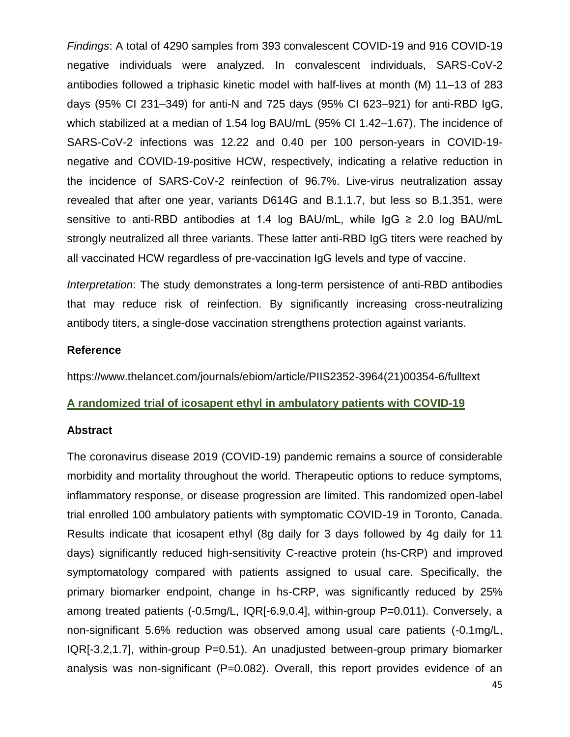*Findings*: A total of 4290 samples from 393 convalescent COVID-19 and 916 COVID-19 negative individuals were analyzed. In convalescent individuals, SARS-CoV-2 antibodies followed a triphasic kinetic model with half-lives at month (M) 11–13 of 283 days (95% CI 231–349) for anti-N and 725 days (95% CI 623–921) for anti-RBD IgG, which stabilized at a median of 1.54 log BAU/mL (95% CI 1.42–1.67). The incidence of SARS-CoV-2 infections was 12.22 and 0.40 per 100 person-years in COVID-19-negative and COVID-19-positive HCW, respectively, indicating a relative reduction in the incidence of SARS-CoV-2 reinfection of 96.7%. Live-virus neutralization assay revealed that after one year, variants D614G and B.1.1.7, but less so B.1.351, were sensitive to anti-RBD antibodies at 1.4 log BAU/mL, while IgG ≥ 2.0 log BAU/mL strongly neutralized all three variants. These latter anti-RBD IgG titers were reached by all vaccinated HCW regardless of pre-vaccination IgG levels and type of vaccine.

*Interpretation*: The study demonstrates a long-term persistence of anti-RBD antibodies that may reduce risk of reinfection. By significantly increasing cross-neutralizing antibody titers, a single-dose vaccination strengthens protection against variants.

**Reference**

https://www.thelancet.com/journals/ebiom/article/PIIS2352-3964(21)00354-6/fulltext

## A randomized trial of icosapent ethyl in ambulatory patients with COVID-19

**Abstract**

The coronavirus disease 2019 (COVID-19) pandemic remains a source of considerable morbidity and mortality throughout the world. Therapeutic options to reduce symptoms, inflammatory response, or disease progression are limited. This randomized open-label trial enrolled 100 ambulatory patients with symptomatic COVID-19 in Toronto, Canada. Results indicate that icosapent ethyl (8g daily for 3 days followed by 4g daily for 11 days) significantly reduced high-sensitivity C-reactive protein (hs-CRP) and improved symptomatology compared with patients assigned to usual care. Specifically, the primary biomarker endpoint, change in hs-CRP, was significantly reduced by 25% among treated patients (-0.5mg/L, IQR[-6.9,0.4], within-group P=0.011). Conversely, a non-significant 5.6% reduction was observed among usual care patients (-0.1mg/L, IQR[-3.2,1.7], within-group P=0.51). An unadjusted between-group primary biomarker analysis was non-significant (P=0.082). Overall, this report provides evidence of an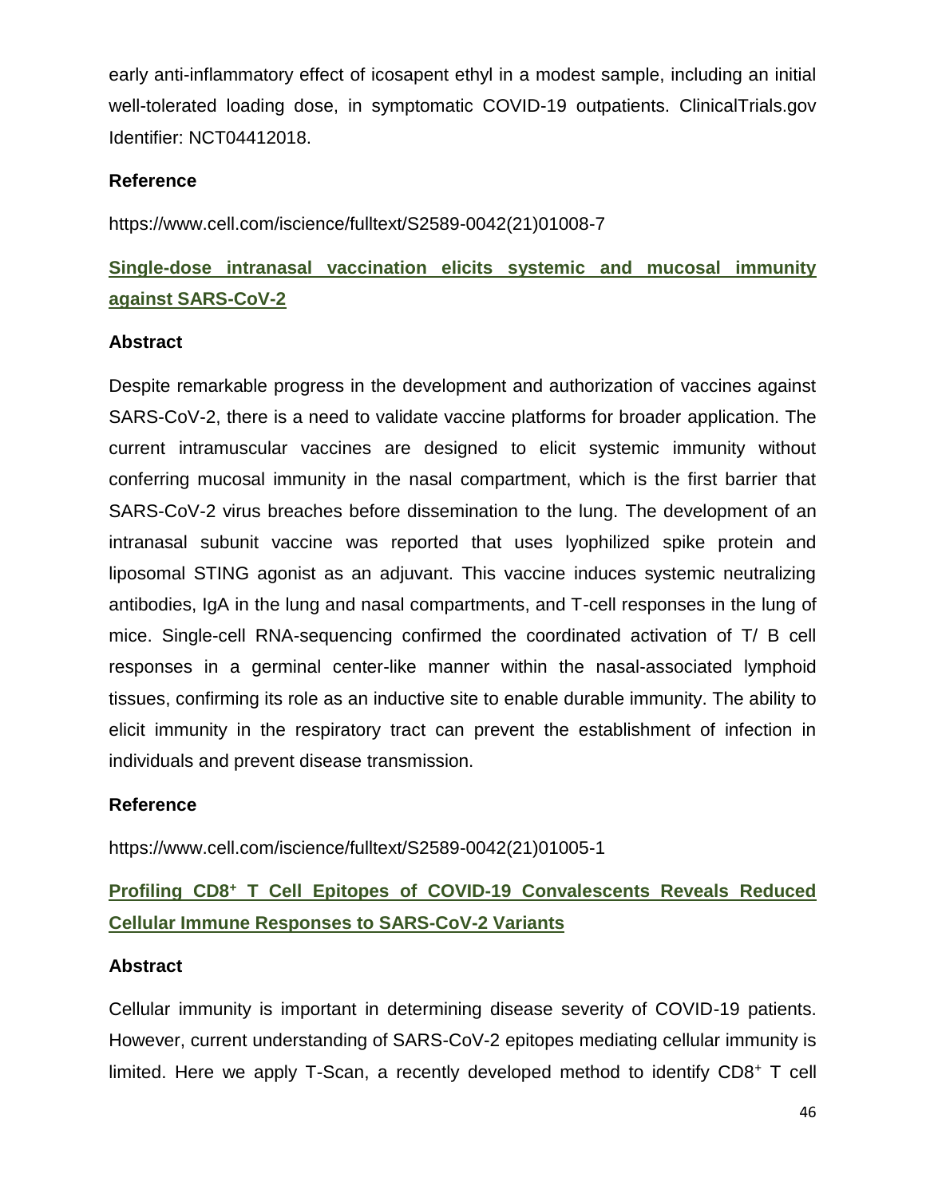early anti-inflammatory effect of icosapent ethyl in a modest sample, including an initial well-tolerated loading dose, in symptomatic COVID-19 outpatients. ClinicalTrials.gov Identifier: NCT04412018.

### Reference

https://www.cell.com/iscience/fulltext/S2589-0042(21)01008-7

## Single-dose intranasal vaccination elicits systemic and mucosal immunity against SARS-CoV-2

### Abstract

Despite remarkable progress in the development and authorization of vaccines against SARS-CoV-2, there is a need to validate vaccine platforms for broader application. The current intramuscular vaccines are designed to elicit systemic immunity without conferring mucosal immunity in the nasal compartment, which is the first barrier that SARS-CoV-2 virus breaches before dissemination to the lung. The development of an intranasal subunit vaccine was reported that uses lyophilized spike protein and liposomal STING agonist as an adjuvant. This vaccine induces systemic neutralizing antibodies, IgA in the lung and nasal compartments, and T-cell responses in the lung of mice. Single-cell RNA-sequencing confirmed the coordinated activation of T/ B cell responses in a germinal center-like manner within the nasal-associated lymphoid tissues, confirming its role as an inductive site to enable durable immunity. The ability to elicit immunity in the respiratory tract can prevent the establishment of infection in individuals and prevent disease transmission.

### Reference

https://www.cell.com/iscience/fulltext/S2589-0042(21)01005-1

## Profiling $CD8^{+}$ T Cell Epitopes of COVID-19 Convalescents Reveals Reduced Cellular Immune Responses to SARS-CoV-2 Variants

### Abstract

Cellular immunity is important in determining disease severity of COVID-19 patients. However, current understanding of SARS-CoV-2 epitopes mediating cellular immunity is limited. Here we apply T-Scan, a recently developed method to identify $CD8^{+}$ T cell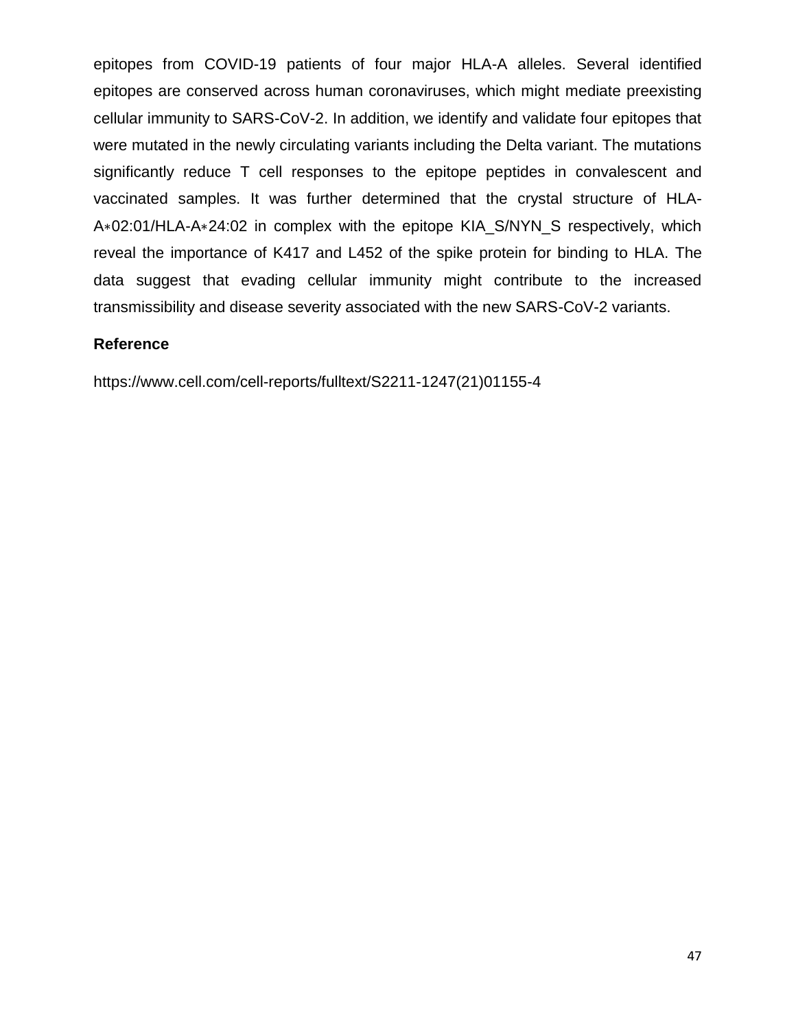epitopes from COVID-19 patients of four major HLA-A alleles. Several identified epitopes are conserved across human coronaviruses, which might mediate preexisting cellular immunity to SARS-CoV-2. In addition, we identify and validate four epitopes that were mutated in the newly circulating variants including the Delta variant. The mutations significantly reduce T cell responses to the epitope peptides in convalescent and vaccinated samples. It was further determined that the crystal structure of HLA-A∗02:01/HLA-A∗24:02 in complex with the epitope KIA_S/NYN_S respectively, which reveal the importance of K417 and L452 of the spike protein for binding to HLA. The data suggest that evading cellular immunity might contribute to the increased transmissibility and disease severity associated with the new SARS-CoV-2 variants.

**Reference**

https://www.cell.com/cell-reports/fulltext/S2211-1247(21)01155-4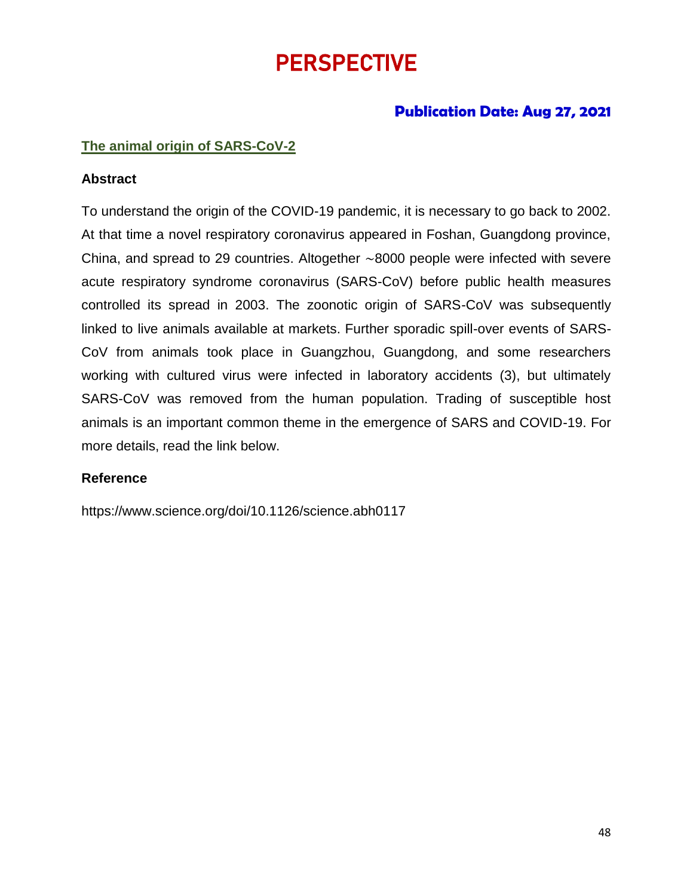# PERSPECTIVE

**Publication Date: Aug 27, 2021**

## The animal origin of SARS-CoV-2

### Abstract

To understand the origin of the COVID-19 pandemic, it is necessary to go back to 2002. At that time a novel respiratory coronavirus appeared in Foshan, Guangdong province, China, and spread to 29 countries. Altogether ∼8000 people were infected with severe acute respiratory syndrome coronavirus (SARS-CoV) before public health measures controlled its spread in 2003. The zoonotic origin of SARS-CoV was subsequently linked to live animals available at markets. Further sporadic spill-over events of SARS-CoV from animals took place in Guangzhou, Guangdong, and some researchers working with cultured virus were infected in laboratory accidents (3), but ultimately SARS-CoV was removed from the human population. Trading of susceptible host animals is an important common theme in the emergence of SARS and COVID-19. For more details, read the link below.

### Reference

https://www.science.org/doi/10.1126/science.abh0117